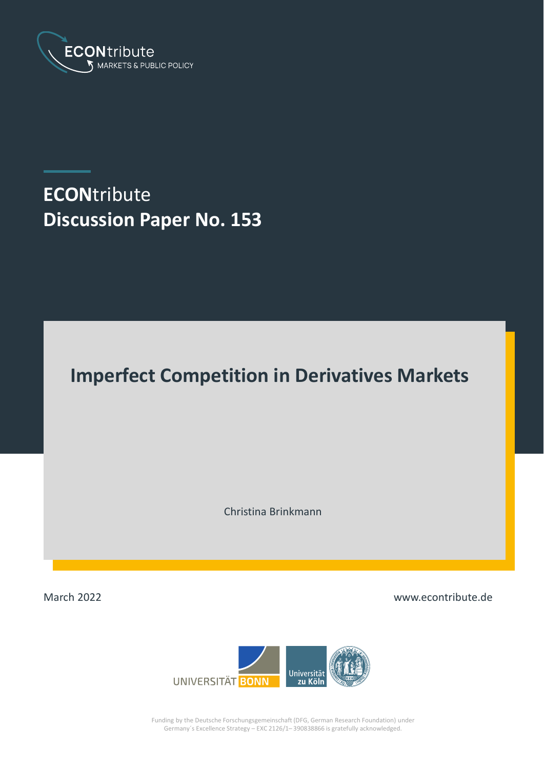ECONtribute
MARKETS & PUBLIC POLICY

**ECONtribute**
**Discussion Paper No. 153**

# Imperfect Competition in Derivatives Markets

Christina Brinkmann

March 2022

www.econtribute.de

UNIVERSITÄT BONN

Universität zu Köln

Funding by the Deutsche Forschungsgemeinschaft (DFG, German Research Foundation) under Germany´s Excellence Strategy – EXC 2126/1– 390838866 is gratefully acknowledged.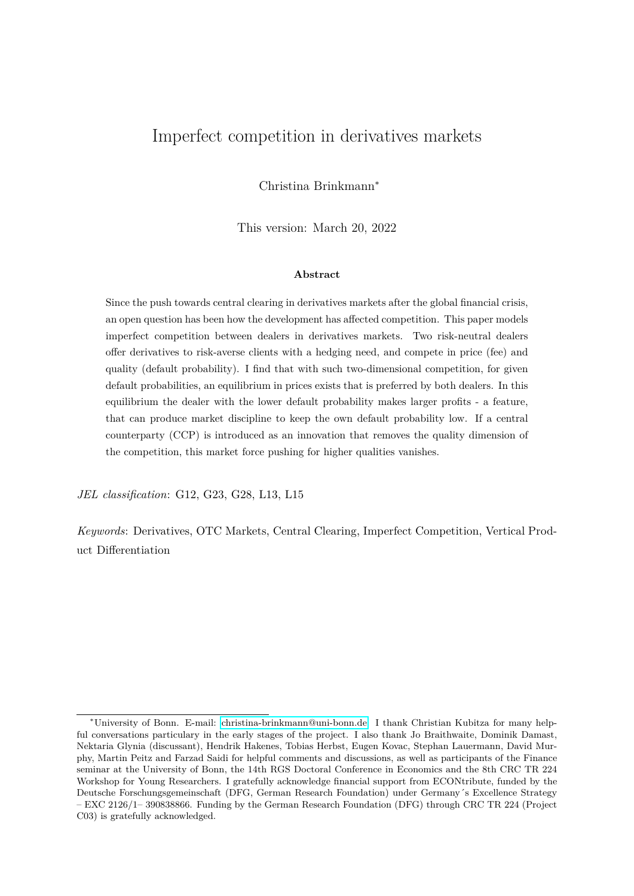# Imperfect competition in derivatives markets

Christina Brinkmann*

This version: March 20, 2022

**Abstract**

Since the push towards central clearing in derivatives markets after the global financial crisis, an open question has been how the development has affected competition. This paper models imperfect competition between dealers in derivatives markets. Two risk-neutral dealers offer derivatives to risk-averse clients with a hedging need, and compete in price (fee) and quality (default probability). I find that with such two-dimensional competition, for given default probabilities, an equilibrium in prices exists that is preferred by both dealers. In this equilibrium the dealer with the lower default probability makes larger profits - a feature, that can produce market discipline to keep the own default probability low. If a central counterparty (CCP) is introduced as an innovation that removes the quality dimension of the competition, this market force pushing for higher qualities vanishes.

*JEL classification*: G12, G23, G28, L13, L15

*Keywords*: Derivatives, OTC Markets, Central Clearing, Imperfect Competition, Vertical Product Differentiation

---

*University of Bonn. E-mail: christina-brinkmann@uni-bonn.de. I thank Christian Kubitza for many helpful conversations particulary in the early stages of the project. I also thank Jo Braithwaite, Dominik Damast, Nektaria Glynia (discussant), Hendrik Hakenes, Tobias Herbst, Eugen Kovac, Stephan Lauermann, David Murphy, Martin Peitz and Farzad Saidi for helpful comments and discussions, as well as participants of the Finance seminar at the University of Bonn, the 14th RGS Doctoral Conference in Economics and the 8th CRC TR 224 Workshop for Young Researchers. I gratefully acknowledge financial support from ECONtribute, funded by the Deutsche Forschungsgemeinschaft (DFG, German Research Foundation) under Germany´s Excellence Strategy – EXC 2126/1– 390838866. Funding by the German Research Foundation (DFG) through CRC TR 224 (Project C03) is gratefully acknowledged.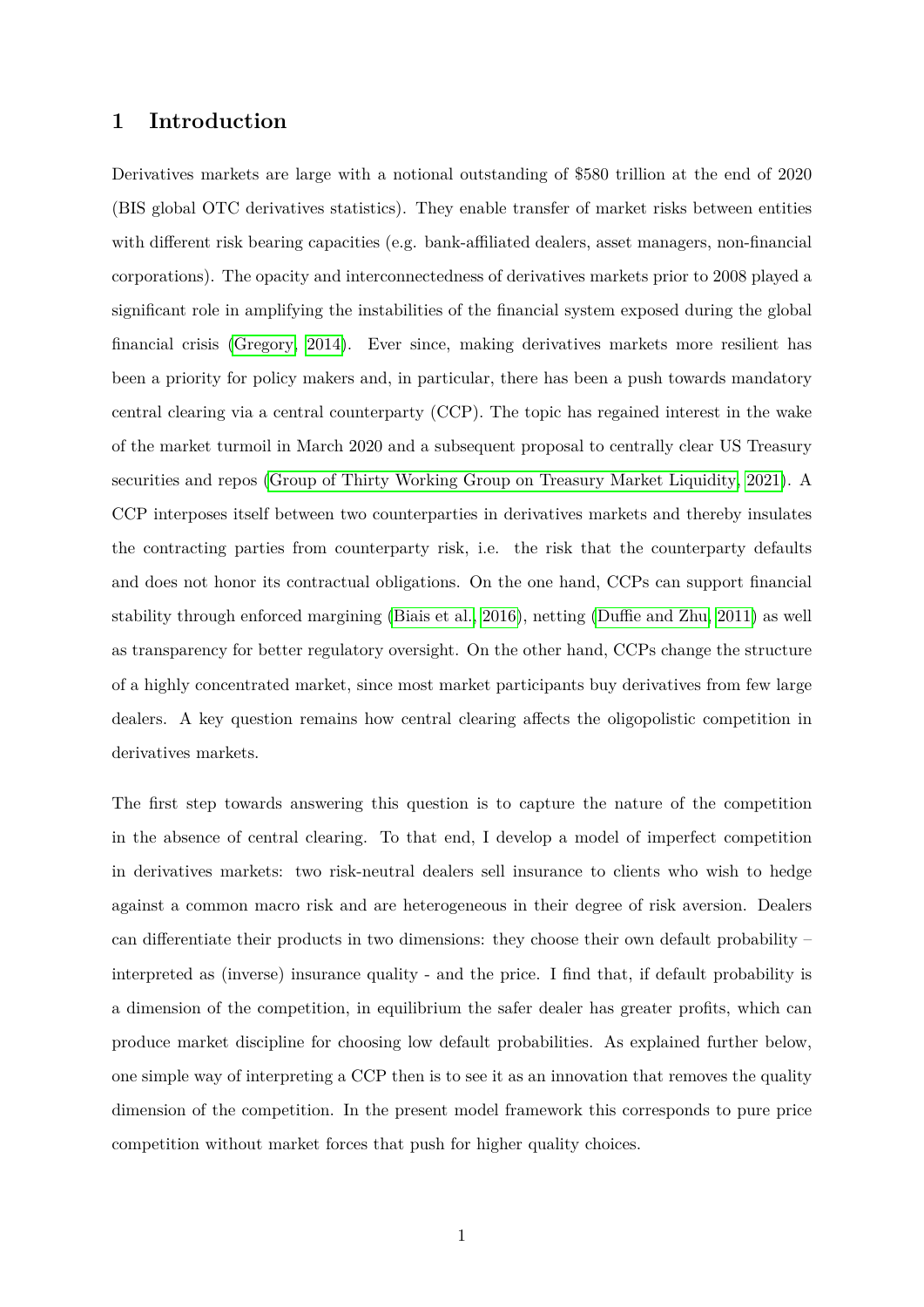# 1 Introduction

Derivatives markets are large with a notional outstanding of $580 trillion at the end of 2020 (BIS global OTC derivatives statistics). They enable transfer of market risks between entities with different risk bearing capacities (e.g. bank-affiliated dealers, asset managers, non-financial corporations). The opacity and interconnectedness of derivatives markets prior to 2008 played a significant role in amplifying the instabilities of the financial system exposed during the global financial crisis (Gregory, 2014). Ever since, making derivatives markets more resilient has been a priority for policy makers and, in particular, there has been a push towards mandatory central clearing via a central counterparty (CCP). The topic has regained interest in the wake of the market turmoil in March 2020 and a subsequent proposal to centrally clear US Treasury securities and repos (Group of Thirty Working Group on Treasury Market Liquidity, 2021). A CCP interposes itself between two counterparties in derivatives markets and thereby insulates the contracting parties from counterparty risk, i.e. the risk that the counterparty defaults and does not honor its contractual obligations. On the one hand, CCPs can support financial stability through enforced margining (Biais et al., 2016), netting (Duffie and Zhu, 2011) as well as transparency for better regulatory oversight. On the other hand, CCPs change the structure of a highly concentrated market, since most market participants buy derivatives from few large dealers. A key question remains how central clearing affects the oligopolistic competition in derivatives markets.

The first step towards answering this question is to capture the nature of the competition in the absence of central clearing. To that end, I develop a model of imperfect competition in derivatives markets: two risk-neutral dealers sell insurance to clients who wish to hedge against a common macro risk and are heterogeneous in their degree of risk aversion. Dealers can differentiate their products in two dimensions: they choose their own default probability – interpreted as (inverse) insurance quality - and the price. I find that, if default probability is a dimension of the competition, in equilibrium the safer dealer has greater profits, which can produce market discipline for choosing low default probabilities. As explained further below, one simple way of interpreting a CCP then is to see it as an innovation that removes the quality dimension of the competition. In the present model framework this corresponds to pure price competition without market forces that push for higher quality choices.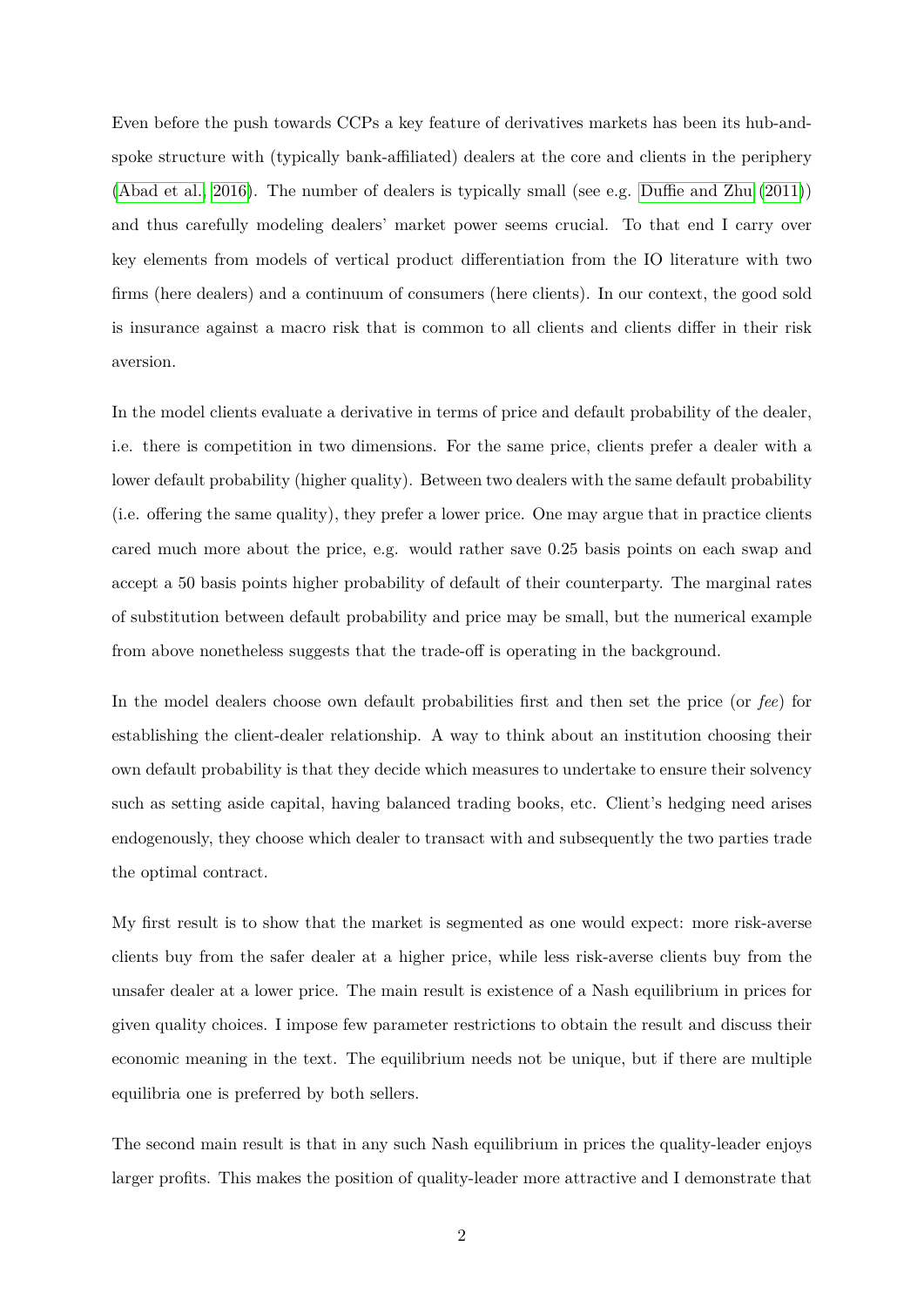Even before the push towards CCPs a key feature of derivatives markets has been its hub-and-spoke structure with (typically bank-affiliated) dealers at the core and clients in the periphery (Abad et al., 2016). The number of dealers is typically small (see e.g. Duffie and Zhu (2011)) and thus carefully modeling dealers' market power seems crucial. To that end I carry over key elements from models of vertical product differentiation from the IO literature with two firms (here dealers) and a continuum of consumers (here clients). In our context, the good sold is insurance against a macro risk that is common to all clients and clients differ in their risk aversion.

In the model clients evaluate a derivative in terms of price and default probability of the dealer, i.e. there is competition in two dimensions. For the same price, clients prefer a dealer with a lower default probability (higher quality). Between two dealers with the same default probability (i.e. offering the same quality), they prefer a lower price. One may argue that in practice clients cared much more about the price, e.g. would rather save 0.25 basis points on each swap and accept a 50 basis points higher probability of default of their counterparty. The marginal rates of substitution between default probability and price may be small, but the numerical example from above nonetheless suggests that the trade-off is operating in the background.

In the model dealers choose own default probabilities first and then set the price (or *fee*) for establishing the client-dealer relationship. A way to think about an institution choosing their own default probability is that they decide which measures to undertake to ensure their solvency such as setting aside capital, having balanced trading books, etc. Client's hedging need arises endogenously, they choose which dealer to transact with and subsequently the two parties trade the optimal contract.

My first result is to show that the market is segmented as one would expect: more risk-averse clients buy from the safer dealer at a higher price, while less risk-averse clients buy from the unsafer dealer at a lower price. The main result is existence of a Nash equilibrium in prices for given quality choices. I impose few parameter restrictions to obtain the result and discuss their economic meaning in the text. The equilibrium needs not be unique, but if there are multiple equilibria one is preferred by both sellers.

The second main result is that in any such Nash equilibrium in prices the quality-leader enjoys larger profits. This makes the position of quality-leader more attractive and I demonstrate that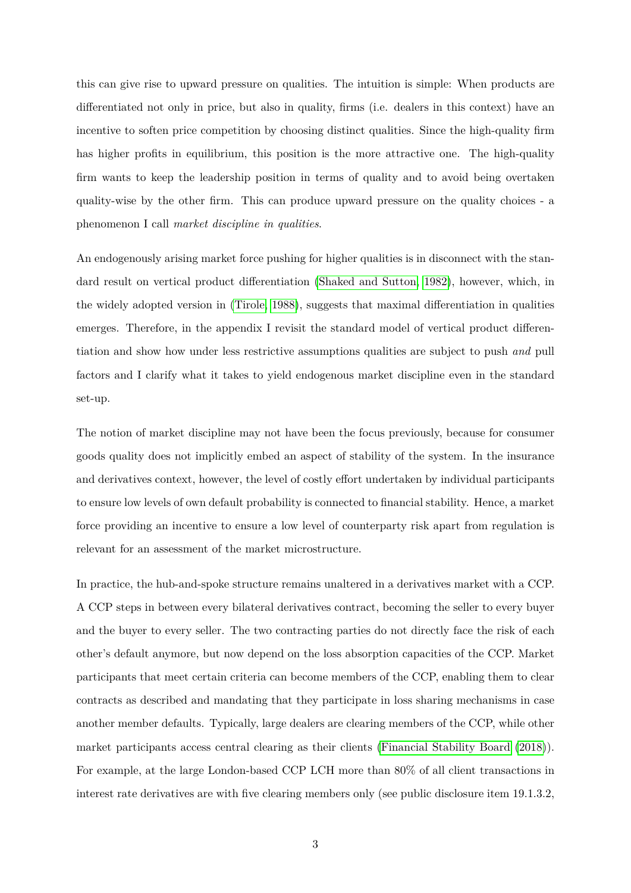this can give rise to upward pressure on qualities. The intuition is simple: When products are differentiated not only in price, but also in quality, firms (i.e. dealers in this context) have an incentive to soften price competition by choosing distinct qualities. Since the high-quality firm has higher profits in equilibrium, this position is the more attractive one. The high-quality firm wants to keep the leadership position in terms of quality and to avoid being overtaken quality-wise by the other firm. This can produce upward pressure on the quality choices - a phenomenon I call *market discipline in qualities*.

An endogenously arising market force pushing for higher qualities is in disconnect with the standard result on vertical product differentiation (Shaked and Sutton, 1982), however, which, in the widely adopted version in (Tirole, 1988), suggests that maximal differentiation in qualities emerges. Therefore, in the appendix I revisit the standard model of vertical product differentiation and show how under less restrictive assumptions qualities are subject to push *and* pull factors and I clarify what it takes to yield endogenous market discipline even in the standard set-up.

The notion of market discipline may not have been the focus previously, because for consumer goods quality does not implicitly embed an aspect of stability of the system. In the insurance and derivatives context, however, the level of costly effort undertaken by individual participants to ensure low levels of own default probability is connected to financial stability. Hence, a market force providing an incentive to ensure a low level of counterparty risk apart from regulation is relevant for an assessment of the market microstructure.

In practice, the hub-and-spoke structure remains unaltered in a derivatives market with a CCP. A CCP steps in between every bilateral derivatives contract, becoming the seller to every buyer and the buyer to every seller. The two contracting parties do not directly face the risk of each other's default anymore, but now depend on the loss absorption capacities of the CCP. Market participants that meet certain criteria can become members of the CCP, enabling them to clear contracts as described and mandating that they participate in loss sharing mechanisms in case another member defaults. Typically, large dealers are clearing members of the CCP, while other market participants access central clearing as their clients (Financial Stability Board (2018)). For example, at the large London-based CCP LCH more than 80% of all client transactions in interest rate derivatives are with five clearing members only (see public disclosure item 19.1.3.2,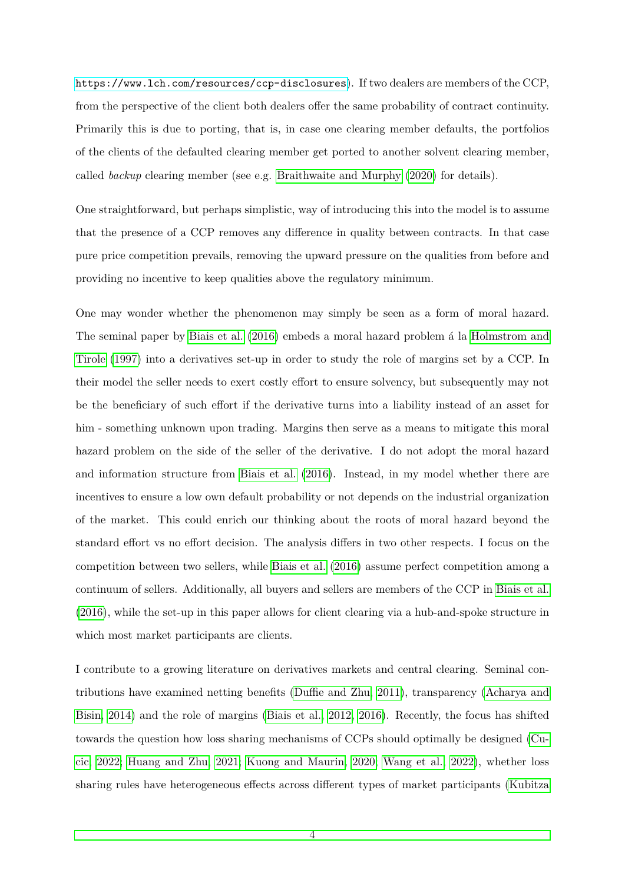https://www.lch.com/resources/ccp-disclosures). If two dealers are members of the CCP, from the perspective of the client both dealers offer the same probability of contract continuity. Primarily this is due to porting, that is, in case one clearing member defaults, the portfolios of the clients of the defaulted clearing member get ported to another solvent clearing member, called *backup* clearing member (see e.g. Braithwaite and Murphy (2020) for details).

One straightforward, but perhaps simplistic, way of introducing this into the model is to assume that the presence of a CCP removes any difference in quality between contracts. In that case pure price competition prevails, removing the upward pressure on the qualities from before and providing no incentive to keep qualities above the regulatory minimum.

One may wonder whether the phenomenon may simply be seen as a form of moral hazard. The seminal paper by Biais et al. (2016) embeds a moral hazard problem á la Holmstrom and Tirole (1997) into a derivatives set-up in order to study the role of margins set by a CCP. In their model the seller needs to exert costly effort to ensure solvency, but subsequently may not be the beneficiary of such effort if the derivative turns into a liability instead of an asset for him - something unknown upon trading. Margins then serve as a means to mitigate this moral hazard problem on the side of the seller of the derivative. I do not adopt the moral hazard and information structure from Biais et al. (2016). Instead, in my model whether there are incentives to ensure a low own default probability or not depends on the industrial organization of the market. This could enrich our thinking about the roots of moral hazard beyond the standard effort vs no effort decision. The analysis differs in two other respects. I focus on the competition between two sellers, while Biais et al. (2016) assume perfect competition among a continuum of sellers. Additionally, all buyers and sellers are members of the CCP in Biais et al. (2016), while the set-up in this paper allows for client clearing via a hub-and-spoke structure in which most market participants are clients.

I contribute to a growing literature on derivatives markets and central clearing. Seminal contributions have examined netting benefits (Duffie and Zhu, 2011), transparency (Acharya and Bisin, 2014) and the role of margins (Biais et al., 2012, 2016). Recently, the focus has shifted towards the question how loss sharing mechanisms of CCPs should optimally be designed (Cucic, 2022; Huang and Zhu, 2021; Kuong and Maurin, 2020; Wang et al., 2022), whether loss sharing rules have heterogeneous effects across different types of market participants (Kubitza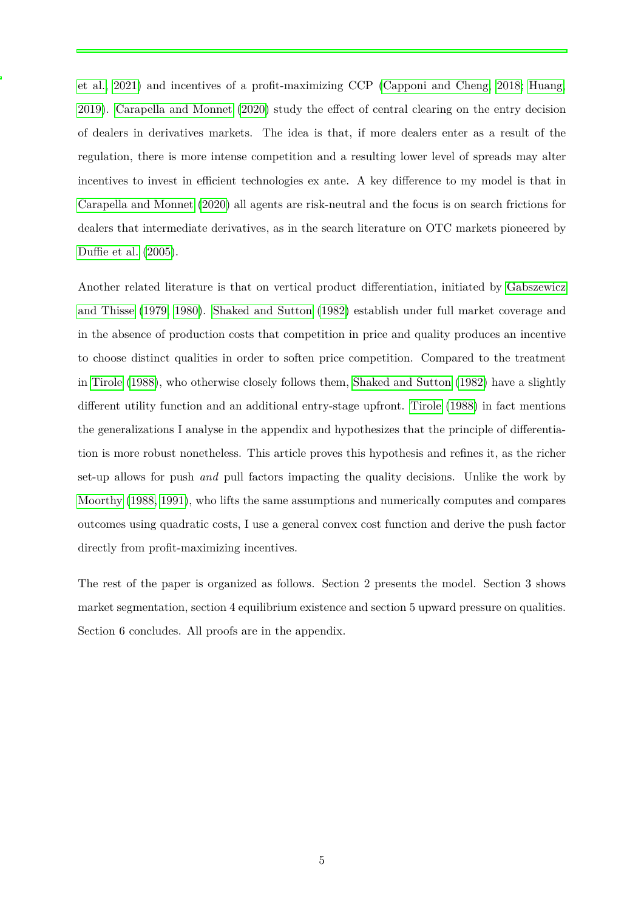et al., 2021) and incentives of a profit-maximizing CCP (Capponi and Cheng, 2018; Huang, 2019). Carapella and Monnet (2020) study the effect of central clearing on the entry decision of dealers in derivatives markets. The idea is that, if more dealers enter as a result of the regulation, there is more intense competition and a resulting lower level of spreads may alter incentives to invest in efficient technologies ex ante. A key difference to my model is that in Carapella and Monnet (2020) all agents are risk-neutral and the focus is on search frictions for dealers that intermediate derivatives, as in the search literature on OTC markets pioneered by Duffie et al. (2005).

Another related literature is that on vertical product differentiation, initiated by Gabszewicz and Thisse (1979, 1980). Shaked and Sutton (1982) establish under full market coverage and in the absence of production costs that competition in price and quality produces an incentive to choose distinct qualities in order to soften price competition. Compared to the treatment in Tirole (1988), who otherwise closely follows them, Shaked and Sutton (1982) have a slightly different utility function and an additional entry-stage upfront. Tirole (1988) in fact mentions the generalizations I analyse in the appendix and hypothesizes that the principle of differentiation is more robust nonetheless. This article proves this hypothesis and refines it, as the richer set-up allows for push *and* pull factors impacting the quality decisions. Unlike the work by Moorthy (1988, 1991), who lifts the same assumptions and numerically computes and compares outcomes using quadratic costs, I use a general convex cost function and derive the push factor directly from profit-maximizing incentives.

The rest of the paper is organized as follows. Section 2 presents the model. Section 3 shows market segmentation, section 4 equilibrium existence and section 5 upward pressure on qualities. Section 6 concludes. All proofs are in the appendix.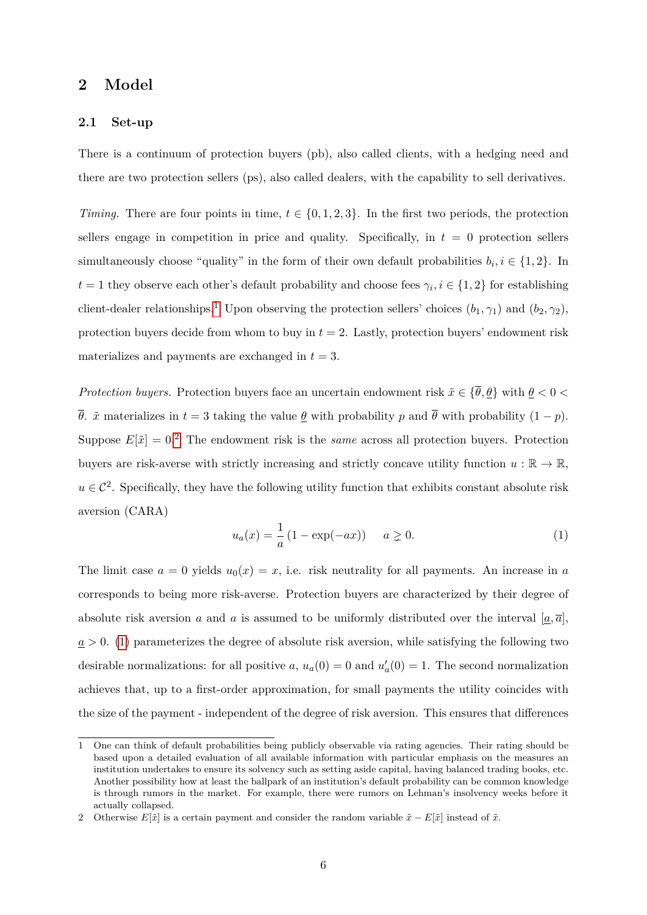## 2 Model

### 2.1 Set-up

There is a continuum of protection buyers (pb), also called clients, with a hedging need and there are two protection sellers (ps), also called dealers, with the capability to sell derivatives.

*Timing.* There are four points in time, $t \in \{0, 1, 2, 3\}$. In the first two periods, the protection sellers engage in competition in price and quality. Specifically, in $t = 0$ protection sellers simultaneously choose "quality" in the form of their own default probabilities $b_i, i \in \{1, 2\}$. In $t = 1$ they observe each other's default probability and choose fees $\gamma_i, i \in \{1, 2\}$ for establishing client-dealer relationships.[1] Upon observing the protection sellers' choices $(b_1, \gamma_1)$ and $(b_2, \gamma_2)$, protection buyers decide from whom to buy in $t = 2$. Lastly, protection buyers' endowment risk materializes and payments are exchanged in $t = 3$.

*Protection buyers.* Protection buyers face an uncertain endowment risk $\tilde{x} \in \{\overline{\theta}, \underline{\theta}\}$ with $\underline{\theta} < 0 < \overline{\theta}$. $\tilde{x}$ materializes in $t = 3$ taking the value $\underline{\theta}$ with probability $p$ and $\overline{\theta}$ with probability $(1 - p)$. Suppose $E[\tilde{x}] = 0$.[2] The endowment risk is the *same* across all protection buyers. Protection buyers are risk-averse with strictly increasing and strictly concave utility function $u : \mathbb{R} \to \mathbb{R}$, $u \in \mathcal{C}^2$. Specifically, they have the following utility function that exhibits constant absolute risk aversion (CARA)

$$u_a(x) = \frac{1}{a}\left(1 - \exp(-ax)\right) \qquad a \gtrsim 0. \tag{1}$$

The limit case $a = 0$ yields $u_0(x) = x$, i.e. risk neutrality for all payments. An increase in $a$ corresponds to being more risk-averse. Protection buyers are characterized by their degree of absolute risk aversion $a$ and $a$ is assumed to be uniformly distributed over the interval $[\underline{a}, \overline{a}]$, $\underline{a} > 0$. (1) parameterizes the degree of absolute risk aversion, while satisfying the following two desirable normalizations: for all positive $a$, $u_a(0) = 0$ and $u'_a(0) = 1$. The second normalization achieves that, up to a first-order approximation, for small payments the utility coincides with the size of the payment - independent of the degree of risk aversion. This ensures that differences

---

1 One can think of default probabilities being publicly observable via rating agencies. Their rating should be based upon a detailed evaluation of all available information with particular emphasis on the measures an institution undertakes to ensure its solvency such as setting aside capital, having balanced trading books, etc. Another possibility how at least the ballpark of an institution's default probability can be common knowledge is through rumors in the market. For example, there were rumors on Lehman's insolvency weeks before it actually collapsed.

2 Otherwise $E[\tilde{x}]$ is a certain payment and consider the random variable $\tilde{x} - E[\tilde{x}]$ instead of $\tilde{x}$.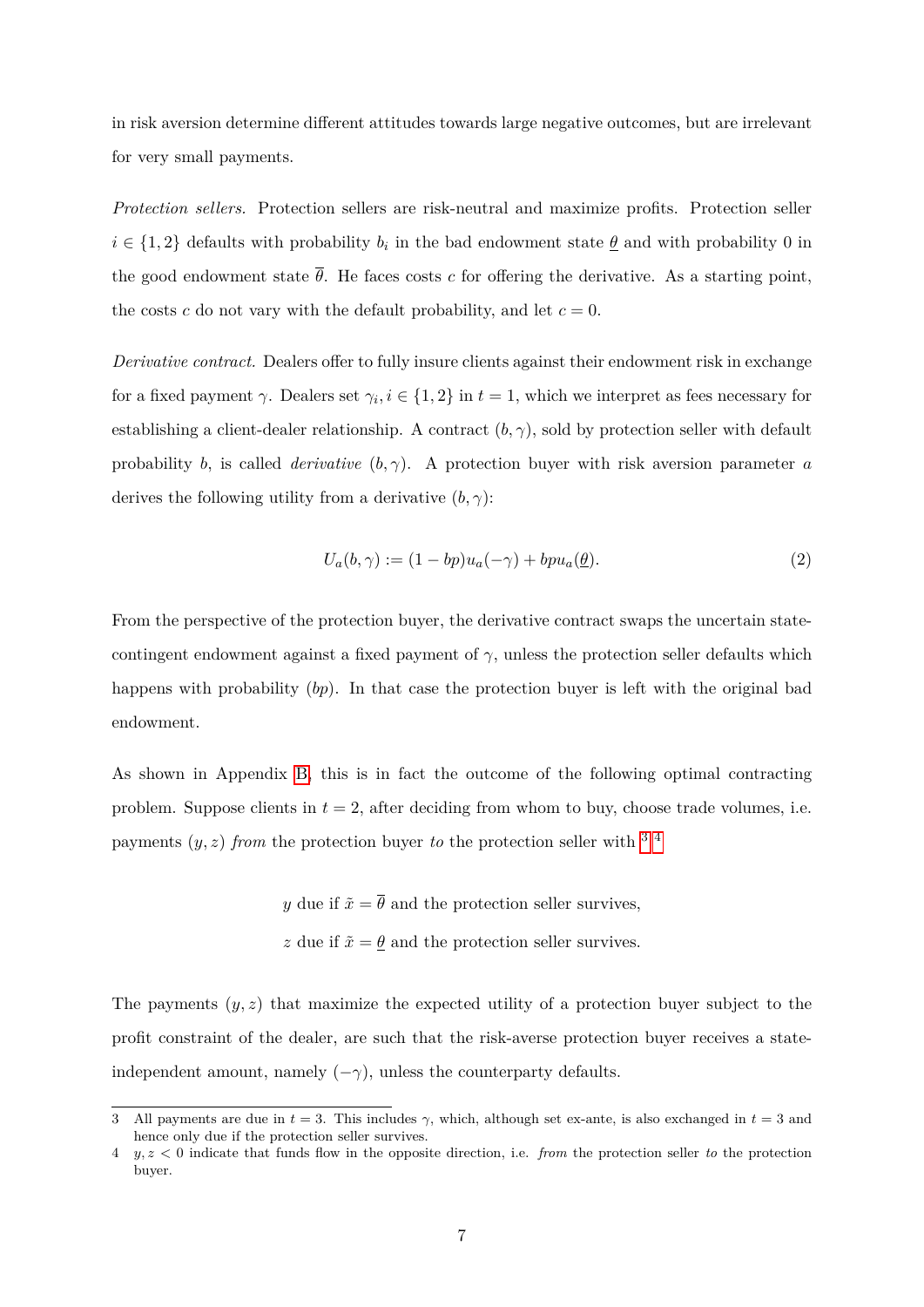in risk aversion determine different attitudes towards large negative outcomes, but are irrelevant for very small payments.

*Protection sellers.* Protection sellers are risk-neutral and maximize profits. Protection seller $i \in \{1, 2\}$ defaults with probability $b_i$ in the bad endowment state $\underline{\theta}$ and with probability 0 in the good endowment state $\overline{\theta}$. He faces costs $c$ for offering the derivative. As a starting point, the costs $c$ do not vary with the default probability, and let $c = 0$.

*Derivative contract.* Dealers offer to fully insure clients against their endowment risk in exchange for a fixed payment $\gamma$. Dealers set $\gamma_i, i \in \{1, 2\}$ in $t = 1$, which we interpret as fees necessary for establishing a client-dealer relationship. A contract $(b, \gamma)$, sold by protection seller with default probability $b$, is called *derivative* $(b, \gamma)$. A protection buyer with risk aversion parameter $a$ derives the following utility from a derivative $(b, \gamma)$:

$$U_a(b, \gamma) := (1 - bp)u_a(-\gamma) + bpu_a(\underline{\theta}). \tag{2}$$

From the perspective of the protection buyer, the derivative contract swaps the uncertain state-contingent endowment against a fixed payment of $\gamma$, unless the protection seller defaults which happens with probability $(bp)$. In that case the protection buyer is left with the original bad endowment.

As shown in Appendix B, this is in fact the outcome of the following optimal contracting problem. Suppose clients in $t = 2$, after deciding from whom to buy, choose trade volumes, i.e. payments $(y, z)$ *from* the protection buyer *to* the protection seller with [3] [4]

$$y \text{ due if } \tilde{x} = \overline{\theta} \text{ and the protection seller survives,}$$

$$z \text{ due if } \tilde{x} = \underline{\theta} \text{ and the protection seller survives.}$$

The payments $(y, z)$ that maximize the expected utility of a protection buyer subject to the profit constraint of the dealer, are such that the risk-averse protection buyer receives a state-independent amount, namely $(-\gamma)$, unless the counterparty defaults.

---

3 All payments are due in $t = 3$. This includes $\gamma$, which, although set ex-ante, is also exchanged in $t = 3$ and hence only due if the protection seller survives.

4 $y, z < 0$ indicate that funds flow in the opposite direction, i.e. *from* the protection seller *to* the protection buyer.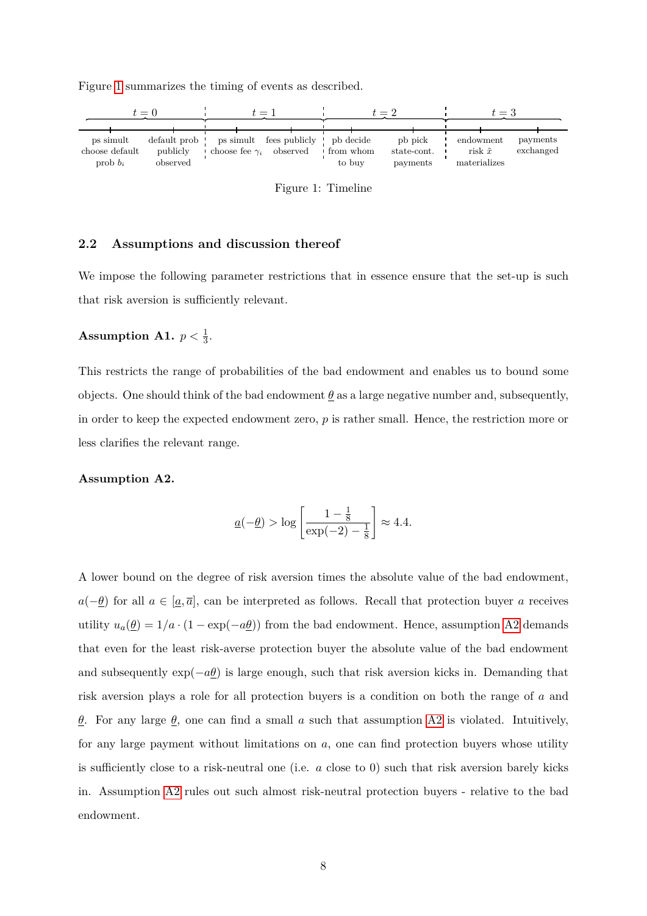Figure 1 summarizes the timing of events as described.

| $t=0$ | | $t=1$ | | $t=2$ | | $t=3$ | |
|---|---|---|---|---|---|---|---|
| ps simult choose default prob $b_i$ | default prob publicly observed | ps simult choose fee $\gamma_i$ | fees publicly observed | pb decide from whom to buy | pb pick state-cont. payments | endowment risk $\tilde{x}$ materializes | payments exchanged |

Figure 1: Timeline

## 2.2 Assumptions and discussion thereof

We impose the following parameter restrictions that in essence ensure that the set-up is such that risk aversion is sufficiently relevant.

**Assumption A1.** $p < \frac{1}{3}$.

This restricts the range of probabilities of the bad endowment and enables us to bound some objects. One should think of the bad endowment $\underline{\theta}$ as a large negative number and, subsequently, in order to keep the expected endowment zero, $p$ is rather small. Hence, the restriction more or less clarifies the relevant range.

**Assumption A2.**

$$\underline{a}(-\underline{\theta}) > \log\left[\frac{1-\frac{1}{8}}{\exp(-2)-\frac{1}{8}}\right] \approx 4.4.$$

A lower bound on the degree of risk aversion times the absolute value of the bad endowment, $a(-\underline{\theta})$ for all $a \in [\underline{a}, \overline{a}]$, can be interpreted as follows. Recall that protection buyer $a$ receives utility $u_a(\underline{\theta}) = 1/a \cdot (1 - \exp(-a\underline{\theta}))$ from the bad endowment. Hence, assumption A2 demands that even for the least risk-averse protection buyer the absolute value of the bad endowment and subsequently $\exp(-a\underline{\theta})$ is large enough, such that risk aversion kicks in. Demanding that risk aversion plays a role for all protection buyers is a condition on both the range of $a$ and $\underline{\theta}$. For any large $\underline{\theta}$, one can find a small $a$ such that assumption A2 is violated. Intuitively, for any large payment without limitations on $a$, one can find protection buyers whose utility is sufficiently close to a risk-neutral one (i.e. $a$ close to 0) such that risk aversion barely kicks in. Assumption A2 rules out such almost risk-neutral protection buyers - relative to the bad endowment.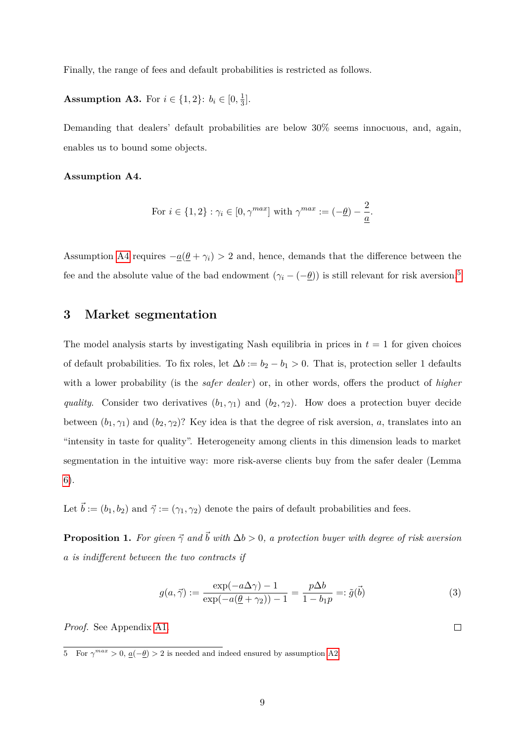Finally, the range of fees and default probabilities is restricted as follows.

**Assumption A3.** For $i \in \{1, 2\}$: $b_i \in [0, \frac{1}{3}]$.

Demanding that dealers' default probabilities are below 30% seems innocuous, and, again, enables us to bound some objects.

**Assumption A4.**

$$\text{For } i \in \{1, 2\} : \gamma_i \in [0, \gamma^{max}] \text{ with } \gamma^{max} := (-\underline{\theta}) - \frac{2}{\underline{a}}.$$

Assumption A4 requires $-\underline{a}(\underline{\theta} + \gamma_i) > 2$ and, hence, demands that the difference between the fee and the absolute value of the bad endowment ($\gamma_i - (-\underline{\theta})$) is still relevant for risk aversion.[5]

## 3 Market segmentation

The model analysis starts by investigating Nash equilibria in prices in $t = 1$ for given choices of default probabilities. To fix roles, let $\Delta b := b_2 - b_1 > 0$. That is, protection seller 1 defaults with a lower probability (is the *safer dealer*) or, in other words, offers the product of *higher quality*. Consider two derivatives $(b_1, \gamma_1)$ and $(b_2, \gamma_2)$. How does a protection buyer decide between $(b_1, \gamma_1)$ and $(b_2, \gamma_2)$? Key idea is that the degree of risk aversion, $a$, translates into an "intensity in taste for quality". Heterogeneity among clients in this dimension leads to market segmentation in the intuitive way: more risk-averse clients buy from the safer dealer (Lemma 6).

Let $\vec{b} := (b_1, b_2)$ and $\vec{\gamma} := (\gamma_1, \gamma_2)$ denote the pairs of default probabilities and fees.

**Proposition 1.** *For given $\vec{\gamma}$ and $\vec{b}$ with $\Delta b > 0$, a protection buyer with degree of risk aversion $a$ is indifferent between the two contracts if*

$$g(a, \vec{\gamma}) := \frac{\exp(-a\Delta\gamma) - 1}{\exp(-a(\underline{\theta} + \gamma_2)) - 1} = \frac{p\Delta b}{1 - b_1 p} =: \tilde{g}(\vec{b}) \tag{3}$$

*Proof.* See Appendix A1. □

5 For $\gamma^{max} > 0$, $\underline{a}(-\underline{\theta}) > 2$ is needed and indeed ensured by assumption A2.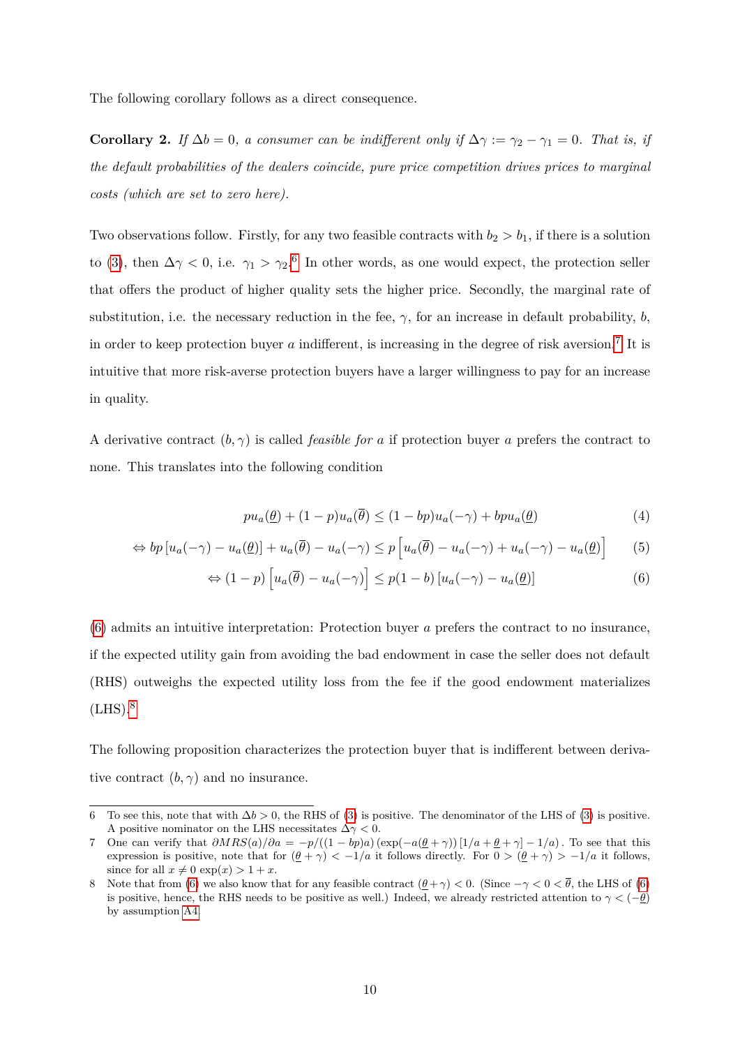The following corollary follows as a direct consequence.

**Corollary 2.** *If $\Delta b = 0$, a consumer can be indifferent only if $\Delta\gamma := \gamma_2 - \gamma_1 = 0$. That is, if the default probabilities of the dealers coincide, pure price competition drives prices to marginal costs (which are set to zero here).*

Two observations follow. Firstly, for any two feasible contracts with $b_2 > b_1$, if there is a solution to (3), then $\Delta\gamma < 0$, i.e. $\gamma_1 > \gamma_2$.[6] In other words, as one would expect, the protection seller that offers the product of higher quality sets the higher price. Secondly, the marginal rate of substitution, i.e. the necessary reduction in the fee, $\gamma$, for an increase in default probability, $b$, in order to keep protection buyer $a$ indifferent, is increasing in the degree of risk aversion.[7] It is intuitive that more risk-averse protection buyers have a larger willingness to pay for an increase in quality.

A derivative contract $(b, \gamma)$ is called *feasible for a* if protection buyer $a$ prefers the contract to none. This translates into the following condition

$$p u_a(\underline{\theta}) + (1-p) u_a(\overline{\theta}) \leq (1-bp) u_a(-\gamma) + bp u_a(\underline{\theta}) \tag{4}$$

$$\Leftrightarrow bp \left[u_a(-\gamma) - u_a(\underline{\theta})\right] + u_a(\overline{\theta}) - u_a(-\gamma) \leq p \left[u_a(\overline{\theta}) - u_a(-\gamma) + u_a(-\gamma) - u_a(\underline{\theta})\right] \tag{5}$$

$$\Leftrightarrow (1-p) \left[u_a(\overline{\theta}) - u_a(-\gamma)\right] \leq p(1-b) \left[u_a(-\gamma) - u_a(\underline{\theta})\right] \tag{6}$$

(6) admits an intuitive interpretation: Protection buyer $a$ prefers the contract to no insurance, if the expected utility gain from avoiding the bad endowment in case the seller does not default (RHS) outweighs the expected utility loss from the fee if the good endowment materializes (LHS).[8]

The following proposition characterizes the protection buyer that is indifferent between derivative contract $(b, \gamma)$ and no insurance.

---

6 To see this, note that with $\Delta b > 0$, the RHS of (3) is positive. The denominator of the LHS of (3) is positive. A positive nominator on the LHS necessitates $\Delta\gamma < 0$.

7 One can verify that $\partial MRS(a)/\partial a = -p/((1-bp)a) \left(\exp(-a(\underline{\theta}+\gamma)) \left[1/a + \underline{\theta} + \gamma\right] - 1/a\right)$. To see that this expression is positive, note that for $(\underline{\theta}+\gamma) < -1/a$ it follows directly. For $0 > (\underline{\theta}+\gamma) > -1/a$ it follows, since for all $x \neq 0$ $\exp(x) > 1 + x$.

8 Note that from (6) we also know that for any feasible contract $(\underline{\theta}+\gamma) < 0$. (Since $-\gamma < 0 < \overline{\theta}$, the LHS of (6) is positive, hence, the RHS needs to be positive as well.) Indeed, we already restricted attention to $\gamma < (-\underline{\theta})$ by assumption A4.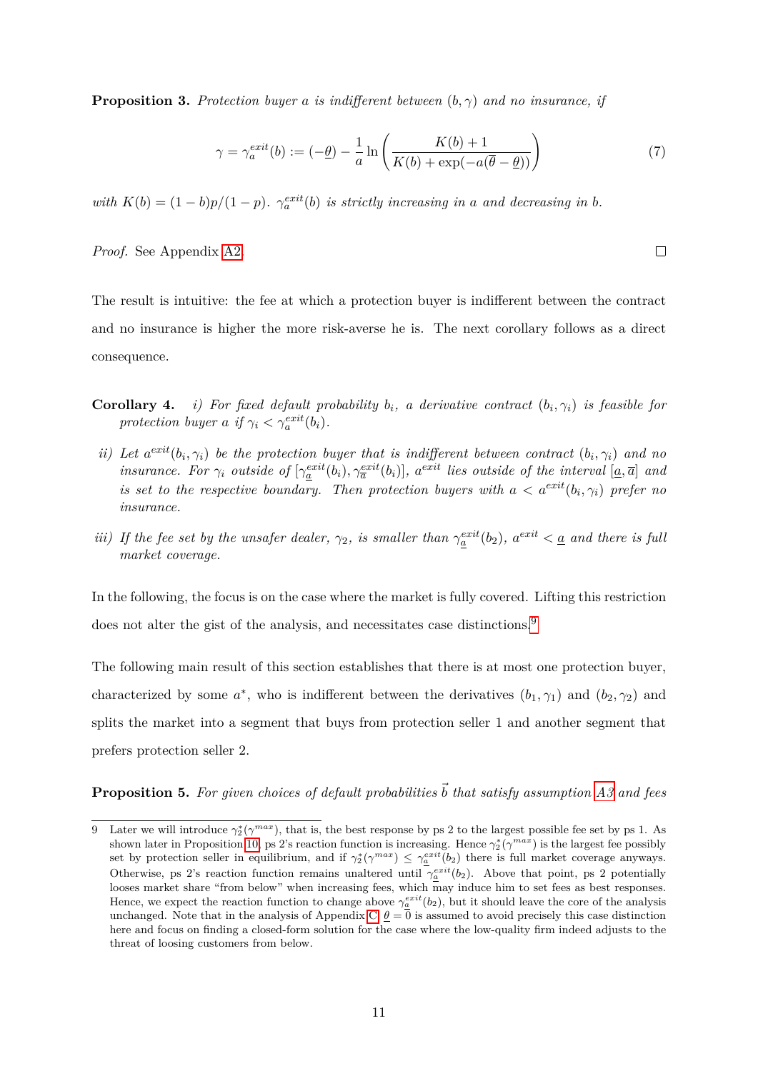**Proposition 3.** *Protection buyer a is indifferent between* $(b, \gamma)$ *and no insurance, if*

$$\gamma = \gamma_a^{exit}(b) := (-\underline{\theta}) - \frac{1}{a} \ln\left(\frac{K(b)+1}{K(b)+\exp(-a(\overline{\theta}-\underline{\theta}))}\right) \tag{7}$$

*with* $K(b) = (1-b)p/(1-p)$. $\gamma_a^{exit}(b)$ *is strictly increasing in a and decreasing in b.*

*Proof.* See Appendix A2. □

The result is intuitive: the fee at which a protection buyer is indifferent between the contract and no insurance is higher the more risk-averse he is. The next corollary follows as a direct consequence.

**Corollary 4.** *i) For fixed default probability* $b_i$*, a derivative contract* $(b_i, \gamma_i)$ *is feasible for protection buyer a if* $\gamma_i < \gamma_a^{exit}(b_i)$*.*

*ii) Let* $a^{exit}(b_i, \gamma_i)$ *be the protection buyer that is indifferent between contract* $(b_i, \gamma_i)$ *and no insurance. For* $\gamma_i$ *outside of* $[\gamma_{\underline{a}}^{exit}(b_i), \gamma_{\overline{a}}^{exit}(b_i)]$*,* $a^{exit}$ *lies outside of the interval* $[\underline{a}, \overline{a}]$ *and is set to the respective boundary. Then protection buyers with* $a < a^{exit}(b_i, \gamma_i)$ *prefer no insurance.*

*iii) If the fee set by the unsafer dealer,* $\gamma_2$*, is smaller than* $\gamma_{\underline{a}}^{exit}(b_2)$*,* $a^{exit} < \underline{a}$ *and there is full market coverage.*

In the following, the focus is on the case where the market is fully covered. Lifting this restriction does not alter the gist of the analysis, and necessitates case distinctions.[9]

The following main result of this section establishes that there is at most one protection buyer, characterized by some $a^*$, who is indifferent between the derivatives $(b_1, \gamma_1)$ and $(b_2, \gamma_2)$ and splits the market into a segment that buys from protection seller 1 and another segment that prefers protection seller 2.

**Proposition 5.** *For given choices of default probabilities* $\vec{b}$ *that satisfy assumption A3 and fees*

---

[9] Later we will introduce $\gamma_2^*(\gamma^{max})$, that is, the best response by ps 2 to the largest possible fee set by ps 1. As shown later in Proposition 10, ps 2's reaction function is increasing. Hence $\gamma_2^*(\gamma^{max})$ is the largest fee possibly set by protection seller in equilibrium, and if $\gamma_2^*(\gamma^{max}) \leq \gamma_{\underline{a}}^{exit}(b_2)$ there is full market coverage anyways. Otherwise, ps 2's reaction function remains unaltered until $\gamma_{\underline{a}}^{exit}(b_2)$. Above that point, ps 2 potentially looses market share "from below" when increasing fees, which may induce him to set fees as best responses. Hence, we expect the reaction function to change above $\gamma_{\underline{a}}^{exit}(b_2)$, but it should leave the core of the analysis unchanged. Note that in the analysis of Appendix C $\underline{\theta} = 0$ is assumed to avoid precisely this case distinction here and focus on finding a closed-form solution for the case where the low-quality firm indeed adjusts to the threat of loosing customers from below.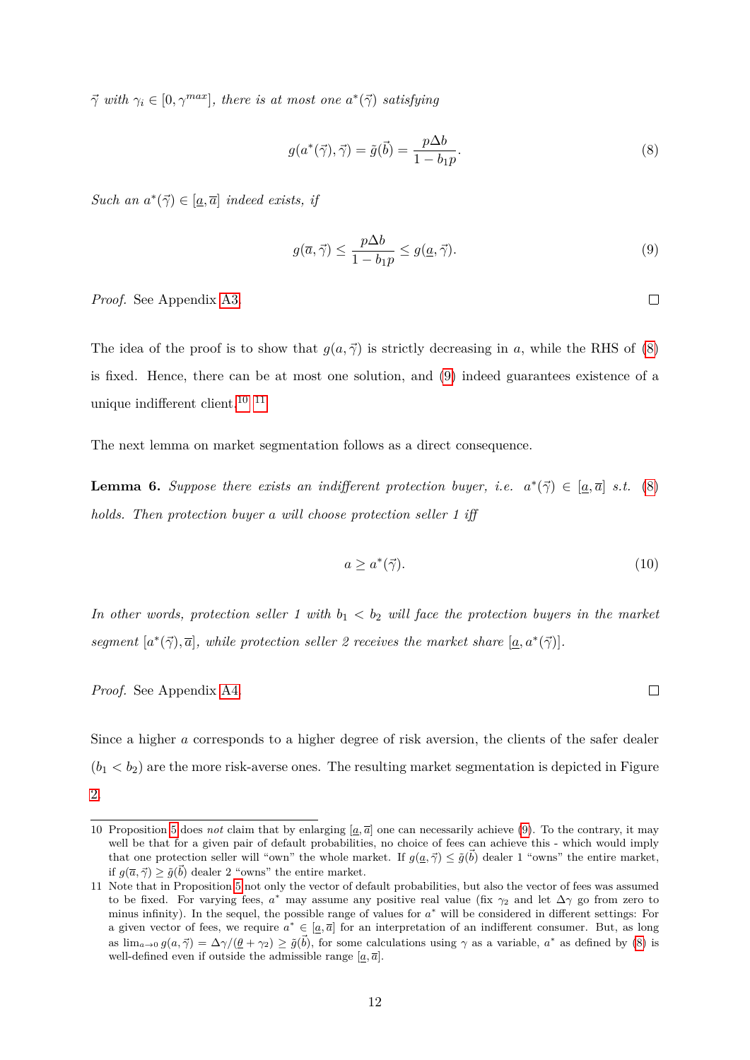$\vec{\gamma}$ *with* $\gamma_i \in [0, \gamma^{max}]$*, there is at most one* $a^*(\vec{\gamma})$ *satisfying*

$$g(a^*(\vec{\gamma}), \vec{\gamma}) = \tilde{g}(\vec{b}) = \frac{p\Delta b}{1 - b_1 p}. \tag{8}$$

*Such an* $a^*(\vec{\gamma}) \in [\underline{a}, \overline{a}]$ *indeed exists, if*

$$g(\overline{a}, \vec{\gamma}) \leq \frac{p\Delta b}{1 - b_1 p} \leq g(\underline{a}, \vec{\gamma}). \tag{9}$$

*Proof.* See Appendix A3. □

The idea of the proof is to show that $g(a, \vec{\gamma})$ is strictly decreasing in $a$, while the RHS of (8) is fixed. Hence, there can be at most one solution, and (9) indeed guarantees existence of a unique indifferent client.[10] [11]

The next lemma on market segmentation follows as a direct consequence.

**Lemma 6.** *Suppose there exists an indifferent protection buyer, i.e.* $a^*(\vec{\gamma}) \in [\underline{a}, \overline{a}]$ *s.t.* (8) *holds. Then protection buyer* $a$ *will choose protection seller 1 iff*

$$a \geq a^*(\vec{\gamma}). \tag{10}$$

*In other words, protection seller 1 with* $b_1 < b_2$ *will face the protection buyers in the market segment* $[a^*(\vec{\gamma}), \overline{a}]$*, while protection seller 2 receives the market share* $[\underline{a}, a^*(\vec{\gamma})]$*.*

*Proof.* See Appendix A4. □

Since a higher $a$ corresponds to a higher degree of risk aversion, the clients of the safer dealer ($b_1 < b_2$) are the more risk-averse ones. The resulting market segmentation is depicted in Figure 2.

---

10 Proposition 5 does *not* claim that by enlarging $[\underline{a}, \overline{a}]$ one can necessarily achieve (9). To the contrary, it may well be that for a given pair of default probabilities, no choice of fees can achieve this - which would imply that one protection seller will "own" the whole market. If $g(\underline{a}, \vec{\gamma}) \leq \tilde{g}(\vec{b})$ dealer 1 "owns" the entire market, if $g(\overline{a}, \vec{\gamma}) \geq \tilde{g}(\vec{b})$ dealer 2 "owns" the entire market.

11 Note that in Proposition 5 not only the vector of default probabilities, but also the vector of fees was assumed to be fixed. For varying fees, $a^*$ may assume any positive real value (fix $\gamma_2$ and let $\Delta\gamma$ go from zero to minus infinity). In the sequel, the possible range of values for $a^*$ will be considered in different settings: For a given vector of fees, we require $a^* \in [\underline{a}, \overline{a}]$ for an interpretation of an indifferent consumer. But, as long as $\lim_{a \to 0} g(a, \vec{\gamma}) = \Delta\gamma/(\underline{\theta} + \gamma_2) \geq \tilde{g}(\vec{b})$, for some calculations using $\gamma$ as a variable, $a^*$ as defined by (8) is well-defined even if outside the admissible range $[\underline{a}, \overline{a}]$.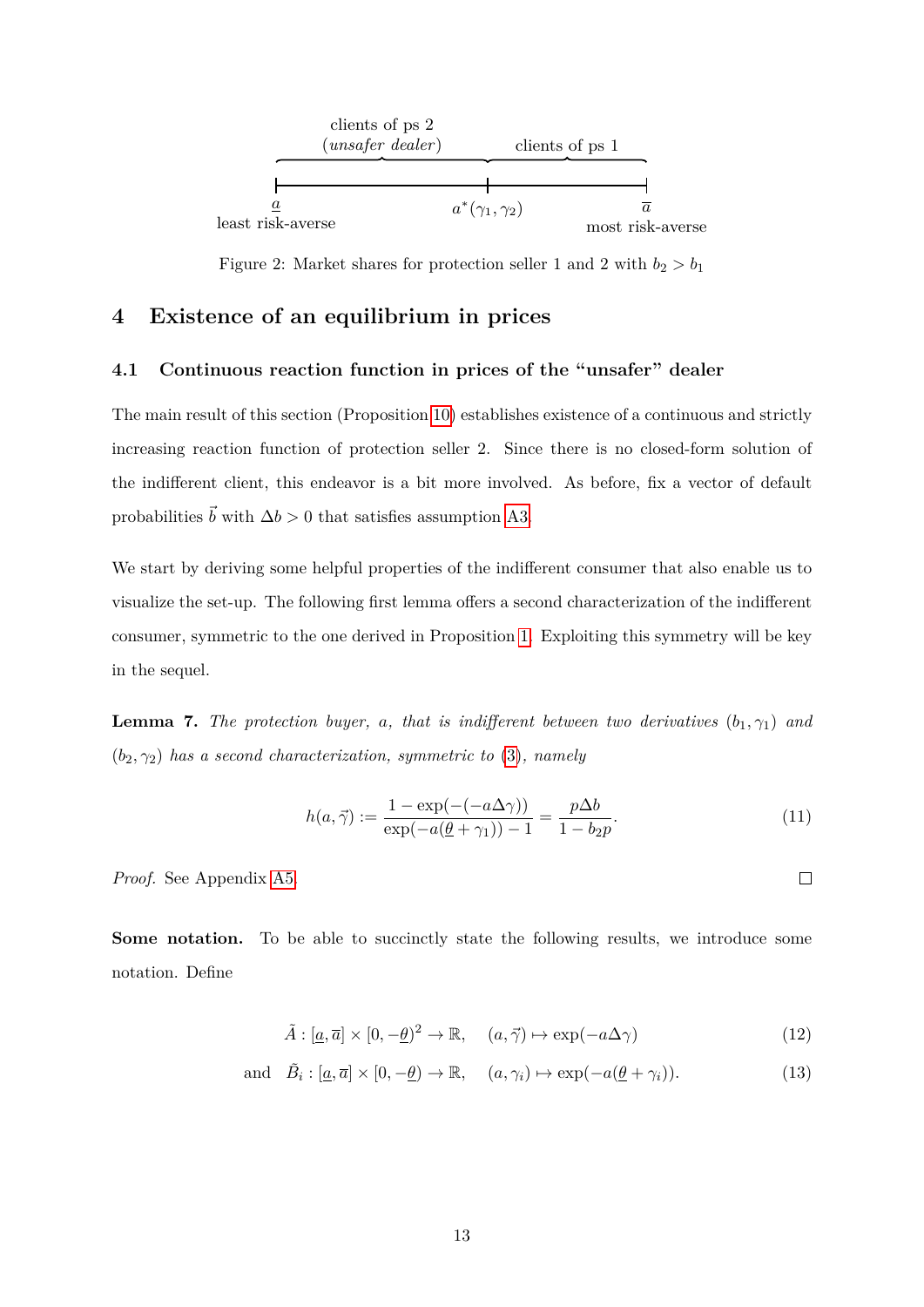clients of ps 2 (*unsafer dealer*) | clients of ps 1

$\underline{a}$ least risk-averse — $a^*(\gamma_1, \gamma_2)$ — $\overline{a}$ most risk-averse

Figure 2: Market shares for protection seller 1 and 2 with $b_2 > b_1$

# 4 Existence of an equilibrium in prices

## 4.1 Continuous reaction function in prices of the "unsafer" dealer

The main result of this section (Proposition 10) establishes existence of a continuous and strictly increasing reaction function of protection seller 2. Since there is no closed-form solution of the indifferent client, this endeavor is a bit more involved. As before, fix a vector of default probabilities $\vec{b}$ with $\Delta b > 0$ that satisfies assumption A3.

We start by deriving some helpful properties of the indifferent consumer that also enable us to visualize the set-up. The following first lemma offers a second characterization of the indifferent consumer, symmetric to the one derived in Proposition 1. Exploiting this symmetry will be key in the sequel.

**Lemma 7.** *The protection buyer, $a$, that is indifferent between two derivatives $(b_1, \gamma_1)$ and $(b_2, \gamma_2)$ has a second characterization, symmetric to (3), namely*

$$h(a, \vec{\gamma}) := \frac{1 - \exp(-(-a\Delta\gamma))}{\exp(-a(\underline{\theta} + \gamma_1)) - 1} = \frac{p\Delta b}{1 - b_2 p}. \tag{11}$$

*Proof.* See Appendix A5. □

**Some notation.** To be able to succinctly state the following results, we introduce some notation. Define

$$\tilde{A} : [\underline{a}, \overline{a}] \times [0, -\underline{\theta})^2 \to \mathbb{R}, \quad (a, \vec{\gamma}) \mapsto \exp(-a\Delta\gamma) \tag{12}$$

$$\text{and} \quad \tilde{B}_i : [\underline{a}, \overline{a}] \times [0, -\underline{\theta}) \to \mathbb{R}, \quad (a, \gamma_i) \mapsto \exp(-a(\underline{\theta} + \gamma_i)). \tag{13}$$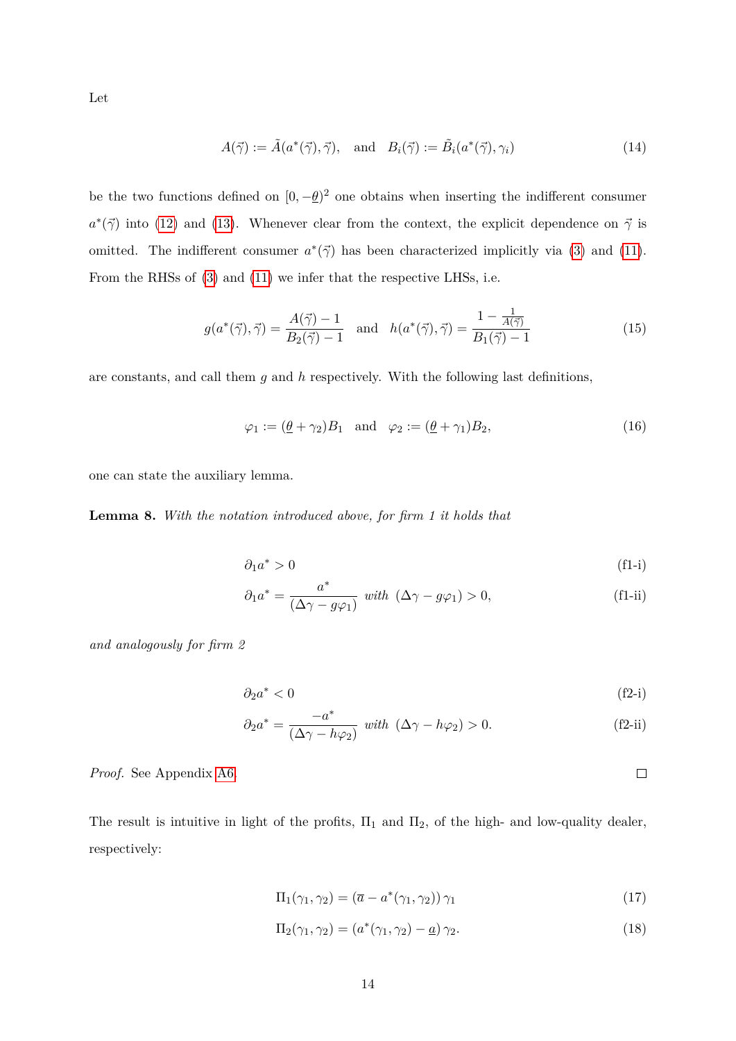Let

$$A(\vec{\gamma}) := \tilde{A}(a^*(\vec{\gamma}), \vec{\gamma}), \quad \text{and} \quad B_i(\vec{\gamma}) := \tilde{B}_i(a^*(\vec{\gamma}), \gamma_i) \tag{14}$$

be the two functions defined on $[0, -\underline{\theta})^2$ one obtains when inserting the indifferent consumer $a^*(\vec{\gamma})$ into (12) and (13). Whenever clear from the context, the explicit dependence on $\vec{\gamma}$ is omitted. The indifferent consumer $a^*(\vec{\gamma})$ has been characterized implicitly via (3) and (11). From the RHSs of (3) and (11) we infer that the respective LHSs, i.e.

$$g(a^*(\vec{\gamma}), \vec{\gamma}) = \frac{A(\vec{\gamma}) - 1}{B_2(\vec{\gamma}) - 1} \quad \text{and} \quad h(a^*(\vec{\gamma}), \vec{\gamma}) = \frac{1 - \frac{1}{A(\vec{\gamma})}}{B_1(\vec{\gamma}) - 1} \tag{15}$$

are constants, and call them $g$ and $h$ respectively. With the following last definitions,

$$\varphi_1 := (\underline{\theta} + \gamma_2)B_1 \quad \text{and} \quad \varphi_2 := (\underline{\theta} + \gamma_1)B_2, \tag{16}$$

one can state the auxiliary lemma.

**Lemma 8.** *With the notation introduced above, for firm 1 it holds that*

$$\partial_1 a^* > 0 \tag{f1-i}$$

$$\partial_1 a^* = \frac{a^*}{(\Delta\gamma - g\varphi_1)} \text{ with } (\Delta\gamma - g\varphi_1) > 0, \tag{f1-ii}$$

*and analogously for firm 2*

$$\partial_2 a^* < 0 \tag{f2-i}$$

$$\partial_2 a^* = \frac{-a^*}{(\Delta\gamma - h\varphi_2)} \text{ with } (\Delta\gamma - h\varphi_2) > 0. \tag{f2-ii}$$

*Proof.* See Appendix A6. □

The result is intuitive in light of the profits, $\Pi_1$ and $\Pi_2$, of the high- and low-quality dealer, respectively:

$$\Pi_1(\gamma_1, \gamma_2) = (\overline{a} - a^*(\gamma_1, \gamma_2))\, \gamma_1 \tag{17}$$

$$\Pi_2(\gamma_1, \gamma_2) = (a^*(\gamma_1, \gamma_2) - \underline{a})\, \gamma_2. \tag{18}$$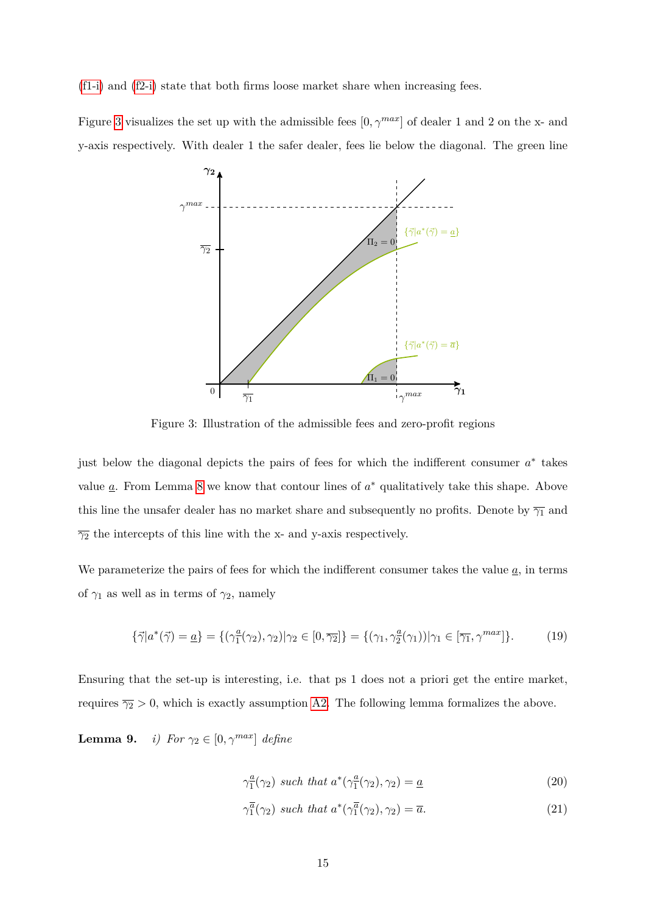(f1-i) and (f2-i) state that both firms loose market share when increasing fees.

Figure 3 visualizes the set up with the admissible fees $[0, \gamma^{max}]$ of dealer 1 and 2 on the x- and y-axis respectively. With dealer 1 the safer dealer, fees lie below the diagonal. The green line

Figure 3: Illustration of the admissible fees and zero-profit regions

just below the diagonal depicts the pairs of fees for which the indifferent consumer $a^*$ takes value $\underline{a}$. From Lemma 8 we know that contour lines of $a^*$ qualitatively take this shape. Above this line the unsafer dealer has no market share and subsequently no profits. Denote by $\overline{\gamma_1}$ and $\overline{\gamma_2}$ the intercepts of this line with the x- and y-axis respectively.

We parameterize the pairs of fees for which the indifferent consumer takes the value $\underline{a}$, in terms of $\gamma_1$ as well as in terms of $\gamma_2$, namely

$$\{\vec{\gamma}|a^*(\vec{\gamma}) = \underline{a}\} = \{(\gamma_1^{\underline{a}}(\gamma_2), \gamma_2)|\gamma_2 \in [0, \overline{\gamma_2}]\} = \{(\gamma_1, \gamma_2^{\underline{a}}(\gamma_1))|\gamma_1 \in [\overline{\gamma_1}, \gamma^{max}]\}. \tag{19}$$

Ensuring that the set-up is interesting, i.e. that ps 1 does not a priori get the entire market, requires $\overline{\gamma_2} > 0$, which is exactly assumption A2. The following lemma formalizes the above.

**Lemma 9.** *i) For* $\gamma_2 \in [0, \gamma^{max}]$ *define*

$$\gamma_1^{\underline{a}}(\gamma_2) \text{ such that } a^*(\gamma_1^{\underline{a}}(\gamma_2), \gamma_2) = \underline{a} \tag{20}$$

$$\gamma_1^{\overline{a}}(\gamma_2) \text{ such that } a^*(\gamma_1^{\overline{a}}(\gamma_2), \gamma_2) = \overline{a}. \tag{21}$$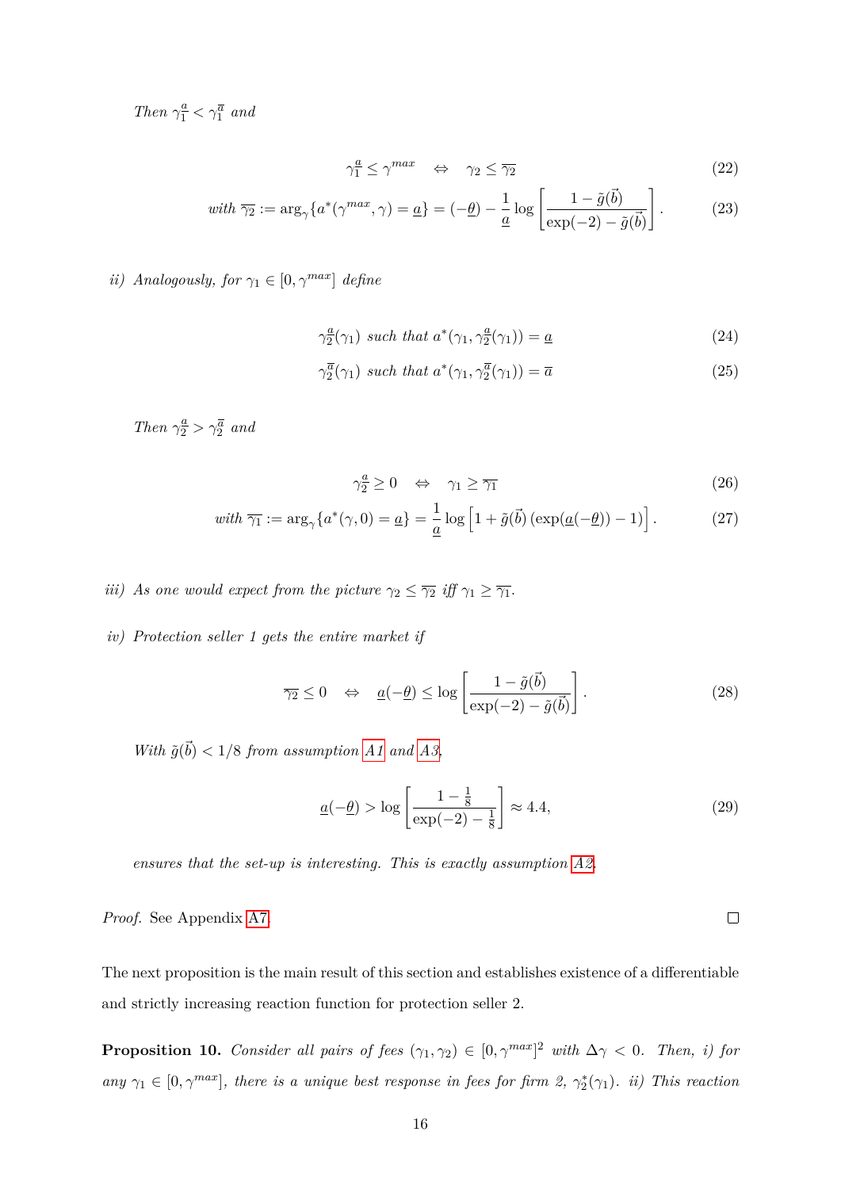*Then* $\gamma_1^{\underline{a}} < \gamma_1^{\overline{a}}$ *and*

$$\gamma_1^{\underline{a}} \leq \gamma^{max} \quad \Leftrightarrow \quad \gamma_2 \leq \overline{\gamma_2} \tag{22}$$

$$\text{with } \overline{\gamma_2} := \arg_\gamma\{a^*(\gamma^{max}, \gamma) = \underline{a}\} = (-\underline{\theta}) - \frac{1}{\underline{a}} \log\left[\frac{1 - \tilde{g}(\vec{b})}{\exp(-2) - \tilde{g}(\vec{b})}\right]. \tag{23}$$

*ii) Analogously, for* $\gamma_1 \in [0, \gamma^{max}]$ *define*

$$\gamma_2^{\underline{a}}(\gamma_1) \text{ such that } a^*(\gamma_1, \gamma_2^{\underline{a}}(\gamma_1)) = \underline{a} \tag{24}$$

$$\gamma_2^{\overline{a}}(\gamma_1) \text{ such that } a^*(\gamma_1, \gamma_2^{\overline{a}}(\gamma_1)) = \overline{a} \tag{25}$$

*Then* $\gamma_2^{\underline{a}} > \gamma_2^{\overline{a}}$ *and*

$$\gamma_2^{\underline{a}} \geq 0 \quad \Leftrightarrow \quad \gamma_1 \geq \overline{\gamma_1} \tag{26}$$

$$\text{with } \overline{\gamma_1} := \arg_\gamma\{a^*(\gamma, 0) = \underline{a}\} = \frac{1}{\underline{a}} \log\left[1 + \tilde{g}(\vec{b})\left(\exp(\underline{a}(-\underline{\theta})) - 1\right)\right]. \tag{27}$$

*iii) As one would expect from the picture* $\gamma_2 \leq \overline{\gamma_2}$ *iff* $\gamma_1 \geq \overline{\gamma_1}$.

*iv) Protection seller 1 gets the entire market if*

$$\overline{\gamma_2} \leq 0 \quad \Leftrightarrow \quad \underline{a}(-\underline{\theta}) \leq \log\left[\frac{1 - \tilde{g}(\vec{b})}{\exp(-2) - \tilde{g}(\vec{b})}\right]. \tag{28}$$

*With* $\tilde{g}(\vec{b}) < 1/8$ *from assumption A1 and A3,*

$$\underline{a}(-\underline{\theta}) > \log\left[\frac{1 - \frac{1}{8}}{\exp(-2) - \frac{1}{8}}\right] \approx 4.4, \tag{29}$$

*ensures that the set-up is interesting. This is exactly assumption A2.*

*Proof.* See Appendix A7. □

The next proposition is the main result of this section and establishes existence of a differentiable and strictly increasing reaction function for protection seller 2.

**Proposition 10.** *Consider all pairs of fees* $(\gamma_1, \gamma_2) \in [0, \gamma^{max}]^2$ *with* $\Delta\gamma < 0$. *Then, i) for any* $\gamma_1 \in [0, \gamma^{max}]$, *there is a unique best response in fees for firm 2,* $\gamma_2^*(\gamma_1)$. *ii) This reaction*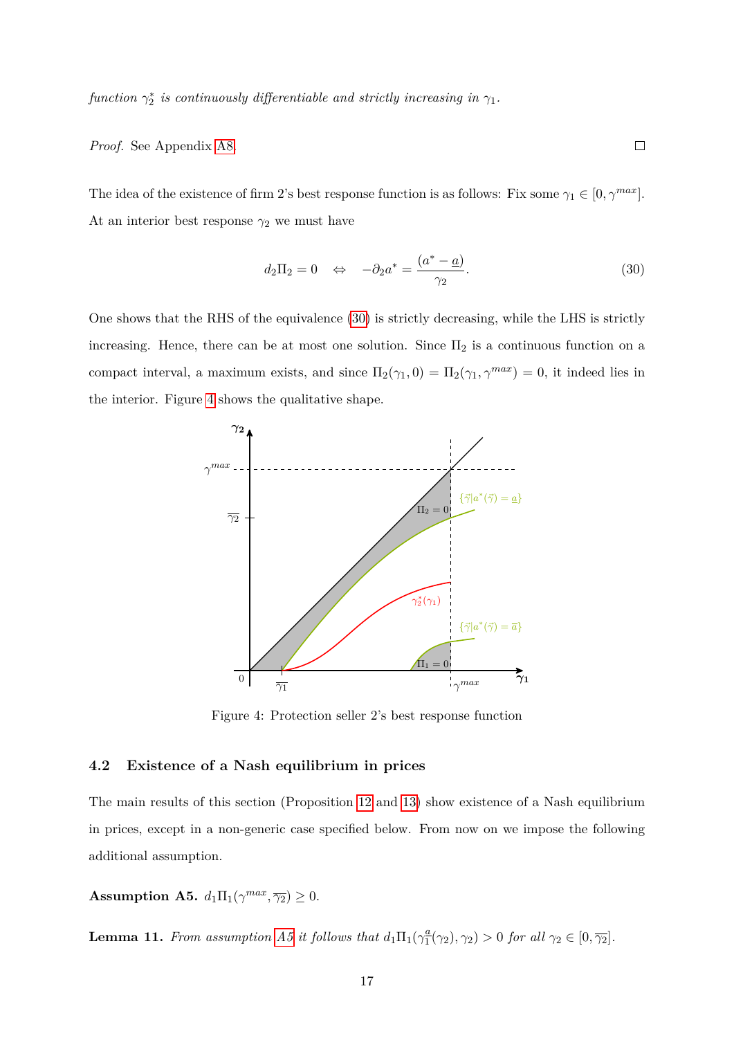*function $\gamma_2^*$ is continuously differentiable and strictly increasing in $\gamma_1$.*

*Proof.* See Appendix A8. □

The idea of the existence of firm 2's best response function is as follows: Fix some $\gamma_1 \in [0, \gamma^{max}]$. At an interior best response $\gamma_2$ we must have

$$d_2\Pi_2 = 0 \quad \Leftrightarrow \quad -\partial_2 a^* = \frac{(a^* - \underline{a})}{\gamma_2}. \tag{30}$$

One shows that the RHS of the equivalence (30) is strictly decreasing, while the LHS is strictly increasing. Hence, there can be at most one solution. Since $\Pi_2$ is a continuous function on a compact interval, a maximum exists, and since $\Pi_2(\gamma_1, 0) = \Pi_2(\gamma_1, \gamma^{max}) = 0$, it indeed lies in the interior. Figure 4 shows the qualitative shape.

Figure 4: Protection seller 2's best response function

## 4.2 Existence of a Nash equilibrium in prices

The main results of this section (Proposition 12 and 13) show existence of a Nash equilibrium in prices, except in a non-generic case specified below. From now on we impose the following additional assumption.

**Assumption A5.** $d_1\Pi_1(\gamma^{max}, \overline{\gamma_2}) \geq 0$.

**Lemma 11.** *From assumption A5 it follows that $d_1\Pi_1(\gamma_1^{\underline{a}}(\gamma_2), \gamma_2) > 0$ for all $\gamma_2 \in [0, \overline{\gamma_2}]$.*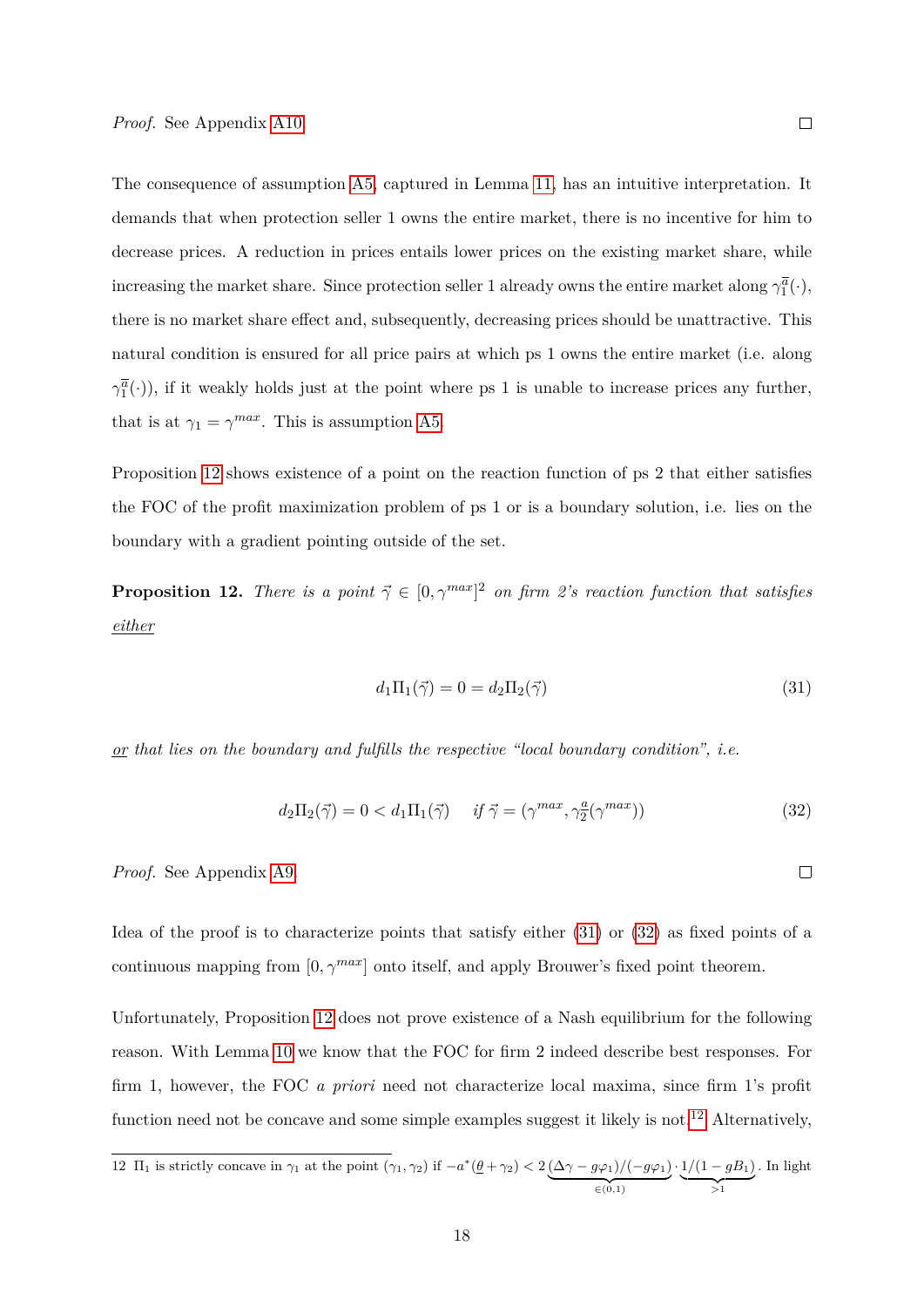*Proof.* See Appendix A10. □

The consequence of assumption A5, captured in Lemma 11, has an intuitive interpretation. It demands that when protection seller 1 owns the entire market, there is no incentive for him to decrease prices. A reduction in prices entails lower prices on the existing market share, while increasing the market share. Since protection seller 1 already owns the entire market along $\gamma_1^{\overline{a}}(\cdot)$, there is no market share effect and, subsequently, decreasing prices should be unattractive. This natural condition is ensured for all price pairs at which ps 1 owns the entire market (i.e. along $\gamma_1^{\overline{a}}(\cdot)$), if it weakly holds just at the point where ps 1 is unable to increase prices any further, that is at $\gamma_1 = \gamma^{max}$. This is assumption A5.

Proposition 12 shows existence of a point on the reaction function of ps 2 that either satisfies the FOC of the profit maximization problem of ps 1 or is a boundary solution, i.e. lies on the boundary with a gradient pointing outside of the set.

**Proposition 12.** *There is a point $\vec{\gamma} \in [0, \gamma^{max}]^2$ on firm 2's reaction function that satisfies* *either*

$$d_1\Pi_1(\vec{\gamma}) = 0 = d_2\Pi_2(\vec{\gamma}) \tag{31}$$

*or that lies on the boundary and fulfills the respective "local boundary condition", i.e.*

$$d_2\Pi_2(\vec{\gamma}) = 0 < d_1\Pi_1(\vec{\gamma}) \quad \text{ if } \vec{\gamma} = (\gamma^{max}, \gamma_2^{\underline{a}}(\gamma^{max})) \tag{32}$$

*Proof.* See Appendix A9. □

Idea of the proof is to characterize points that satisfy either (31) or (32) as fixed points of a continuous mapping from $[0, \gamma^{max}]$ onto itself, and apply Brouwer's fixed point theorem.

Unfortunately, Proposition 12 does not prove existence of a Nash equilibrium for the following reason. With Lemma 10 we know that the FOC for firm 2 indeed describe best responses. For firm 1, however, the FOC *a priori* need not characterize local maxima, since firm 1's profit function need not be concave and some simple examples suggest it likely is not.[12] Alternatively,

---

12 $\Pi_1$ is strictly concave in $\gamma_1$ at the point $(\gamma_1, \gamma_2)$ if $-a^*(\underline{\theta} + \gamma_2) < 2\underbrace{(\Delta\gamma - g\varphi_1)/(-g\varphi_1)}_{\in(0,1)} \cdot \underbrace{1/(1 - gB_1)}_{>1}$. In light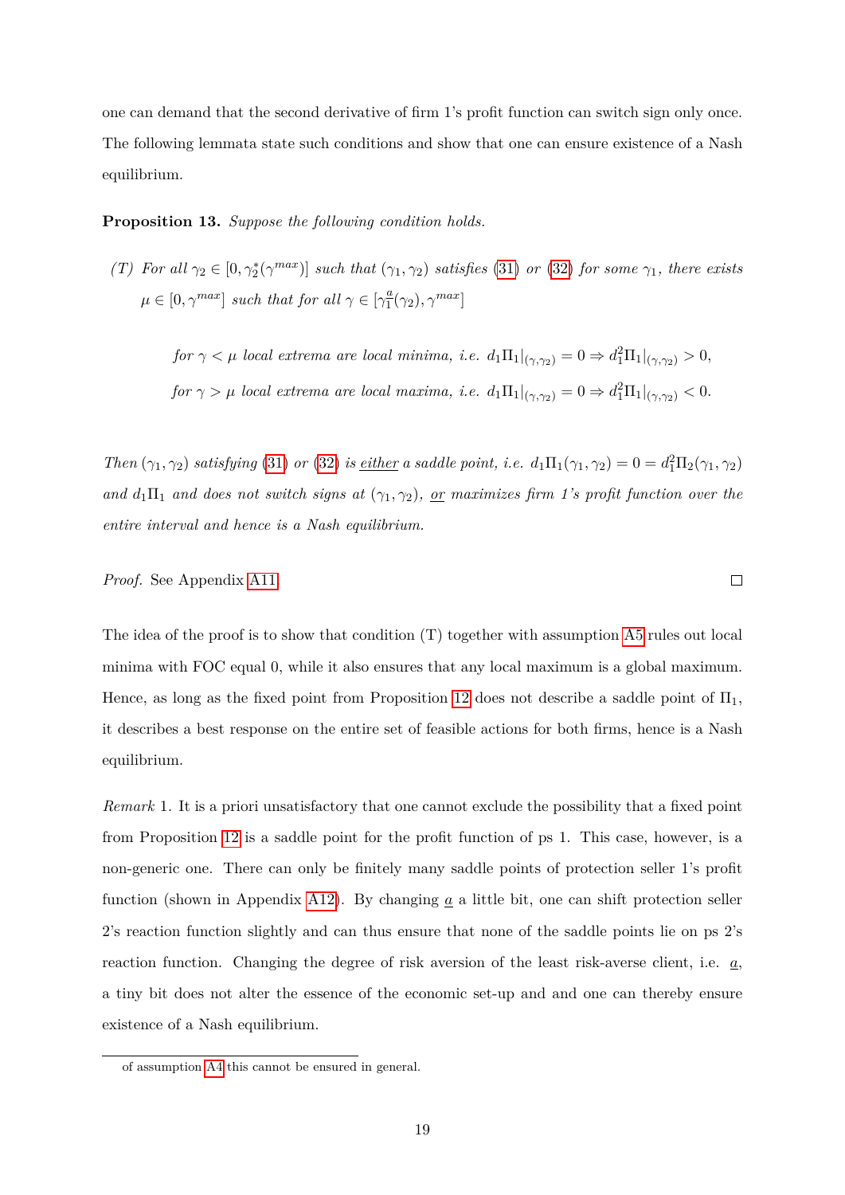one can demand that the second derivative of firm 1's profit function can switch sign only once. The following lemmata state such conditions and show that one can ensure existence of a Nash equilibrium.

**Proposition 13.** *Suppose the following condition holds.*

*(T) For all $\gamma_2 \in [0, \gamma_2^*(\gamma^{max})]$ such that $(\gamma_1, \gamma_2)$ satisfies (31) or (32) for some $\gamma_1$, there exists $\mu \in [0, \gamma^{max}]$ such that for all $\gamma \in [\gamma_1^a(\gamma_2), \gamma^{max}]$*

$$\text{for } \gamma < \mu \text{ local extrema are local minima, i.e. } d_1\Pi_1|_{(\gamma,\gamma_2)} = 0 \Rightarrow d_1^2\Pi_1|_{(\gamma,\gamma_2)} > 0,$$

$$\text{for } \gamma > \mu \text{ local extrema are local maxima, i.e. } d_1\Pi_1|_{(\gamma,\gamma_2)} = 0 \Rightarrow d_1^2\Pi_1|_{(\gamma,\gamma_2)} < 0.$$

*Then $(\gamma_1, \gamma_2)$ satisfying (31) or (32) is* <u>*either*</u> *a saddle point, i.e. $d_1\Pi_1(\gamma_1, \gamma_2) = 0 = d_1^2\Pi_2(\gamma_1, \gamma_2)$ and $d_1\Pi_1$ and does not switch signs at $(\gamma_1, \gamma_2)$,* <u>*or*</u> *maximizes firm 1's profit function over the entire interval and hence is a Nash equilibrium.*

*Proof.* See Appendix A11. □

The idea of the proof is to show that condition (T) together with assumption A5 rules out local minima with FOC equal 0, while it also ensures that any local maximum is a global maximum. Hence, as long as the fixed point from Proposition 12 does not describe a saddle point of $\Pi_1$, it describes a best response on the entire set of feasible actions for both firms, hence is a Nash equilibrium.

*Remark* 1. It is a priori unsatisfactory that one cannot exclude the possibility that a fixed point from Proposition 12 is a saddle point for the profit function of ps 1. This case, however, is a non-generic one. There can only be finitely many saddle points of protection seller 1's profit function (shown in Appendix A12). By changing $\underline{a}$ a little bit, one can shift protection seller 2's reaction function slightly and can thus ensure that none of the saddle points lie on ps 2's reaction function. Changing the degree of risk aversion of the least risk-averse client, i.e. $\underline{a}$, a tiny bit does not alter the essence of the economic set-up and and one can thereby ensure existence of a Nash equilibrium.

of assumption A4 this cannot be ensured in general.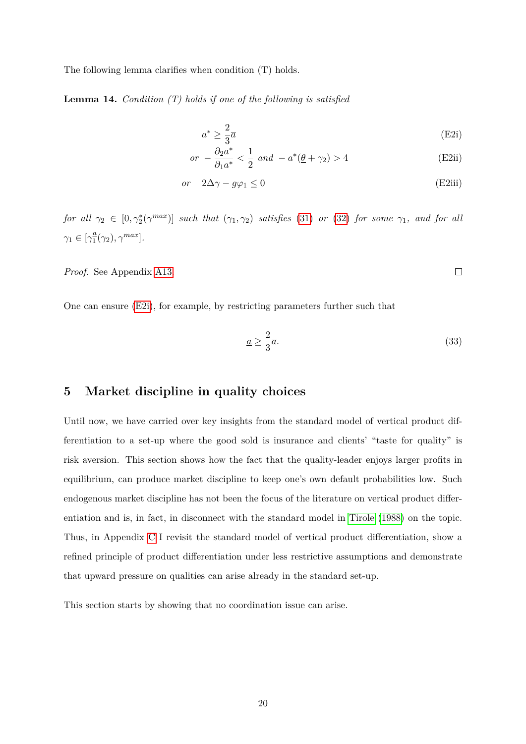The following lemma clarifies when condition (T) holds.

**Lemma 14.** *Condition (T) holds if one of the following is satisfied*

$$a^* \geq \frac{2}{3}\overline{a} \tag{E2i}$$

$$\text{or } -\frac{\partial_2 a^*}{\partial_1 a^*} < \frac{1}{2} \text{ and } -a^*(\underline{\theta} + \gamma_2) > 4 \tag{E2ii}$$

$$\text{or } \quad 2\Delta\gamma - g\varphi_1 \leq 0 \tag{E2iii}$$

*for all* $\gamma_2 \in [0, \gamma_2^*(\gamma^{max})]$ *such that* $(\gamma_1, \gamma_2)$ *satisfies* (31) *or* (32) *for some* $\gamma_1$*, and for all* $\gamma_1 \in [\gamma_1^{\underline{a}}(\gamma_2), \gamma^{max}]$.

*Proof.* See Appendix A13. $\square$

One can ensure (E2i), for example, by restricting parameters further such that

$$\underline{a} \geq \frac{2}{3}\overline{a}. \tag{33}$$

## 5 Market discipline in quality choices

Until now, we have carried over key insights from the standard model of vertical product differentiation to a set-up where the good sold is insurance and clients' "taste for quality" is risk aversion. This section shows how the fact that the quality-leader enjoys larger profits in equilibrium, can produce market discipline to keep one's own default probabilities low. Such endogenous market discipline has not been the focus of the literature on vertical product differentiation and is, in fact, in disconnect with the standard model in Tirole (1988) on the topic. Thus, in Appendix C I revisit the standard model of vertical product differentiation, show a refined principle of product differentiation under less restrictive assumptions and demonstrate that upward pressure on qualities can arise already in the standard set-up.

This section starts by showing that no coordination issue can arise.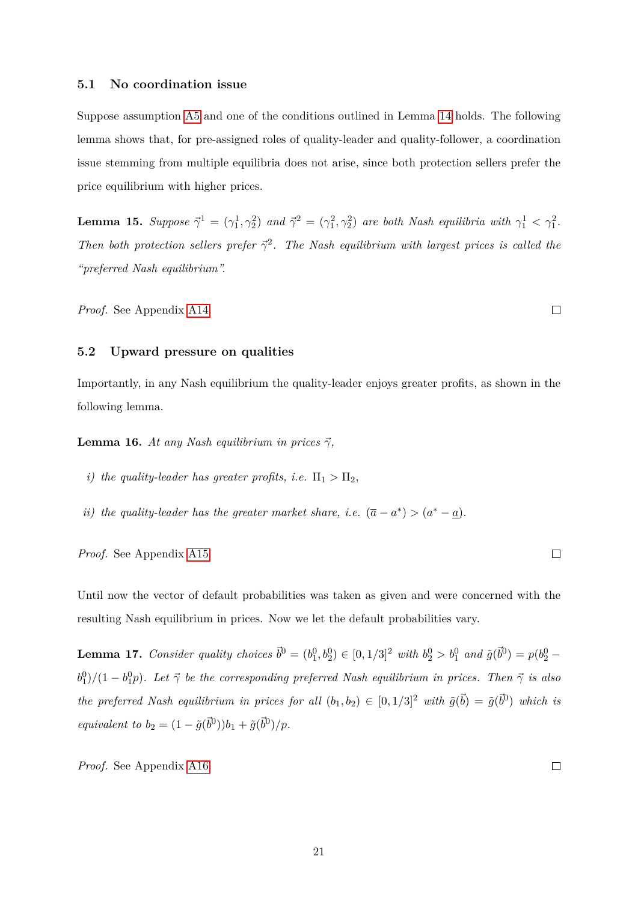### 5.1 No coordination issue

Suppose assumption A5 and one of the conditions outlined in Lemma 14 holds. The following lemma shows that, for pre-assigned roles of quality-leader and quality-follower, a coordination issue stemming from multiple equilibria does not arise, since both protection sellers prefer the price equilibrium with higher prices.

**Lemma 15.** *Suppose $\vec{\gamma}^1 = (\gamma_1^1, \gamma_2^2)$ and $\vec{\gamma}^2 = (\gamma_1^2, \gamma_2^2)$ are both Nash equilibria with $\gamma_1^1 < \gamma_1^2$. Then both protection sellers prefer $\vec{\gamma}^2$. The Nash equilibrium with largest prices is called the "preferred Nash equilibrium".*

*Proof.* See Appendix A14. ☐

### 5.2 Upward pressure on qualities

Importantly, in any Nash equilibrium the quality-leader enjoys greater profits, as shown in the following lemma.

**Lemma 16.** *At any Nash equilibrium in prices $\vec{\gamma}$,*

*i) the quality-leader has greater profits, i.e. $\Pi_1 > \Pi_2$,*

*ii) the quality-leader has the greater market share, i.e. $(\overline{a} - a^*) > (a^* - \underline{a})$.*

*Proof.* See Appendix A15. ☐

Until now the vector of default probabilities was taken as given and were concerned with the resulting Nash equilibrium in prices. Now we let the default probabilities vary.

**Lemma 17.** *Consider quality choices $\vec{b}^0 = (b_1^0, b_2^0) \in [0, 1/3]^2$ with $b_2^0 > b_1^0$ and $\tilde{g}(\vec{b}^0) = p(b_2^0 - b_1^0)/(1 - b_1^0 p)$. Let $\vec{\gamma}$ be the corresponding preferred Nash equilibrium in prices. Then $\vec{\gamma}$ is also the preferred Nash equilibrium in prices for all $(b_1, b_2) \in [0, 1/3]^2$ with $\tilde{g}(\vec{b}) = \tilde{g}(\vec{b}^0)$ which is equivalent to $b_2 = (1 - \tilde{g}(\vec{b}^0))b_1 + \tilde{g}(\vec{b}^0)/p$.*

*Proof.* See Appendix A16. ☐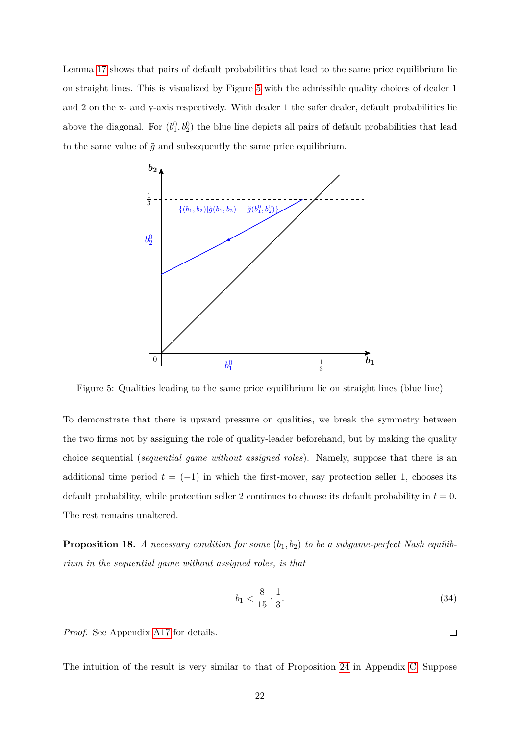Lemma 17 shows that pairs of default probabilities that lead to the same price equilibrium lie on straight lines. This is visualized by Figure 5 with the admissible quality choices of dealer 1 and 2 on the x- and y-axis respectively. With dealer 1 the safer dealer, default probabilities lie above the diagonal. For $(b_1^0, b_2^0)$ the blue line depicts all pairs of default probabilities that lead to the same value of $\tilde{g}$ and subsequently the same price equilibrium.

Figure 5: Qualities leading to the same price equilibrium lie on straight lines (blue line)

To demonstrate that there is upward pressure on qualities, we break the symmetry between the two firms not by assigning the role of quality-leader beforehand, but by making the quality choice sequential (*sequential game without assigned roles*). Namely, suppose that there is an additional time period $t = (-1)$ in which the first-mover, say protection seller 1, chooses its default probability, while protection seller 2 continues to choose its default probability in $t = 0$. The rest remains unaltered.

**Proposition 18.** *A necessary condition for some $(b_1, b_2)$ to be a subgame-perfect Nash equilibrium in the sequential game without assigned roles, is that*

$$b_1 < \frac{8}{15} \cdot \frac{1}{3}. \tag{34}$$

*Proof.* See Appendix A17 for details. □

The intuition of the result is very similar to that of Proposition 24 in Appendix C. Suppose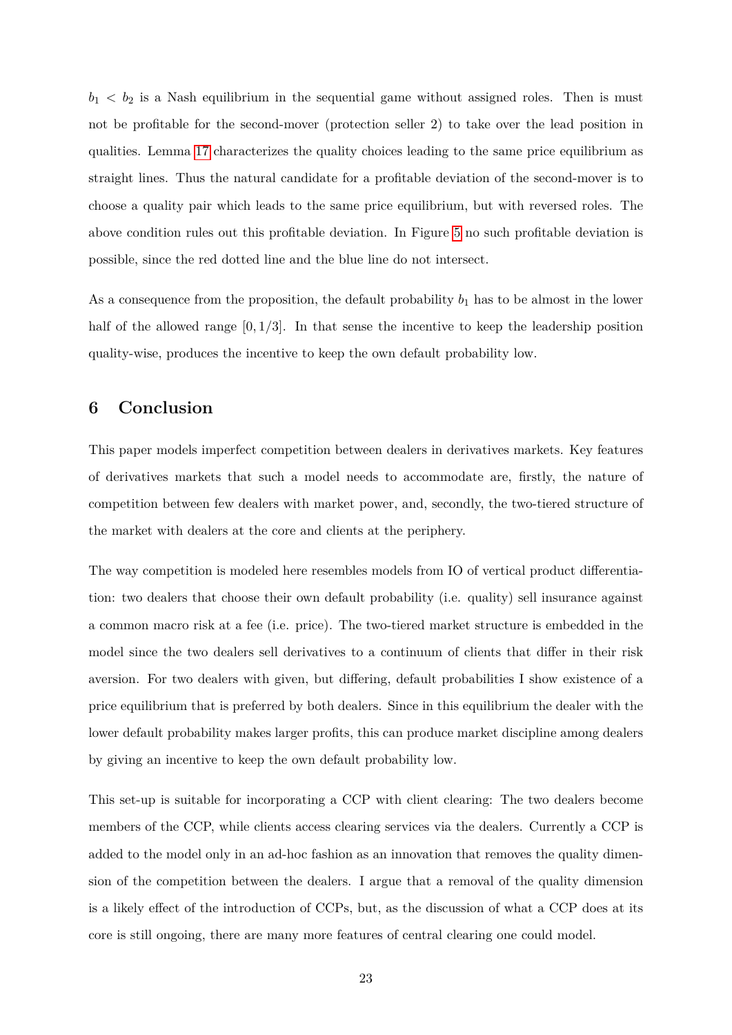$b_1 < b_2$ is a Nash equilibrium in the sequential game without assigned roles. Then is must not be profitable for the second-mover (protection seller 2) to take over the lead position in qualities. Lemma 17 characterizes the quality choices leading to the same price equilibrium as straight lines. Thus the natural candidate for a profitable deviation of the second-mover is to choose a quality pair which leads to the same price equilibrium, but with reversed roles. The above condition rules out this profitable deviation. In Figure 5 no such profitable deviation is possible, since the red dotted line and the blue line do not intersect.

As a consequence from the proposition, the default probability $b_1$ has to be almost in the lower half of the allowed range $[0, 1/3]$. In that sense the incentive to keep the leadership position quality-wise, produces the incentive to keep the own default probability low.

## 6 Conclusion

This paper models imperfect competition between dealers in derivatives markets. Key features of derivatives markets that such a model needs to accommodate are, firstly, the nature of competition between few dealers with market power, and, secondly, the two-tiered structure of the market with dealers at the core and clients at the periphery.

The way competition is modeled here resembles models from IO of vertical product differentiation: two dealers that choose their own default probability (i.e. quality) sell insurance against a common macro risk at a fee (i.e. price). The two-tiered market structure is embedded in the model since the two dealers sell derivatives to a continuum of clients that differ in their risk aversion. For two dealers with given, but differing, default probabilities I show existence of a price equilibrium that is preferred by both dealers. Since in this equilibrium the dealer with the lower default probability makes larger profits, this can produce market discipline among dealers by giving an incentive to keep the own default probability low.

This set-up is suitable for incorporating a CCP with client clearing: The two dealers become members of the CCP, while clients access clearing services via the dealers. Currently a CCP is added to the model only in an ad-hoc fashion as an innovation that removes the quality dimension of the competition between the dealers. I argue that a removal of the quality dimension is a likely effect of the introduction of CCPs, but, as the discussion of what a CCP does at its core is still ongoing, there are many more features of central clearing one could model.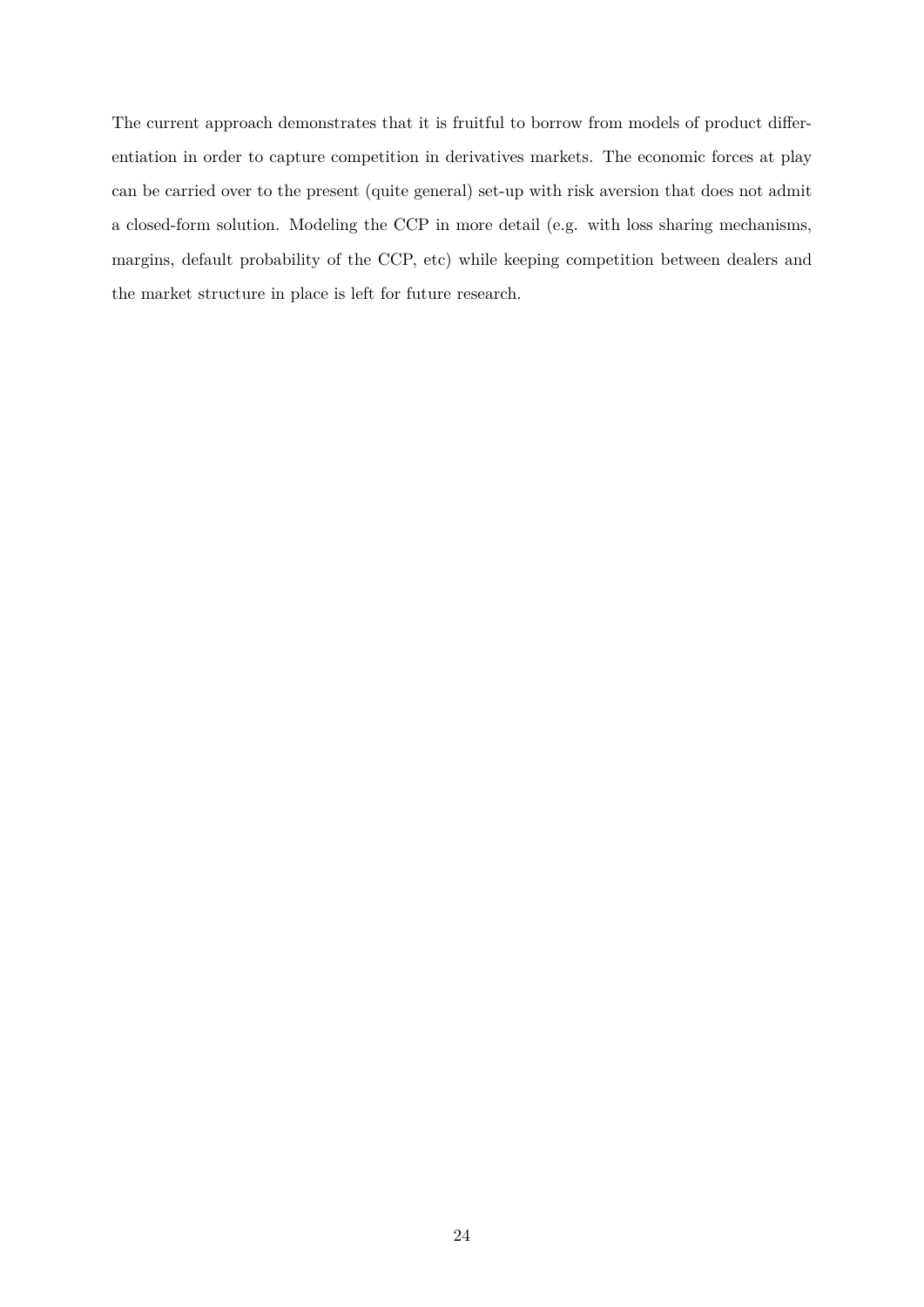The current approach demonstrates that it is fruitful to borrow from models of product differentiation in order to capture competition in derivatives markets. The economic forces at play can be carried over to the present (quite general) set-up with risk aversion that does not admit a closed-form solution. Modeling the CCP in more detail (e.g. with loss sharing mechanisms, margins, default probability of the CCP, etc) while keeping competition between dealers and the market structure in place is left for future research.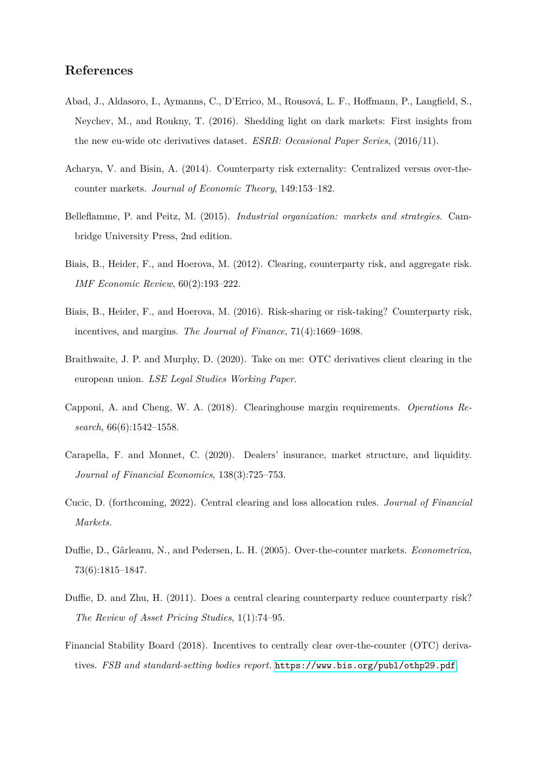## References

Abad, J., Aldasoro, I., Aymanns, C., D'Errico, M., Rousová, L. F., Hoffmann, P., Langfield, S., Neychev, M., and Roukny, T. (2016). Shedding light on dark markets: First insights from the new eu-wide otc derivatives dataset. *ESRB: Occasional Paper Series*, (2016/11).

Acharya, V. and Bisin, A. (2014). Counterparty risk externality: Centralized versus over-the-counter markets. *Journal of Economic Theory*, 149:153–182.

Belleflamme, P. and Peitz, M. (2015). *Industrial organization: markets and strategies*. Cambridge University Press, 2nd edition.

Biais, B., Heider, F., and Hoerova, M. (2012). Clearing, counterparty risk, and aggregate risk. *IMF Economic Review*, 60(2):193–222.

Biais, B., Heider, F., and Hoerova, M. (2016). Risk-sharing or risk-taking? Counterparty risk, incentives, and margins. *The Journal of Finance*, 71(4):1669–1698.

Braithwaite, J. P. and Murphy, D. (2020). Take on me: OTC derivatives client clearing in the european union. *LSE Legal Studies Working Paper*.

Capponi, A. and Cheng, W. A. (2018). Clearinghouse margin requirements. *Operations Research*, 66(6):1542–1558.

Carapella, F. and Monnet, C. (2020). Dealers' insurance, market structure, and liquidity. *Journal of Financial Economics*, 138(3):725–753.

Cucic, D. (forthcoming, 2022). Central clearing and loss allocation rules. *Journal of Financial Markets*.

Duffie, D., Gârleanu, N., and Pedersen, L. H. (2005). Over-the-counter markets. *Econometrica*, 73(6):1815–1847.

Duffie, D. and Zhu, H. (2011). Does a central clearing counterparty reduce counterparty risk? *The Review of Asset Pricing Studies*, 1(1):74–95.

Financial Stability Board (2018). Incentives to centrally clear over-the-counter (OTC) derivatives. *FSB and standard-setting bodies report*. https://www.bis.org/publ/othp29.pdf.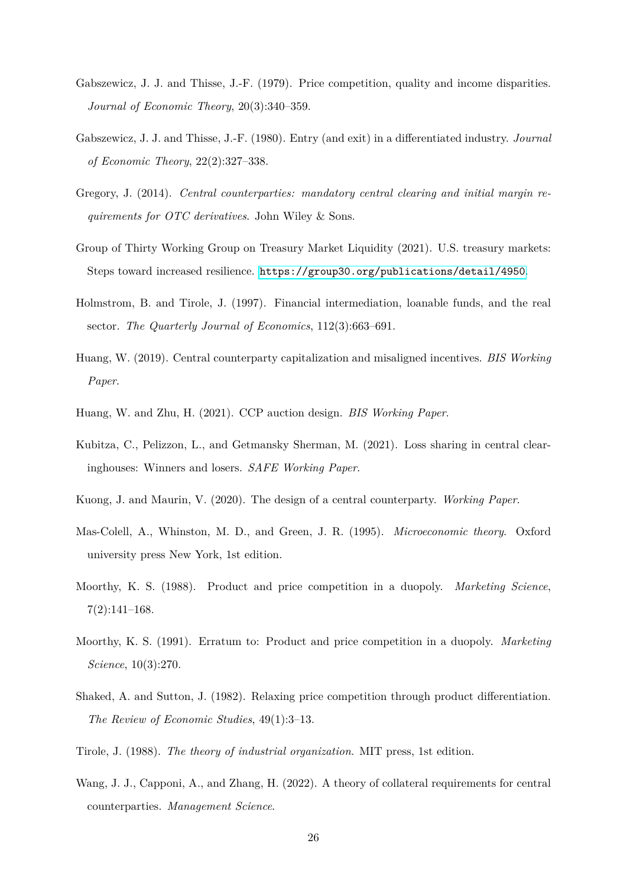Gabszewicz, J. J. and Thisse, J.-F. (1979). Price competition, quality and income disparities. *Journal of Economic Theory*, 20(3):340–359.

Gabszewicz, J. J. and Thisse, J.-F. (1980). Entry (and exit) in a differentiated industry. *Journal of Economic Theory*, 22(2):327–338.

Gregory, J. (2014). *Central counterparties: mandatory central clearing and initial margin requirements for OTC derivatives*. John Wiley & Sons.

Group of Thirty Working Group on Treasury Market Liquidity (2021). U.S. treasury markets: Steps toward increased resilience. https://group30.org/publications/detail/4950.

Holmstrom, B. and Tirole, J. (1997). Financial intermediation, loanable funds, and the real sector. *The Quarterly Journal of Economics*, 112(3):663–691.

Huang, W. (2019). Central counterparty capitalization and misaligned incentives. *BIS Working Paper*.

Huang, W. and Zhu, H. (2021). CCP auction design. *BIS Working Paper*.

Kubitza, C., Pelizzon, L., and Getmansky Sherman, M. (2021). Loss sharing in central clearinghouses: Winners and losers. *SAFE Working Paper*.

Kuong, J. and Maurin, V. (2020). The design of a central counterparty. *Working Paper*.

Mas-Colell, A., Whinston, M. D., and Green, J. R. (1995). *Microeconomic theory*. Oxford university press New York, 1st edition.

Moorthy, K. S. (1988). Product and price competition in a duopoly. *Marketing Science*, 7(2):141–168.

Moorthy, K. S. (1991). Erratum to: Product and price competition in a duopoly. *Marketing Science*, 10(3):270.

Shaked, A. and Sutton, J. (1982). Relaxing price competition through product differentiation. *The Review of Economic Studies*, 49(1):3–13.

Tirole, J. (1988). *The theory of industrial organization*. MIT press, 1st edition.

Wang, J. J., Capponi, A., and Zhang, H. (2022). A theory of collateral requirements for central counterparties. *Management Science*.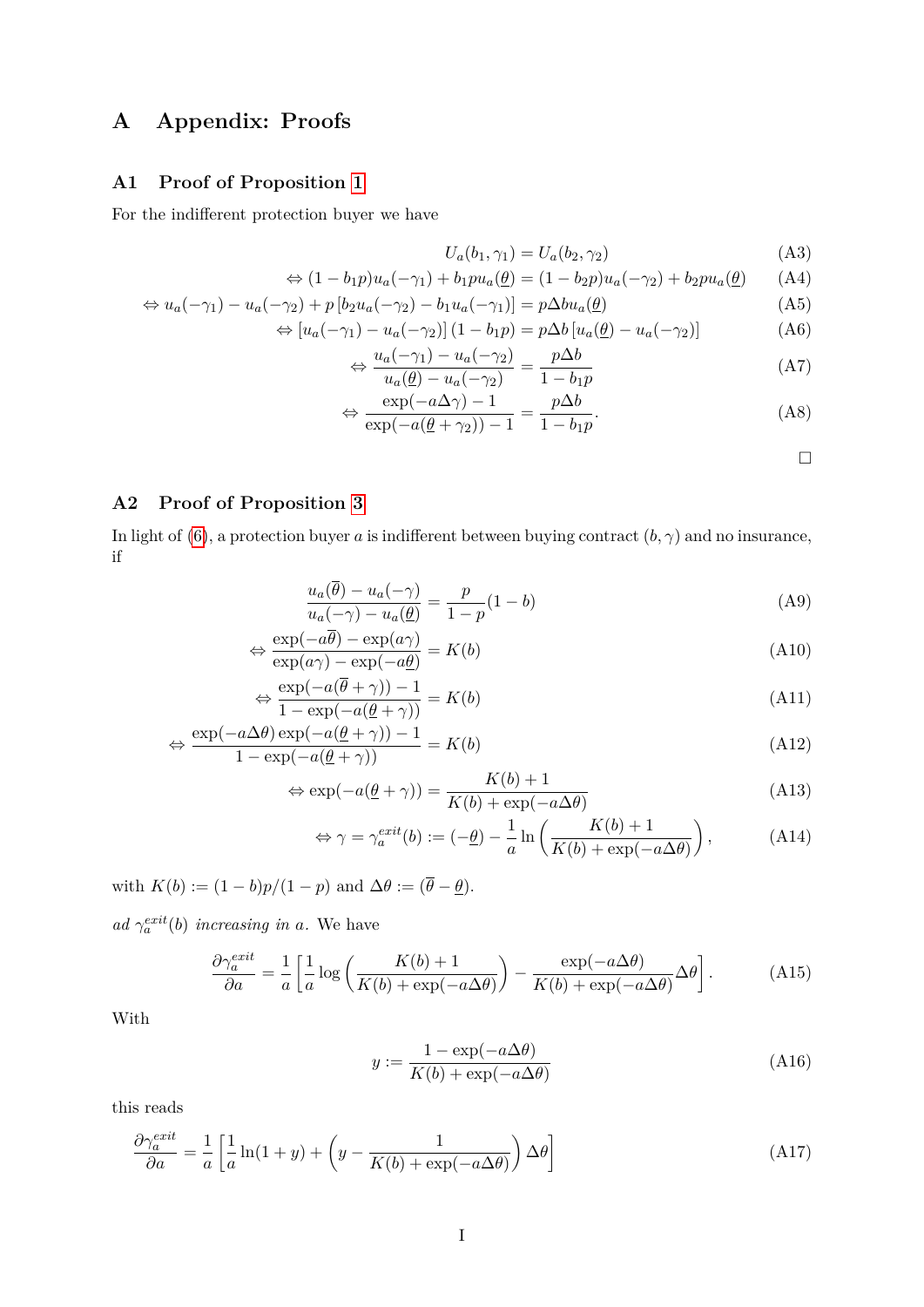# A Appendix: Proofs

## A1 Proof of Proposition 1

For the indifferent protection buyer we have

$$U_a(b_1, \gamma_1) = U_a(b_2, \gamma_2) \tag{A3}$$

$$\Leftrightarrow (1 - b_1 p)u_a(-\gamma_1) + b_1 p u_a(\underline{\theta}) = (1 - b_2 p)u_a(-\gamma_2) + b_2 p u_a(\underline{\theta}) \tag{A4}$$

$$\Leftrightarrow u_a(-\gamma_1) - u_a(-\gamma_2) + p\left[b_2 u_a(-\gamma_2) - b_1 u_a(-\gamma_1)\right] = p\Delta b u_a(\underline{\theta}) \tag{A5}$$

$$\Leftrightarrow \left[u_a(-\gamma_1) - u_a(-\gamma_2)\right](1 - b_1 p) = p\Delta b\left[u_a(\underline{\theta}) - u_a(-\gamma_2)\right] \tag{A6}$$

$$\Leftrightarrow \frac{u_a(-\gamma_1) - u_a(-\gamma_2)}{u_a(\underline{\theta}) - u_a(-\gamma_2)} = \frac{p\Delta b}{1 - b_1 p} \tag{A7}$$

$$\Leftrightarrow \frac{\exp(-a\Delta\gamma) - 1}{\exp(-a(\underline{\theta} + \gamma_2)) - 1} = \frac{p\Delta b}{1 - b_1 p}. \tag{A8}$$

□

## A2 Proof of Proposition 3

In light of (6), a protection buyer $a$ is indifferent between buying contract $(b, \gamma)$ and no insurance, if

$$\frac{u_a(\overline{\theta}) - u_a(-\gamma)}{u_a(-\gamma) - u_a(\underline{\theta})} = \frac{p}{1 - p}(1 - b) \tag{A9}$$

$$\Leftrightarrow \frac{\exp(-a\overline{\theta}) - \exp(a\gamma)}{\exp(a\gamma) - \exp(-a\underline{\theta})} = K(b) \tag{A10}$$

$$\Leftrightarrow \frac{\exp(-a(\overline{\theta} + \gamma)) - 1}{1 - \exp(-a(\underline{\theta} + \gamma))} = K(b) \tag{A11}$$

$$\Leftrightarrow \frac{\exp(-a\Delta\theta)\exp(-a(\underline{\theta} + \gamma)) - 1}{1 - \exp(-a(\underline{\theta} + \gamma))} = K(b) \tag{A12}$$

$$\Leftrightarrow \exp(-a(\underline{\theta} + \gamma)) = \frac{K(b) + 1}{K(b) + \exp(-a\Delta\theta)} \tag{A13}$$

$$\Leftrightarrow \gamma = \gamma_a^{exit}(b) := (-\underline{\theta}) - \frac{1}{a}\ln\left(\frac{K(b) + 1}{K(b) + \exp(-a\Delta\theta)}\right), \tag{A14}$$

with $K(b) := (1 - b)p/(1 - p)$ and $\Delta\theta := (\overline{\theta} - \underline{\theta})$.

*ad* $\gamma_a^{exit}(b)$ *increasing in* $a$. We have

$$\frac{\partial\gamma_a^{exit}}{\partial a} = \frac{1}{a}\left[\frac{1}{a}\log\left(\frac{K(b) + 1}{K(b) + \exp(-a\Delta\theta)}\right) - \frac{\exp(-a\Delta\theta)}{K(b) + \exp(-a\Delta\theta)}\Delta\theta\right]. \tag{A15}$$

With

$$y := \frac{1 - \exp(-a\Delta\theta)}{K(b) + \exp(-a\Delta\theta)} \tag{A16}$$

this reads

$$\frac{\partial\gamma_a^{exit}}{\partial a} = \frac{1}{a}\left[\frac{1}{a}\ln(1 + y) + \left(y - \frac{1}{K(b) + \exp(-a\Delta\theta)}\right)\Delta\theta\right] \tag{A17}$$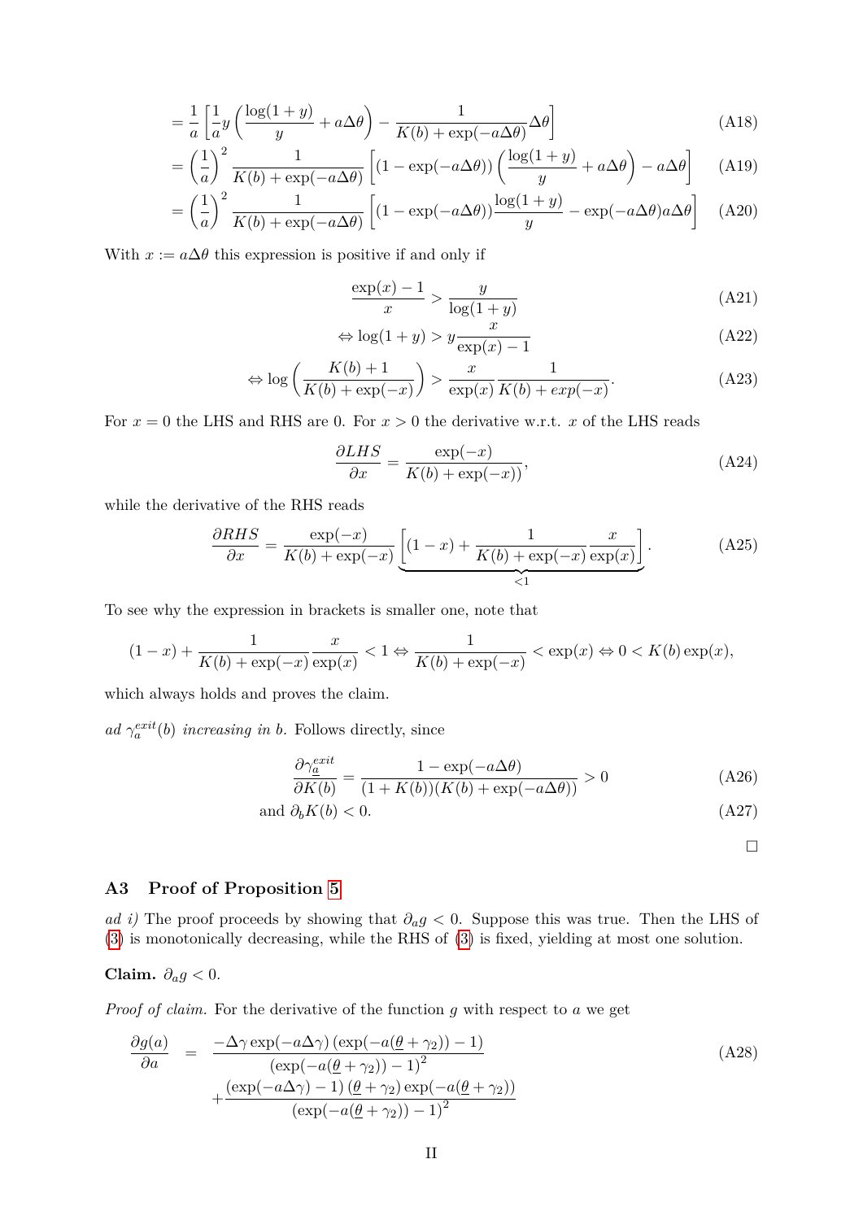$$= \frac{1}{a}\left[\frac{1}{a}y\left(\frac{\log(1+y)}{y} + a\Delta\theta\right) - \frac{1}{K(b)+\exp(-a\Delta\theta)}\Delta\theta\right] \tag{A18}$$

$$= \left(\frac{1}{a}\right)^2 \frac{1}{K(b)+\exp(-a\Delta\theta)}\left[(1-\exp(-a\Delta\theta))\left(\frac{\log(1+y)}{y} + a\Delta\theta\right) - a\Delta\theta\right] \tag{A19}$$

$$= \left(\frac{1}{a}\right)^2 \frac{1}{K(b)+\exp(-a\Delta\theta)}\left[(1-\exp(-a\Delta\theta))\frac{\log(1+y)}{y} - \exp(-a\Delta\theta)a\Delta\theta\right] \tag{A20}$$

With $x := a\Delta\theta$ this expression is positive if and only if

$$\frac{\exp(x)-1}{x} > \frac{y}{\log(1+y)} \tag{A21}$$

$$\Leftrightarrow \log(1+y) > y\frac{x}{\exp(x)-1} \tag{A22}$$

$$\Leftrightarrow \log\left(\frac{K(b)+1}{K(b)+\exp(-x)}\right) > \frac{x}{\exp(x)}\frac{1}{K(b)+exp(-x)}. \tag{A23}$$

For $x = 0$ the LHS and RHS are 0. For $x > 0$ the derivative w.r.t. $x$ of the LHS reads

$$\frac{\partial LHS}{\partial x} = \frac{\exp(-x)}{K(b)+\exp(-x))}, \tag{A24}$$

while the derivative of the RHS reads

$$\frac{\partial RHS}{\partial x} = \frac{\exp(-x)}{K(b)+\exp(-x)}\underbrace{\left[(1-x) + \frac{1}{K(b)+\exp(-x)}\frac{x}{\exp(x)}\right]}_{<1}. \tag{A25}$$

To see why the expression in brackets is smaller one, note that

$$(1-x) + \frac{1}{K(b)+\exp(-x)}\frac{x}{\exp(x)} < 1 \Leftrightarrow \frac{1}{K(b)+\exp(-x)} < \exp(x) \Leftrightarrow 0 < K(b)\exp(x),$$

which always holds and proves the claim.

*ad $\gamma_a^{exit}(b)$ increasing in b.* Follows directly, since

$$\frac{\partial \gamma_{\underline{a}}^{exit}}{\partial K(b)} = \frac{1-\exp(-a\Delta\theta)}{(1+K(b))(K(b)+\exp(-a\Delta\theta))} > 0 \tag{A26}$$

$$\text{and } \partial_b K(b) < 0. \tag{A27}$$

□

### A3 Proof of Proposition 5

*ad i)* The proof proceeds by showing that $\partial_a g < 0$. Suppose this was true. Then the LHS of (3) is monotonically decreasing, while the RHS of (3) is fixed, yielding at most one solution.

**Claim.** $\partial_a g < 0$.

*Proof of claim.* For the derivative of the function $g$ with respect to $a$ we get

$$\frac{\partial g(a)}{\partial a} = \frac{-\Delta\gamma\exp(-a\Delta\gamma)\left(\exp(-a(\underline{\theta}+\gamma_2))-1\right)}{\left(\exp(-a(\underline{\theta}+\gamma_2))-1\right)^2} + \frac{\left(\exp(-a\Delta\gamma)-1\right)(\underline{\theta}+\gamma_2)\exp(-a(\underline{\theta}+\gamma_2))}{\left(\exp(-a(\underline{\theta}+\gamma_2))-1\right)^2} \tag{A28}$$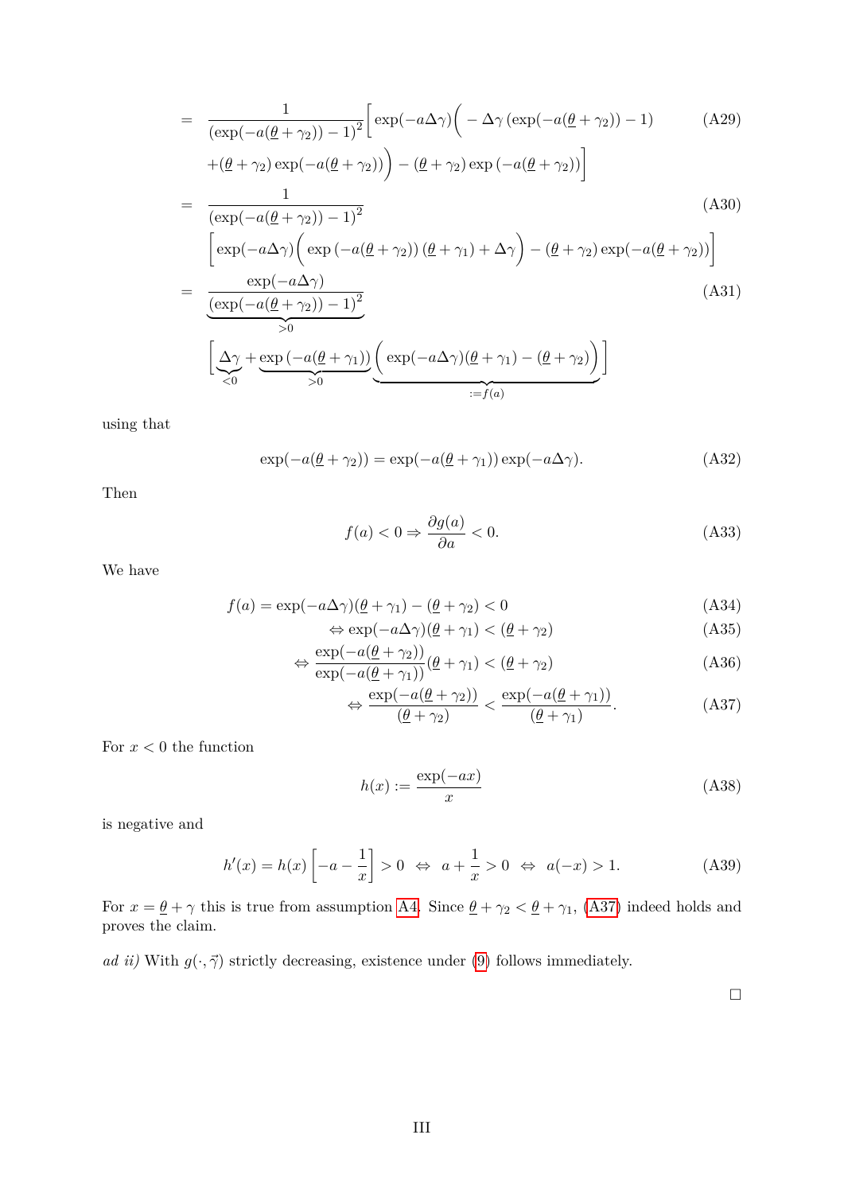$$
\begin{aligned}
&= \frac{1}{\left(\exp(-a(\underline{\theta}+\gamma_2))-1\right)^2}\Big[\exp(-a\Delta\gamma)\Big(-\Delta\gamma\left(\exp(-a(\underline{\theta}+\gamma_2))-1\right) \\
&\quad +(\underline{\theta}+\gamma_2)\exp(-a(\underline{\theta}+\gamma_2))\Big)-(\underline{\theta}+\gamma_2)\exp\left(-a(\underline{\theta}+\gamma_2)\right)\Big]
\end{aligned}
\tag{A29}
$$

$$
\begin{aligned}
&= \frac{1}{\left(\exp(-a(\underline{\theta}+\gamma_2))-1\right)^2} \\
&\quad \Big[\exp(-a\Delta\gamma)\Big(\exp\left(-a(\underline{\theta}+\gamma_2)\right)(\underline{\theta}+\gamma_1)+\Delta\gamma\Big)-(\underline{\theta}+\gamma_2)\exp(-a(\underline{\theta}+\gamma_2))\Big]
\end{aligned}
\tag{A30}
$$

$$
\begin{aligned}
&= \underbrace{\frac{\exp(-a\Delta\gamma)}{\left(\exp(-a(\underline{\theta}+\gamma_2))-1\right)^2}}_{>0} \\
&\quad \Big[\underbrace{\Delta\gamma}_{<0}+\underbrace{\exp\left(-a(\underline{\theta}+\gamma_1)\right)}_{>0}\underbrace{\Big(\exp(-a\Delta\gamma)(\underline{\theta}+\gamma_1)-(\underline{\theta}+\gamma_2)\Big)}_{:=f(a)}\Big]
\end{aligned}
\tag{A31}
$$

using that

$$
\exp(-a(\underline{\theta}+\gamma_2)) = \exp(-a(\underline{\theta}+\gamma_1))\exp(-a\Delta\gamma). \tag{A32}
$$

Then

$$
f(a)<0 \Rightarrow \frac{\partial g(a)}{\partial a}<0. \tag{A33}
$$

We have

$$
f(a)=\exp(-a\Delta\gamma)(\underline{\theta}+\gamma_1)-(\underline{\theta}+\gamma_2)<0 \tag{A34}
$$

$$
\Leftrightarrow \exp(-a\Delta\gamma)(\underline{\theta}+\gamma_1)<(\underline{\theta}+\gamma_2) \tag{A35}
$$

$$
\Leftrightarrow \frac{\exp(-a(\underline{\theta}+\gamma_2))}{\exp(-a(\underline{\theta}+\gamma_1))}(\underline{\theta}+\gamma_1)<(\underline{\theta}+\gamma_2) \tag{A36}
$$

$$
\Leftrightarrow \frac{\exp(-a(\underline{\theta}+\gamma_2))}{(\underline{\theta}+\gamma_2)}<\frac{\exp(-a(\underline{\theta}+\gamma_1))}{(\underline{\theta}+\gamma_1)}. \tag{A37}
$$

For $x<0$ the function

$$
h(x):=\frac{\exp(-ax)}{x} \tag{A38}
$$

is negative and

$$
h'(x)=h(x)\left[-a-\frac{1}{x}\right]>0 \;\Leftrightarrow\; a+\frac{1}{x}>0 \;\Leftrightarrow\; a(-x)>1. \tag{A39}
$$

For $x=\underline{\theta}+\gamma$ this is true from assumption A4. Since $\underline{\theta}+\gamma_2<\underline{\theta}+\gamma_1$, (A37) indeed holds and proves the claim.

*ad ii)* With $g(\cdot,\vec{\gamma})$ strictly decreasing, existence under (9) follows immediately.

□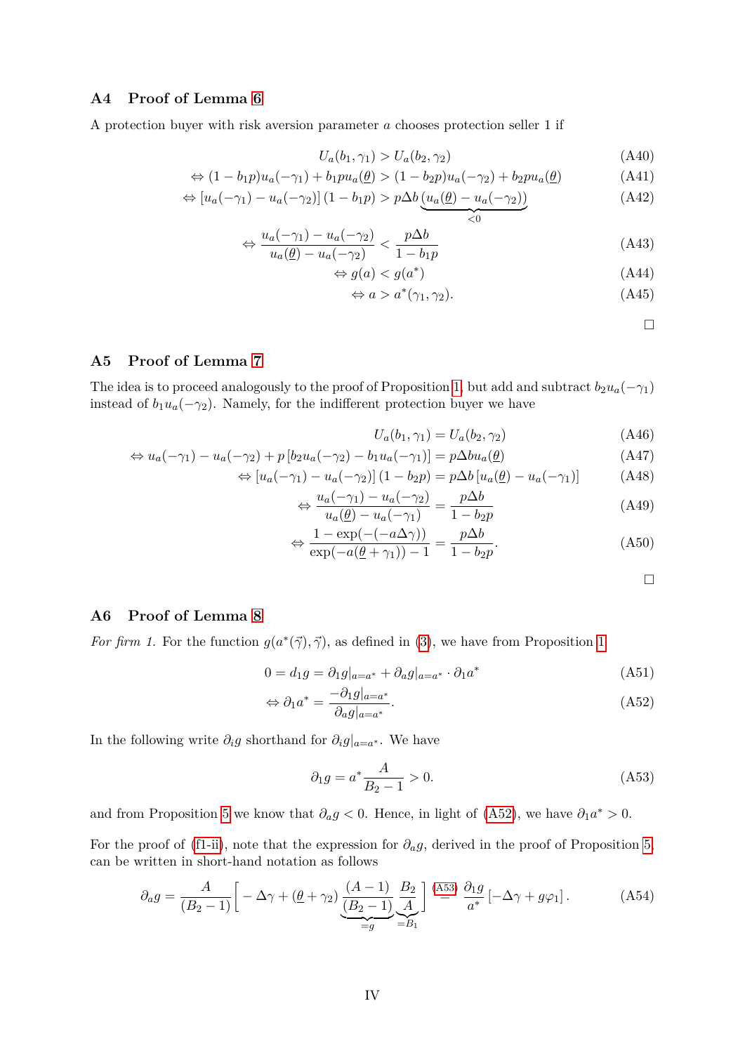### A4 Proof of Lemma 6

A protection buyer with risk aversion parameter $a$ chooses protection seller 1 if

$$U_a(b_1, \gamma_1) > U_a(b_2, \gamma_2) \tag{A40}$$

$$\Leftrightarrow (1 - b_1 p) u_a(-\gamma_1) + b_1 p u_a(\underline{\theta}) > (1 - b_2 p) u_a(-\gamma_2) + b_2 p u_a(\underline{\theta}) \tag{A41}$$

$$\Leftrightarrow [u_a(-\gamma_1) - u_a(-\gamma_2)] (1 - b_1 p) > p\Delta b \underbrace{(u_a(\underline{\theta}) - u_a(-\gamma_2))}_{<0} \tag{A42}$$

$$\Leftrightarrow \frac{u_a(-\gamma_1) - u_a(-\gamma_2)}{u_a(\underline{\theta}) - u_a(-\gamma_2)} < \frac{p\Delta b}{1 - b_1 p} \tag{A43}$$

$$\Leftrightarrow g(a) < g(a^*) \tag{A44}$$

$$\Leftrightarrow a > a^*(\gamma_1, \gamma_2). \tag{A45}$$

□

### A5 Proof of Lemma 7

The idea is to proceed analogously to the proof of Proposition 1, but add and subtract $b_2 u_a(-\gamma_1)$ instead of $b_1 u_a(-\gamma_2)$. Namely, for the indifferent protection buyer we have

$$U_a(b_1, \gamma_1) = U_a(b_2, \gamma_2) \tag{A46}$$

$$\Leftrightarrow u_a(-\gamma_1) - u_a(-\gamma_2) + p\left[b_2 u_a(-\gamma_2) - b_1 u_a(-\gamma_1)\right] = p\Delta b u_a(\underline{\theta}) \tag{A47}$$

$$\Leftrightarrow [u_a(-\gamma_1) - u_a(-\gamma_2)] (1 - b_2 p) = p\Delta b \left[u_a(\underline{\theta}) - u_a(-\gamma_1)\right] \tag{A48}$$

$$\Leftrightarrow \frac{u_a(-\gamma_1) - u_a(-\gamma_2)}{u_a(\underline{\theta}) - u_a(-\gamma_1)} = \frac{p\Delta b}{1 - b_2 p} \tag{A49}$$

$$\Leftrightarrow \frac{1 - \exp(-(-a\Delta\gamma))}{\exp(-a(\underline{\theta} + \gamma_1)) - 1} = \frac{p\Delta b}{1 - b_2 p}. \tag{A50}$$

□

### A6 Proof of Lemma 8

*For firm 1.* For the function $g(a^*(\vec{\gamma}), \vec{\gamma})$, as defined in (3), we have from Proposition 1

$$0 = d_1 g = \partial_1 g|_{a=a^*} + \partial_a g|_{a=a^*} \cdot \partial_1 a^* \tag{A51}$$

$$\Leftrightarrow \partial_1 a^* = \frac{-\partial_1 g|_{a=a^*}}{\partial_a g|_{a=a^*}}. \tag{A52}$$

In the following write $\partial_i g$ shorthand for $\partial_i g|_{a=a^*}$. We have

$$\partial_1 g = a^* \frac{A}{B_2 - 1} > 0. \tag{A53}$$

and from Proposition 5 we know that $\partial_a g < 0$. Hence, in light of (A52), we have $\partial_1 a^* > 0$.

For the proof of (f1-ii), note that the expression for $\partial_a g$, derived in the proof of Proposition 5, can be written in short-hand notation as follows

$$\partial_a g = \frac{A}{(B_2 - 1)} \bigg[ -\Delta\gamma + (\underline{\theta} + \gamma_2) \underbrace{\frac{(A-1)}{(B_2 - 1)}}_{=g} \underbrace{\frac{B_2}{A}}_{=B_1} \bigg] \overset{(A53)}{=} \frac{\partial_1 g}{a^*} \left[-\Delta\gamma + g\varphi_1\right]. \tag{A54}$$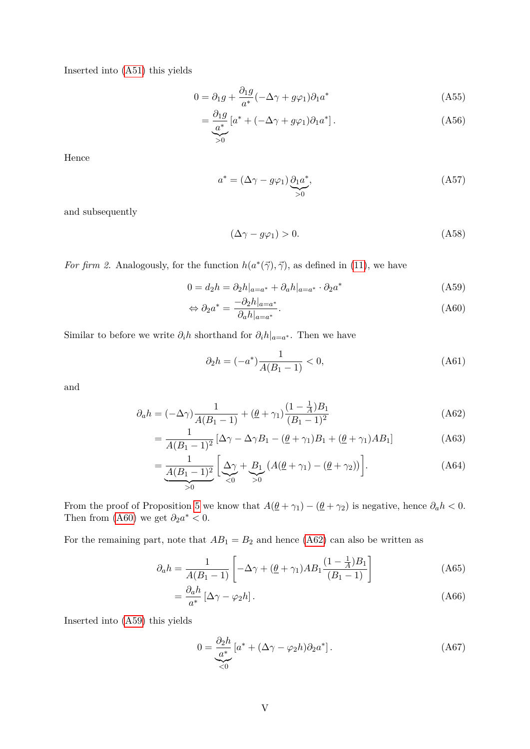Inserted into (A51) this yields

$$0 = \partial_1 g + \frac{\partial_1 g}{a^*}(-\Delta\gamma + g\varphi_1)\partial_1 a^* \tag{A55}$$

$$= \underbrace{\frac{\partial_1 g}{a^*}}_{>0}\left[a^* + (-\Delta\gamma + g\varphi_1)\partial_1 a^*\right]. \tag{A56}$$

Hence

$$a^* = (\Delta\gamma - g\varphi_1)\underbrace{\partial_1 a^*}_{>0}, \tag{A57}$$

and subsequently

$$(\Delta\gamma - g\varphi_1) > 0. \tag{A58}$$

*For firm 2.* Analogously, for the function $h(a^*(\vec{\gamma}), \vec{\gamma})$, as defined in (11), we have

$$0 = d_2 h = \partial_2 h|_{a=a^*} + \partial_a h|_{a=a^*} \cdot \partial_2 a^* \tag{A59}$$

$$\Leftrightarrow \partial_2 a^* = \frac{-\partial_2 h|_{a=a^*}}{\partial_a h|_{a=a^*}}. \tag{A60}$$

Similar to before we write $\partial_i h$ shorthand for $\partial_i h|_{a=a^*}$. Then we have

$$\partial_2 h = (-a^*)\frac{1}{A(B_1 - 1)} < 0, \tag{A61}$$

and

$$\partial_a h = (-\Delta\gamma)\frac{1}{A(B_1-1)} + (\underline{\theta} + \gamma_1)\frac{(1-\frac{1}{A})B_1}{(B_1-1)^2} \tag{A62}$$

$$= \frac{1}{A(B_1-1)^2}\left[\Delta\gamma - \Delta\gamma B_1 - (\underline{\theta}+\gamma_1)B_1 + (\underline{\theta}+\gamma_1)AB_1\right] \tag{A63}$$

$$= \underbrace{\frac{1}{A(B_1-1)^2}}_{>0}\left[\underbrace{\Delta\gamma}_{<0} + \underbrace{B_1}_{>0}\left(A(\underline{\theta}+\gamma_1) - (\underline{\theta}+\gamma_2)\right)\right]. \tag{A64}$$

From the proof of Proposition 5 we know that $A(\underline{\theta}+\gamma_1) - (\underline{\theta}+\gamma_2)$ is negative, hence $\partial_a h < 0$. Then from (A60) we get $\partial_2 a^* < 0$.

For the remaining part, note that $AB_1 = B_2$ and hence (A62) can also be written as

$$\partial_a h = \frac{1}{A(B_1-1)}\left[-\Delta\gamma + (\underline{\theta}+\gamma_1)AB_1\frac{(1-\frac{1}{A})B_1}{(B_1-1)}\right] \tag{A65}$$

$$= \frac{\partial_a h}{a^*}\left[\Delta\gamma - \varphi_2 h\right]. \tag{A66}$$

Inserted into (A59) this yields

$$0 = \underbrace{\frac{\partial_2 h}{a^*}}_{<0}\left[a^* + (\Delta\gamma - \varphi_2 h)\partial_2 a^*\right]. \tag{A67}$$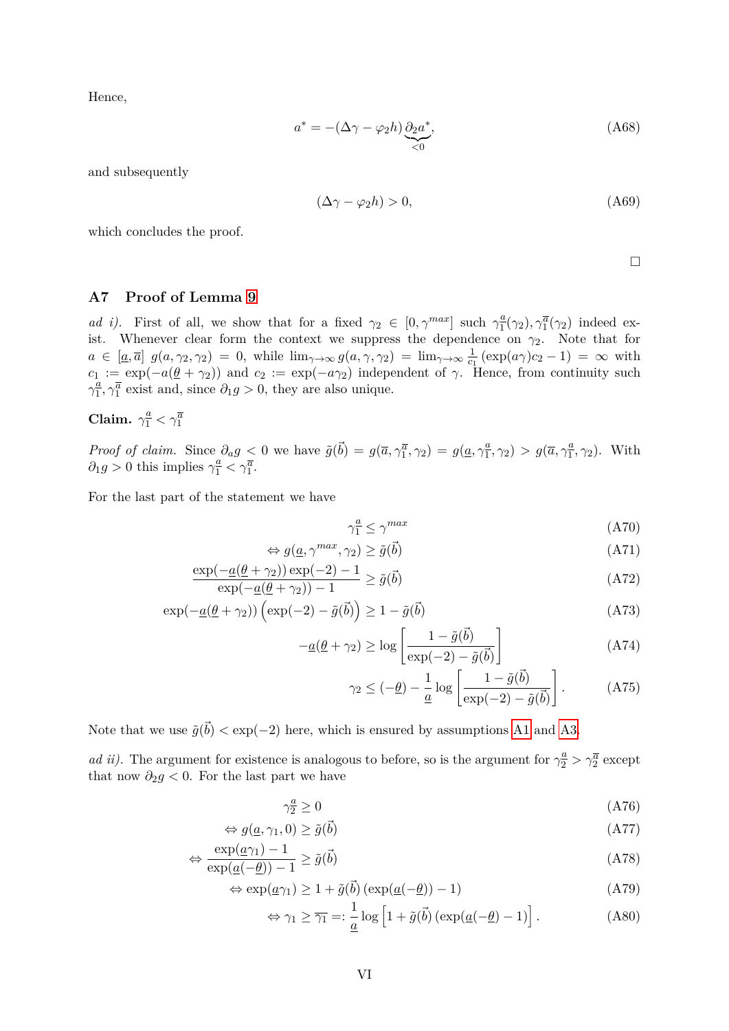Hence,

$$a^* = -(\Delta\gamma - \varphi_2 h)\underbrace{\partial_2 a^*}_{<0}, \tag{A68}$$

and subsequently

$$(\Delta\gamma - \varphi_2 h) > 0, \tag{A69}$$

which concludes the proof.

□

## A7 Proof of Lemma 9

*ad i).* First of all, we show that for a fixed $\gamma_2 \in [0, \gamma^{max}]$ such $\gamma_1^{\underline{a}}(\gamma_2), \gamma_1^{\overline{a}}(\gamma_2)$ indeed exist. Whenever clear form the context we suppress the dependence on $\gamma_2$. Note that for $a \in [\underline{a}, \overline{a}]$ $g(a, \gamma_2, \gamma_2) = 0$, while $\lim_{\gamma\to\infty} g(a, \gamma, \gamma_2) = \lim_{\gamma\to\infty} \frac{1}{c_1}(\exp(a\gamma)c_2 - 1) = \infty$ with $c_1 := \exp(-a(\underline{\theta} + \gamma_2))$ and $c_2 := \exp(-a\gamma_2)$ independent of $\gamma$. Hence, from continuity such $\gamma_1^{\underline{a}}, \gamma_1^{\overline{a}}$ exist and, since $\partial_1 g > 0$, they are also unique.

**Claim.** $\gamma_1^{\underline{a}} < \gamma_1^{\overline{a}}$

*Proof of claim.* Since $\partial_a g < 0$ we have $\tilde{g}(\vec{b}) = g(\overline{a}, \gamma_1^{\overline{a}}, \gamma_2) = g(\underline{a}, \gamma_1^{\underline{a}}, \gamma_2) > g(\overline{a}, \gamma_1^{\underline{a}}, \gamma_2)$. With $\partial_1 g > 0$ this implies $\gamma_1^{\underline{a}} < \gamma_1^{\overline{a}}$.

For the last part of the statement we have

$$\gamma_1^{\underline{a}} \le \gamma^{max} \tag{A70}$$

$$\Leftrightarrow g(\underline{a}, \gamma^{max}, \gamma_2) \ge \tilde{g}(\vec{b}) \tag{A71}$$

$$\frac{\exp(-\underline{a}(\underline{\theta} + \gamma_2))\exp(-2) - 1}{\exp(-\underline{a}(\underline{\theta} + \gamma_2)) - 1} \ge \tilde{g}(\vec{b}) \tag{A72}$$

$$\exp(-\underline{a}(\underline{\theta} + \gamma_2))\left(\exp(-2) - \tilde{g}(\vec{b})\right) \ge 1 - \tilde{g}(\vec{b}) \tag{A73}$$

$$-\underline{a}(\underline{\theta} + \gamma_2) \ge \log\left[\frac{1 - \tilde{g}(\vec{b})}{\exp(-2) - \tilde{g}(\vec{b})}\right] \tag{A74}$$

$$\gamma_2 \le (-\underline{\theta}) - \frac{1}{\underline{a}}\log\left[\frac{1 - \tilde{g}(\vec{b})}{\exp(-2) - \tilde{g}(\vec{b})}\right]. \tag{A75}$$

Note that we use $\tilde{g}(\vec{b}) < \exp(-2)$ here, which is ensured by assumptions A1 and A3.

*ad ii).* The argument for existence is analogous to before, so is the argument for $\gamma_2^{\underline{a}} > \gamma_2^{\overline{a}}$ except that now $\partial_2 g < 0$. For the last part we have

$$\gamma_2^{\underline{a}} \ge 0 \tag{A76}$$

$$\Leftrightarrow g(\underline{a}, \gamma_1, 0) \ge \tilde{g}(\vec{b}) \tag{A77}$$

$$\Leftrightarrow \frac{\exp(\underline{a}\gamma_1) - 1}{\exp(\underline{a}(-\underline{\theta})) - 1} \ge \tilde{g}(\vec{b}) \tag{A78}$$

$$\Leftrightarrow \exp(\underline{a}\gamma_1) \ge 1 + \tilde{g}(\vec{b})\left(\exp(\underline{a}(-\underline{\theta})) - 1\right) \tag{A79}$$

$$\Leftrightarrow \gamma_1 \ge \overline{\gamma_1} =: \frac{1}{\underline{a}}\log\left[1 + \tilde{g}(\vec{b})\left(\exp(\underline{a}(-\underline{\theta}) - 1\right)\right]. \tag{A80}$$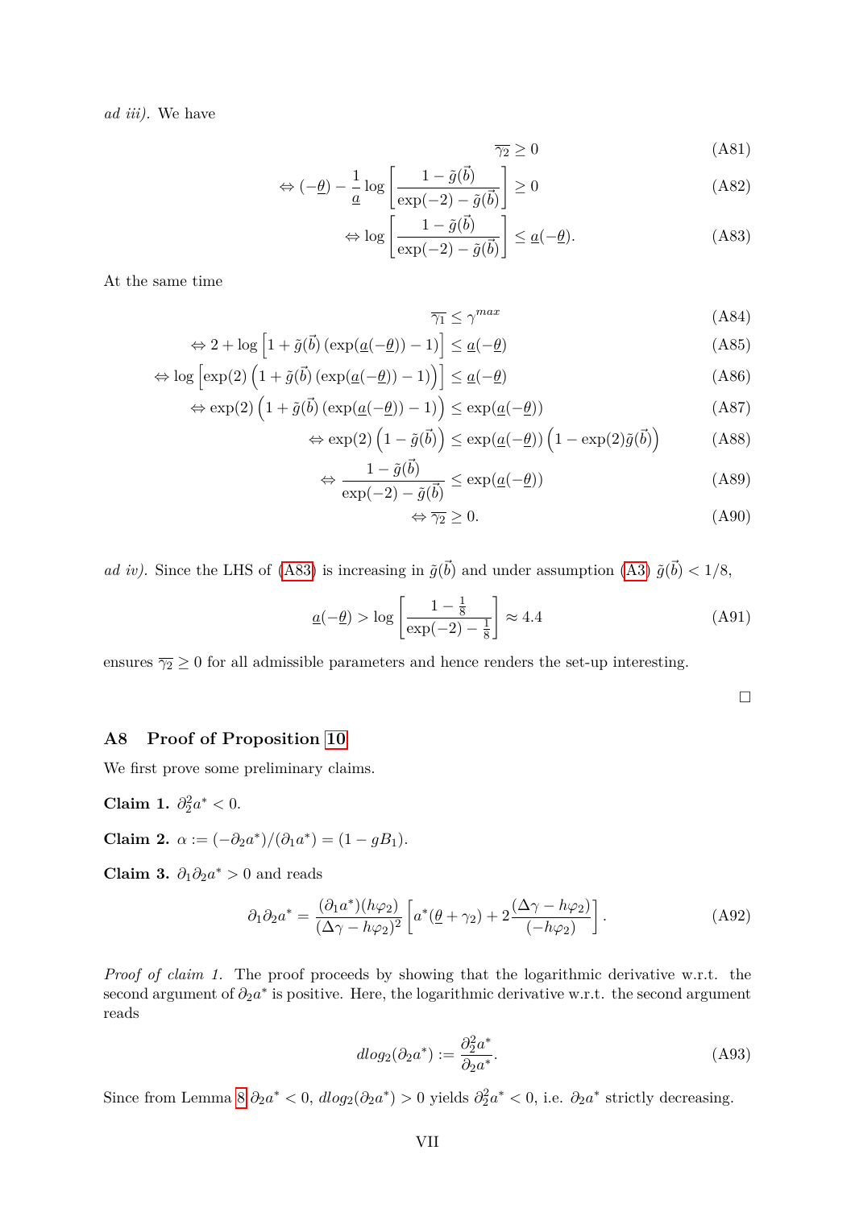*ad iii).* We have

$$\overline{\gamma_2} \geq 0 \tag{A81}$$

$$\Leftrightarrow (-\underline{\theta}) - \frac{1}{\underline{a}} \log\left[\frac{1-\tilde{g}(\vec{b})}{\exp(-2)-\tilde{g}(\vec{b})}\right] \geq 0 \tag{A82}$$

$$\Leftrightarrow \log\left[\frac{1-\tilde{g}(\vec{b})}{\exp(-2)-\tilde{g}(\vec{b})}\right] \leq \underline{a}(-\underline{\theta}). \tag{A83}$$

At the same time

$$\overline{\gamma_1} \leq \gamma^{max} \tag{A84}$$

$$\Leftrightarrow 2 + \log\left[1+\tilde{g}(\vec{b})\left(\exp(\underline{a}(-\underline{\theta}))-1\right)\right] \leq \underline{a}(-\underline{\theta}) \tag{A85}$$

$$\Leftrightarrow \log\left[\exp(2)\left(1+\tilde{g}(\vec{b})\left(\exp(\underline{a}(-\underline{\theta}))-1\right)\right)\right] \leq \underline{a}(-\underline{\theta}) \tag{A86}$$

$$\Leftrightarrow \exp(2)\left(1+\tilde{g}(\vec{b})\left(\exp(\underline{a}(-\underline{\theta}))-1\right)\right) \leq \exp(\underline{a}(-\underline{\theta})) \tag{A87}$$

$$\Leftrightarrow \exp(2)\left(1-\tilde{g}(\vec{b})\right) \leq \exp(\underline{a}(-\underline{\theta}))\left(1-\exp(2)\tilde{g}(\vec{b})\right) \tag{A88}$$

$$\Leftrightarrow \frac{1-\tilde{g}(\vec{b})}{\exp(-2)-\tilde{g}(\vec{b})} \leq \exp(\underline{a}(-\underline{\theta})) \tag{A89}$$

$$\Leftrightarrow \overline{\gamma_2} \geq 0. \tag{A90}$$

*ad iv).* Since the LHS of (A83) is increasing in $\tilde{g}(\vec{b})$ and under assumption (A3) $\tilde{g}(\vec{b}) < 1/8$,

$$\underline{a}(-\underline{\theta}) > \log\left[\frac{1-\frac{1}{8}}{\exp(-2)-\frac{1}{8}}\right] \approx 4.4 \tag{A91}$$

ensures $\overline{\gamma_2} \geq 0$ for all admissible parameters and hence renders the set-up interesting.

□

## A8 Proof of Proposition 10

We first prove some preliminary claims.

**Claim 1.** $\partial_2^2 a^* < 0$.

**Claim 2.** $\alpha := (-\partial_2 a^*)/(\partial_1 a^*) = (1 - gB_1)$.

**Claim 3.** $\partial_1\partial_2 a^* > 0$ and reads

$$\partial_1\partial_2 a^* = \frac{(\partial_1 a^*)(h\varphi_2)}{(\Delta\gamma - h\varphi_2)^2}\left[a^*(\underline{\theta}+\gamma_2) + 2\frac{(\Delta\gamma - h\varphi_2)}{(-h\varphi_2)}\right]. \tag{A92}$$

*Proof of claim 1.* The proof proceeds by showing that the logarithmic derivative w.r.t. the second argument of $\partial_2 a^*$ is positive. Here, the logarithmic derivative w.r.t. the second argument reads

$$dlog_2(\partial_2 a^*) := \frac{\partial_2^2 a^*}{\partial_2 a^*}. \tag{A93}$$

Since from Lemma 8 $\partial_2 a^* < 0$, $dlog_2(\partial_2 a^*) > 0$ yields $\partial_2^2 a^* < 0$, i.e. $\partial_2 a^*$ strictly decreasing.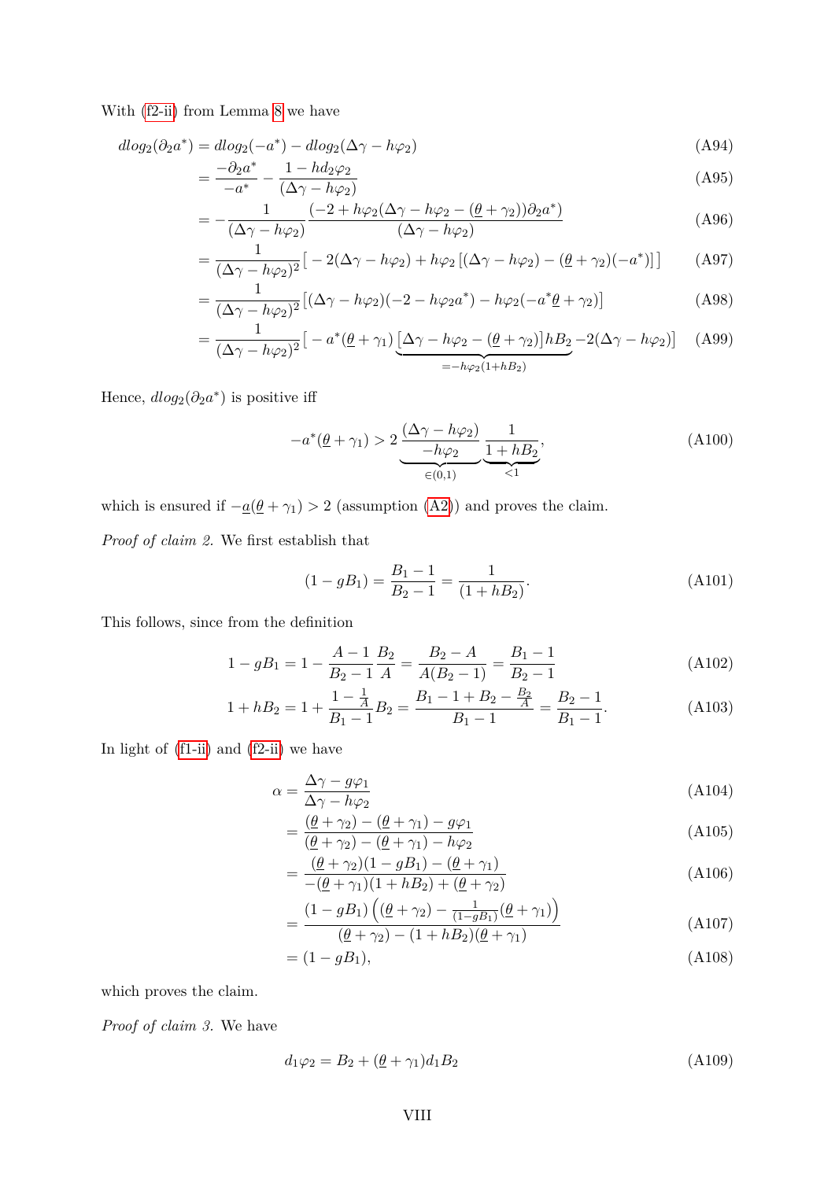With (f2-ii) from Lemma 8 we have

$$
\begin{aligned}
dlog_2(\partial_2 a^*) &= dlog_2(-a^*) - dlog_2(\Delta\gamma - h\varphi_2) && \text{(A94)}\\
&= \frac{-\partial_2 a^*}{-a^*} - \frac{1 - hd_2\varphi_2}{(\Delta\gamma - h\varphi_2)} && \text{(A95)}\\
&= -\frac{1}{(\Delta\gamma - h\varphi_2)} \frac{(-2 + h\varphi_2(\Delta\gamma - h\varphi_2 - (\underline{\theta} + \gamma_2))\partial_2 a^*)}{(\Delta\gamma - h\varphi_2)} && \text{(A96)}\\
&= \frac{1}{(\Delta\gamma - h\varphi_2)^2}\big[-2(\Delta\gamma - h\varphi_2) + h\varphi_2\left[(\Delta\gamma - h\varphi_2) - (\underline{\theta} + \gamma_2)(-a^*)\right]\big] && \text{(A97)}\\
&= \frac{1}{(\Delta\gamma - h\varphi_2)^2}\big[(\Delta\gamma - h\varphi_2)(-2 - h\varphi_2 a^*) - h\varphi_2(-a^*\underline{\theta} + \gamma_2)\big] && \text{(A98)}\\
&= \frac{1}{(\Delta\gamma - h\varphi_2)^2}\big[-a^*(\underline{\theta} + \gamma_1)\underbrace{\left[\Delta\gamma - h\varphi_2 - (\underline{\theta} + \gamma_2)\right]hB_2}_{=-h\varphi_2(1+hB_2)} - 2(\Delta\gamma - h\varphi_2)\big] && \text{(A99)}
\end{aligned}
$$

Hence, $dlog_2(\partial_2 a^*)$ is positive iff

$$
-a^*(\underline{\theta} + \gamma_1) > 2\underbrace{\frac{(\Delta\gamma - h\varphi_2)}{-h\varphi_2}}_{\in(0,1)}\underbrace{\frac{1}{1 + hB_2}}_{<1}, \tag{A100}
$$

which is ensured if $-\underline{a}(\underline{\theta} + \gamma_1) > 2$ (assumption (A2)) and proves the claim.

*Proof of claim 2.* We first establish that

$$
(1 - gB_1) = \frac{B_1 - 1}{B_2 - 1} = \frac{1}{(1 + hB_2)}. \tag{A101}
$$

This follows, since from the definition

$$
\begin{aligned}
1 - gB_1 &= 1 - \frac{A - 1}{B_2 - 1}\frac{B_2}{A} = \frac{B_2 - A}{A(B_2 - 1)} = \frac{B_1 - 1}{B_2 - 1} && \text{(A102)}\\
1 + hB_2 &= 1 + \frac{1 - \frac{1}{A}}{B_1 - 1}B_2 = \frac{B_1 - 1 + B_2 - \frac{B_2}{A}}{B_1 - 1} = \frac{B_2 - 1}{B_1 - 1}. && \text{(A103)}
\end{aligned}
$$

In light of (f1-ii) and (f2-ii) we have

$$
\begin{aligned}
\alpha &= \frac{\Delta\gamma - g\varphi_1}{\Delta\gamma - h\varphi_2} && \text{(A104)}\\
&= \frac{(\underline{\theta} + \gamma_2) - (\underline{\theta} + \gamma_1) - g\varphi_1}{(\underline{\theta} + \gamma_2) - (\underline{\theta} + \gamma_1) - h\varphi_2} && \text{(A105)}\\
&= \frac{(\underline{\theta} + \gamma_2)(1 - gB_1) - (\underline{\theta} + \gamma_1)}{-(\underline{\theta} + \gamma_1)(1 + hB_2) + (\underline{\theta} + \gamma_2)} && \text{(A106)}\\
&= \frac{(1 - gB_1)\left((\underline{\theta} + \gamma_2) - \frac{1}{(1 - gB_1)}(\underline{\theta} + \gamma_1)\right)}{(\underline{\theta} + \gamma_2) - (1 + hB_2)(\underline{\theta} + \gamma_1)} && \text{(A107)}\\
&= (1 - gB_1), && \text{(A108)}
\end{aligned}
$$

which proves the claim.

*Proof of claim 3.* We have

$$
d_1\varphi_2 = B_2 + (\underline{\theta} + \gamma_1)d_1B_2 \tag{A109}
$$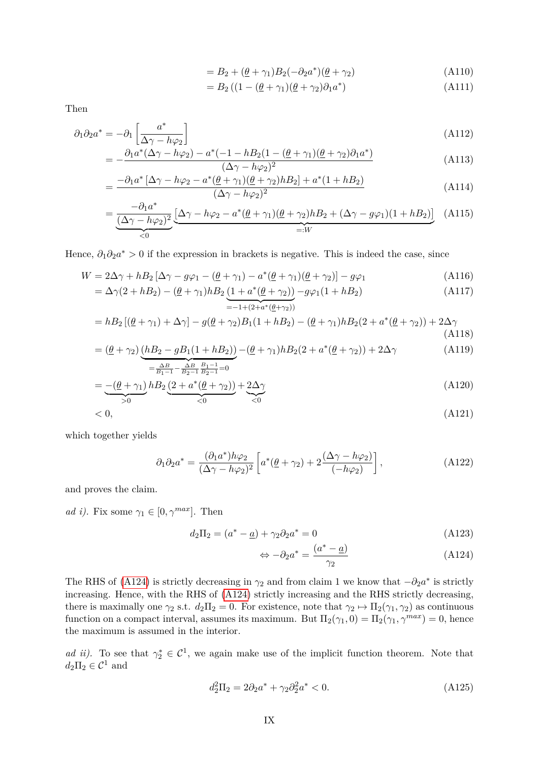$$= B_2 + (\underline{\theta} + \gamma_1)B_2(-\partial_2 a^*)(\underline{\theta} + \gamma_2) \tag{A110}$$

$$= B_2\left((1 - (\underline{\theta} + \gamma_1)(\underline{\theta} + \gamma_2)\partial_1 a^*\right) \tag{A111}$$

Then

$$\partial_1\partial_2 a^* = -\partial_1\left[\frac{a^*}{\Delta\gamma - h\varphi_2}\right] \tag{A112}$$

$$= -\frac{\partial_1 a^*(\Delta\gamma - h\varphi_2) - a^*(-1 - hB_2(1 - (\underline{\theta} + \gamma_1)(\underline{\theta} + \gamma_2)\partial_1 a^*)}{(\Delta\gamma - h\varphi_2)^2} \tag{A113}$$

$$= \frac{-\partial_1 a^*\left[\Delta\gamma - h\varphi_2 - a^*(\underline{\theta} + \gamma_1)(\underline{\theta} + \gamma_2)hB_2\right] + a^*(1 + hB_2)}{(\Delta\gamma - h\varphi_2)^2} \tag{A114}$$

$$= \underbrace{\frac{-\partial_1 a^*}{(\Delta\gamma - h\varphi_2)^2}}_{<0}\underbrace{\left[\Delta\gamma - h\varphi_2 - a^*(\underline{\theta} + \gamma_1)(\underline{\theta} + \gamma_2)hB_2 + (\Delta\gamma - g\varphi_1)(1 + hB_2)\right]}_{=:W} \tag{A115}$$

Hence, $\partial_1\partial_2 a^* > 0$ if the expression in brackets is negative. This is indeed the case, since

$$W = 2\Delta\gamma + hB_2\left[\Delta\gamma - g\varphi_1 - (\underline{\theta} + \gamma_1) - a^*(\underline{\theta} + \gamma_1)(\underline{\theta} + \gamma_2)\right] - g\varphi_1 \tag{A116}$$

$$= \Delta\gamma(2 + hB_2) - (\underline{\theta} + \gamma_1)hB_2\underbrace{(1 + a^*(\underline{\theta} + \gamma_2))}_{=-1+(2+a^*(\underline{\theta}+\gamma_2))} - g\varphi_1(1 + hB_2) \tag{A117}$$

$$= hB_2\left[(\underline{\theta} + \gamma_1) + \Delta\gamma\right] - g(\underline{\theta} + \gamma_2)B_1(1 + hB_2) - (\underline{\theta} + \gamma_1)hB_2(2 + a^*(\underline{\theta} + \gamma_2)) + 2\Delta\gamma \tag{A118}$$

$$= (\underline{\theta} + \gamma_2)\underbrace{(hB_2 - gB_1(1 + hB_2))}_{=\frac{\Delta B}{B_1 - 1} - \frac{\Delta B}{B_2 - 1}\frac{B_1 - 1}{B_2 - 1} = 0} - (\underline{\theta} + \gamma_1)hB_2(2 + a^*(\underline{\theta} + \gamma_2)) + 2\Delta\gamma \tag{A119}$$

$$= \underbrace{-(\underline{\theta} + \gamma_1)}_{>0}hB_2\underbrace{(2 + a^*(\underline{\theta} + \gamma_2))}_{<0} + \underbrace{2\Delta\gamma}_{<0} \tag{A120}$$

$$< 0, \tag{A121}$$

which together yields

$$\partial_1\partial_2 a^* = \frac{(\partial_1 a^*)h\varphi_2}{(\Delta\gamma - h\varphi_2)^2}\left[a^*(\underline{\theta} + \gamma_2) + 2\frac{(\Delta\gamma - h\varphi_2)}{(-h\varphi_2)}\right], \tag{A122}$$

and proves the claim.

*ad i).* Fix some $\gamma_1 \in [0, \gamma^{max}]$. Then

$$d_2\Pi_2 = (a^* - \underline{a}) + \gamma_2\partial_2 a^* = 0 \tag{A123}$$

$$\Leftrightarrow -\partial_2 a^* = \frac{(a^* - \underline{a})}{\gamma_2} \tag{A124}$$

The RHS of (A124) is strictly decreasing in $\gamma_2$ and from claim 1 we know that $-\partial_2 a^*$ is strictly increasing. Hence, with the RHS of (A124) strictly increasing and the RHS strictly decreasing, there is maximally one $\gamma_2$ s.t. $d_2\Pi_2 = 0$. For existence, note that $\gamma_2 \mapsto \Pi_2(\gamma_1, \gamma_2)$ as continuous function on a compact interval, assumes its maximum. But $\Pi_2(\gamma_1, 0) = \Pi_2(\gamma_1, \gamma^{max}) = 0$, hence the maximum is assumed in the interior.

*ad ii).* To see that $\gamma_2^* \in \mathcal{C}^1$, we again make use of the implicit function theorem. Note that $d_2\Pi_2 \in \mathcal{C}^1$ and

$$d_2^2\Pi_2 = 2\partial_2 a^* + \gamma_2\partial_2^2 a^* < 0. \tag{A125}$$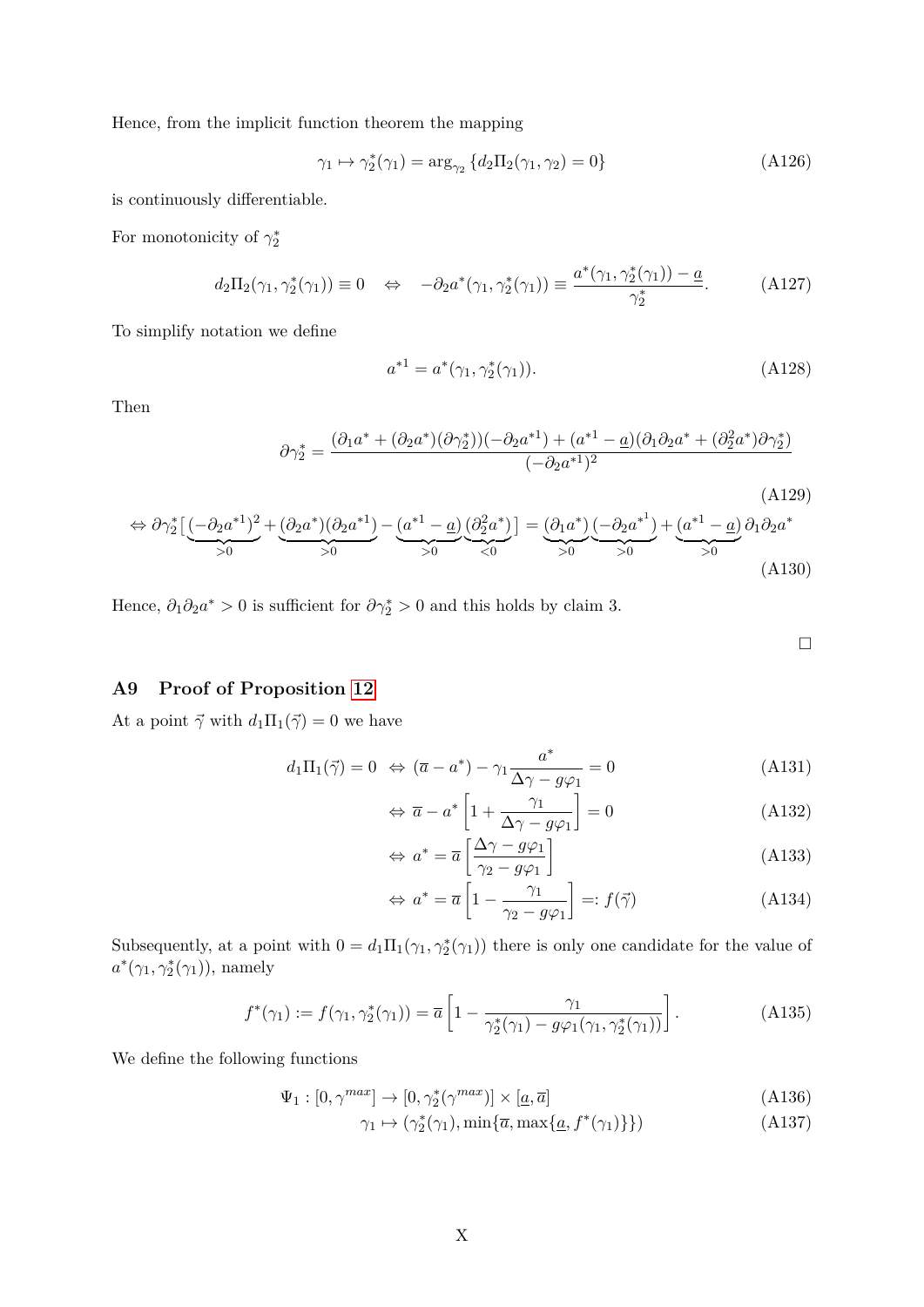Hence, from the implicit function theorem the mapping

$$\gamma_1 \mapsto \gamma_2^*(\gamma_1) = \arg_{\gamma_2} \{d_2\Pi_2(\gamma_1, \gamma_2) = 0\} \tag{A126}$$

is continuously differentiable.

For monotonicity of $\gamma_2^*$

$$d_2\Pi_2(\gamma_1, \gamma_2^*(\gamma_1)) \equiv 0 \quad \Leftrightarrow \quad -\partial_2 a^*(\gamma_1, \gamma_2^*(\gamma_1)) \equiv \frac{a^*(\gamma_1, \gamma_2^*(\gamma_1)) - \underline{a}}{\gamma_2^*}. \tag{A127}$$

To simplify notation we define

$$a^{*1} = a^*(\gamma_1, \gamma_2^*(\gamma_1)). \tag{A128}$$

Then

$$\partial\gamma_2^* = \frac{(\partial_1 a^* + (\partial_2 a^*)(\partial\gamma_2^*))(-\partial_2 a^{*1}) + (a^{*1} - \underline{a})(\partial_1\partial_2 a^* + (\partial_2^2 a^*)\partial\gamma_2^*)}{(-\partial_2 a^{*1})^2} \tag{A129}$$

$$\Leftrightarrow \partial\gamma_2^* \big[\underbrace{(-\partial_2 a^{*1})^2}_{>0} + \underbrace{(\partial_2 a^*)(\partial_2 a^{*1})}_{>0} - \underbrace{(a^{*1} - \underline{a})}_{>0}\underbrace{(\partial_2^2 a^*)}_{<0}\big] = \underbrace{(\partial_1 a^*)}_{>0}\underbrace{(-\partial_2 a^{*^1})}_{>0} + \underbrace{(a^{*1} - \underline{a})}_{>0}\partial_1\partial_2 a^* \tag{A130}$$

Hence, $\partial_1\partial_2 a^* > 0$ is sufficient for $\partial\gamma_2^* > 0$ and this holds by claim 3.

□

## A9 Proof of Proposition 12

At a point $\vec{\gamma}$ with $d_1\Pi_1(\vec{\gamma}) = 0$ we have

$$d_1\Pi_1(\vec{\gamma}) = 0 \;\Leftrightarrow\; (\overline{a} - a^*) - \gamma_1 \frac{a^*}{\Delta\gamma - g\varphi_1} = 0 \tag{A131}$$

$$\Leftrightarrow\; \overline{a} - a^* \left[1 + \frac{\gamma_1}{\Delta\gamma - g\varphi_1}\right] = 0 \tag{A132}$$

$$\Leftrightarrow\; a^* = \overline{a}\left[\frac{\Delta\gamma - g\varphi_1}{\gamma_2 - g\varphi_1}\right] \tag{A133}$$

$$\Leftrightarrow\; a^* = \overline{a}\left[1 - \frac{\gamma_1}{\gamma_2 - g\varphi_1}\right] =: f(\vec{\gamma}) \tag{A134}$$

Subsequently, at a point with $0 = d_1\Pi_1(\gamma_1, \gamma_2^*(\gamma_1))$ there is only one candidate for the value of $a^*(\gamma_1, \gamma_2^*(\gamma_1))$, namely

$$f^*(\gamma_1) := f(\gamma_1, \gamma_2^*(\gamma_1)) = \overline{a}\left[1 - \frac{\gamma_1}{\gamma_2^*(\gamma_1) - g\varphi_1(\gamma_1, \gamma_2^*(\gamma_1))}\right]. \tag{A135}$$

We define the following functions

$$\Psi_1 : [0, \gamma^{max}] \to [0, \gamma_2^*(\gamma^{max})] \times [\underline{a}, \overline{a}] \tag{A136}$$

$$\gamma_1 \mapsto (\gamma_2^*(\gamma_1), \min\{\overline{a}, \max\{\underline{a}, f^*(\gamma_1)\}\}) \tag{A137}$$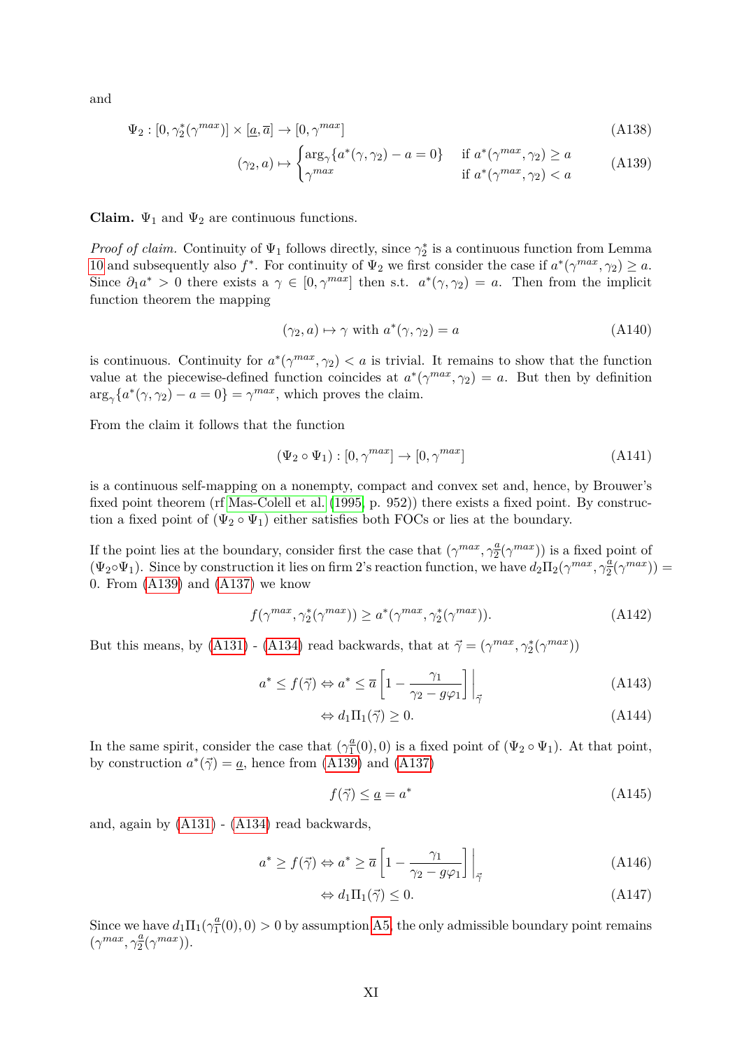and

$$\Psi_2 : [0, \gamma_2^*(\gamma^{max})] \times [\underline{a}, \overline{a}] \to [0, \gamma^{max}] \tag{A138}$$

$$(\gamma_2, a) \mapsto \begin{cases} \arg_\gamma\{a^*(\gamma, \gamma_2) - a = 0\} & \text{if } a^*(\gamma^{max}, \gamma_2) \geq a \\ \gamma^{max} & \text{if } a^*(\gamma^{max}, \gamma_2) < a \end{cases} \tag{A139}$$

**Claim.** $\Psi_1$ and $\Psi_2$ are continuous functions.

*Proof of claim.* Continuity of $\Psi_1$ follows directly, since $\gamma_2^*$ is a continuous function from Lemma 10 and subsequently also $f^*$. For continuity of $\Psi_2$ we first consider the case if $a^*(\gamma^{max}, \gamma_2) \geq a$. Since $\partial_1 a^* > 0$ there exists a $\gamma \in [0, \gamma^{max}]$ then s.t. $a^*(\gamma, \gamma_2) = a$. Then from the implicit function theorem the mapping

$$(\gamma_2, a) \mapsto \gamma \text{ with } a^*(\gamma, \gamma_2) = a \tag{A140}$$

is continuous. Continuity for $a^*(\gamma^{max}, \gamma_2) < a$ is trivial. It remains to show that the function value at the piecewise-defined function coincides at $a^*(\gamma^{max}, \gamma_2) = a$. But then by definition $\arg_\gamma\{a^*(\gamma, \gamma_2) - a = 0\} = \gamma^{max}$, which proves the claim.

From the claim it follows that the function

$$(\Psi_2 \circ \Psi_1) : [0, \gamma^{max}] \to [0, \gamma^{max}] \tag{A141}$$

is a continuous self-mapping on a nonempty, compact and convex set and, hence, by Brouwer's fixed point theorem (rf Mas-Colell et al. (1995, p. 952)) there exists a fixed point. By construction a fixed point of $(\Psi_2 \circ \Psi_1)$ either satisfies both FOCs or lies at the boundary.

If the point lies at the boundary, consider first the case that $(\gamma^{max}, \gamma_2^{\underline{a}}(\gamma^{max}))$ is a fixed point of $(\Psi_2 \circ \Psi_1)$. Since by construction it lies on firm 2's reaction function, we have $d_2\Pi_2(\gamma^{max}, \gamma_2^{\underline{a}}(\gamma^{max})) = 0$. From (A139) and (A137) we know

$$f(\gamma^{max}, \gamma_2^*(\gamma^{max})) \geq a^*(\gamma^{max}, \gamma_2^*(\gamma^{max})). \tag{A142}$$

But this means, by (A131) - (A134) read backwards, that at $\vec{\gamma} = (\gamma^{max}, \gamma_2^*(\gamma^{max}))$

$$a^* \leq f(\vec{\gamma}) \Leftrightarrow a^* \leq \overline{a}\left[1 - \frac{\gamma_1}{\gamma_2 - g\varphi_1}\right]\Big|_{\vec{\gamma}} \tag{A143}$$

$$\Leftrightarrow d_1\Pi_1(\vec{\gamma}) \geq 0. \tag{A144}$$

In the same spirit, consider the case that $(\gamma_1^{\underline{a}}(0), 0)$ is a fixed point of $(\Psi_2 \circ \Psi_1)$. At that point, by construction $a^*(\vec{\gamma}) = \underline{a}$, hence from (A139) and (A137)

$$f(\vec{\gamma}) \leq \underline{a} = a^* \tag{A145}$$

and, again by (A131) - (A134) read backwards,

$$a^* \geq f(\vec{\gamma}) \Leftrightarrow a^* \geq \overline{a}\left[1 - \frac{\gamma_1}{\gamma_2 - g\varphi_1}\right]\Big|_{\vec{\gamma}} \tag{A146}$$

$$\Leftrightarrow d_1\Pi_1(\vec{\gamma}) \leq 0. \tag{A147}$$

Since we have $d_1\Pi_1(\gamma_1^{\underline{a}}(0), 0) > 0$ by assumption A5, the only admissible boundary point remains $(\gamma^{max}, \gamma_2^{\underline{a}}(\gamma^{max}))$.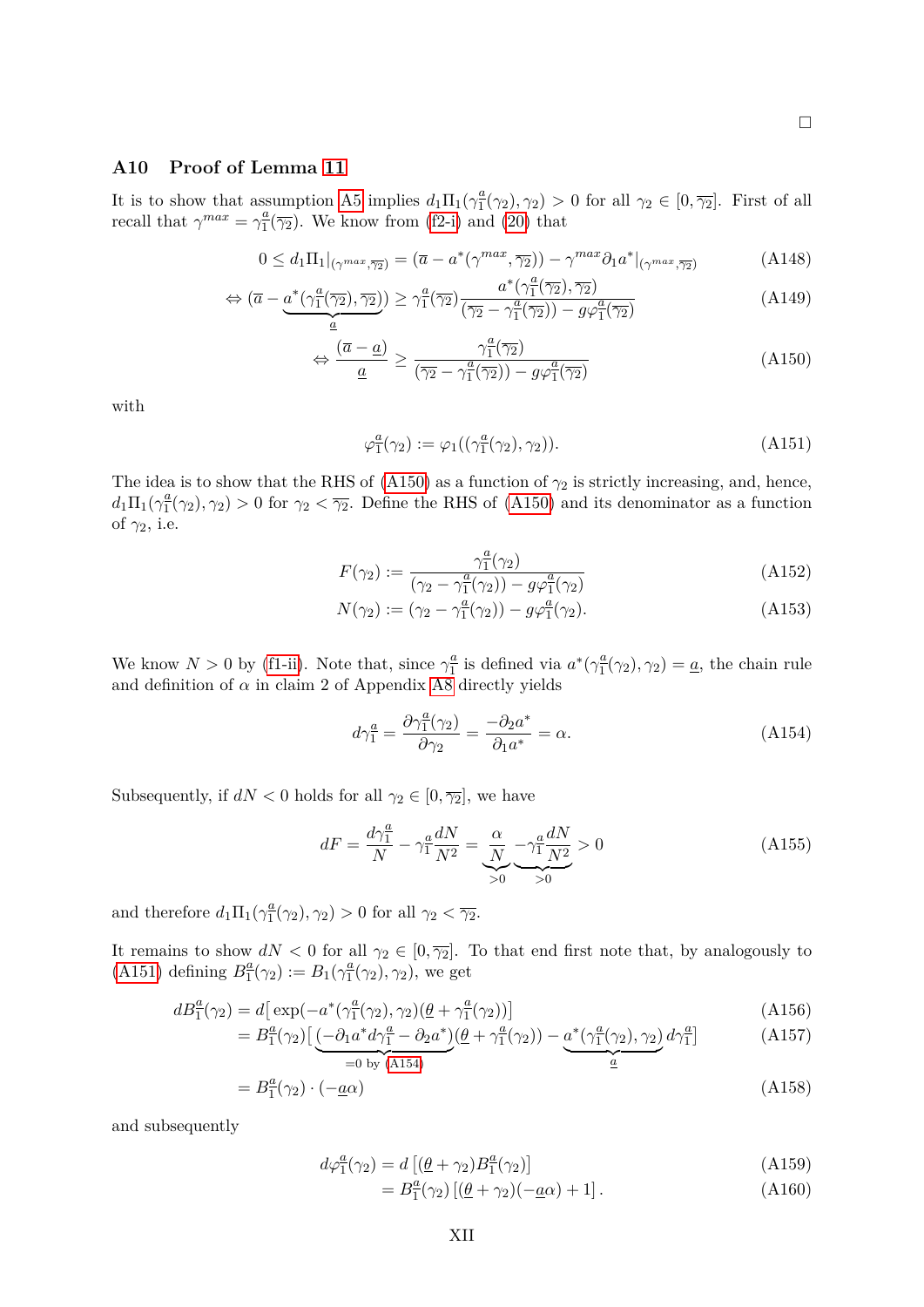□

## A10 Proof of Lemma 11

It is to show that assumption A5 implies $d_1\Pi_1(\gamma_1^{\underline{a}}(\gamma_2),\gamma_2) > 0$ for all $\gamma_2 \in [0,\overline{\gamma_2}]$. First of all recall that $\gamma^{max} = \gamma_1^{\underline{a}}(\overline{\gamma_2})$. We know from (f2-i) and (20) that

$$0 \leq d_1\Pi_1|_{(\gamma^{max},\overline{\gamma_2})} = (\overline{a} - a^*(\gamma^{max},\overline{\gamma_2})) - \gamma^{max}\partial_1 a^*|_{(\gamma^{max},\overline{\gamma_2})} \tag{A148}$$

$$\Leftrightarrow (\overline{a} - \underbrace{a^*(\gamma_1^{\underline{a}}(\overline{\gamma_2}),\overline{\gamma_2})}_{\underline{a}}) \geq \gamma_1^{\underline{a}}(\overline{\gamma_2})\frac{a^*(\gamma_1^{\underline{a}}(\overline{\gamma_2}),\overline{\gamma_2})}{(\overline{\gamma_2} - \gamma_1^{\underline{a}}(\overline{\gamma_2})) - g\varphi_1^{\underline{a}}(\overline{\gamma_2})} \tag{A149}$$

$$\Leftrightarrow \frac{(\overline{a} - \underline{a})}{\underline{a}} \geq \frac{\gamma_1^{\underline{a}}(\overline{\gamma_2})}{(\overline{\gamma_2} - \gamma_1^{\underline{a}}(\overline{\gamma_2})) - g\varphi_1^{\underline{a}}(\overline{\gamma_2})} \tag{A150}$$

with

$$\varphi_1^{\underline{a}}(\gamma_2) := \varphi_1((\gamma_1^{\underline{a}}(\gamma_2),\gamma_2)). \tag{A151}$$

The idea is to show that the RHS of (A150) as a function of $\gamma_2$ is strictly increasing, and, hence, $d_1\Pi_1(\gamma_1^{\underline{a}}(\gamma_2),\gamma_2) > 0$ for $\gamma_2 < \overline{\gamma_2}$. Define the RHS of (A150) and its denominator as a function of $\gamma_2$, i.e.

$$F(\gamma_2) := \frac{\gamma_1^{\underline{a}}(\gamma_2)}{(\gamma_2 - \gamma_1^{\underline{a}}(\gamma_2)) - g\varphi_1^{\underline{a}}(\gamma_2)} \tag{A152}$$

$$N(\gamma_2) := (\gamma_2 - \gamma_1^{\underline{a}}(\gamma_2)) - g\varphi_1^{\underline{a}}(\gamma_2). \tag{A153}$$

We know $N > 0$ by (f1-ii). Note that, since $\gamma_1^{\underline{a}}$ is defined via $a^*(\gamma_1^{\underline{a}}(\gamma_2),\gamma_2) = \underline{a}$, the chain rule and definition of $\alpha$ in claim 2 of Appendix A8 directly yields

$$d\gamma_1^{\underline{a}} = \frac{\partial\gamma_1^{\underline{a}}(\gamma_2)}{\partial\gamma_2} = \frac{-\partial_2 a^*}{\partial_1 a^*} = \alpha. \tag{A154}$$

Subsequently, if $dN < 0$ holds for all $\gamma_2 \in [0,\overline{\gamma_2}]$, we have

$$dF = \frac{d\gamma_1^{\underline{a}}}{N} - \gamma_1^{\underline{a}}\frac{dN}{N^2} = \underbrace{\frac{\alpha}{N}}_{>0}\underbrace{-\gamma_1^{\underline{a}}\frac{dN}{N^2}}_{>0} > 0 \tag{A155}$$

and therefore $d_1\Pi_1(\gamma_1^{\underline{a}}(\gamma_2),\gamma_2) > 0$ for all $\gamma_2 < \overline{\gamma_2}$.

It remains to show $dN < 0$ for all $\gamma_2 \in [0,\overline{\gamma_2}]$. To that end first note that, by analogously to (A151) defining $B_1^{\underline{a}}(\gamma_2) := B_1(\gamma_1^{\underline{a}}(\gamma_2),\gamma_2)$, we get

$$dB_1^{\underline{a}}(\gamma_2) = d\big[\exp(-a^*(\gamma_1^{\underline{a}}(\gamma_2),\gamma_2)(\underline{\theta} + \gamma_1^{\underline{a}}(\gamma_2))\big] \tag{A156}$$

$$= B_1^{\underline{a}}(\gamma_2)\big[\underbrace{(-\partial_1 a^* d\gamma_1^{\underline{a}} - \partial_2 a^*)}_{=0 \text{ by (A154)}}(\underline{\theta} + \gamma_1^{\underline{a}}(\gamma_2)) - \underbrace{a^*(\gamma_1^{\underline{a}}(\gamma_2),\gamma_2)}_{\underline{a}}\, d\gamma_1^{\underline{a}}\big] \tag{A157}$$

$$= B_1^{\underline{a}}(\gamma_2)\cdot(-\underline{a}\alpha) \tag{A158}$$

and subsequently

$$d\varphi_1^{\underline{a}}(\gamma_2) = d\left[(\underline{\theta} + \gamma_2)B_1^{\underline{a}}(\gamma_2)\right] \tag{A159}$$

$$= B_1^{\underline{a}}(\gamma_2)\left[(\underline{\theta} + \gamma_2)(-\underline{a}\alpha) + 1\right]. \tag{A160}$$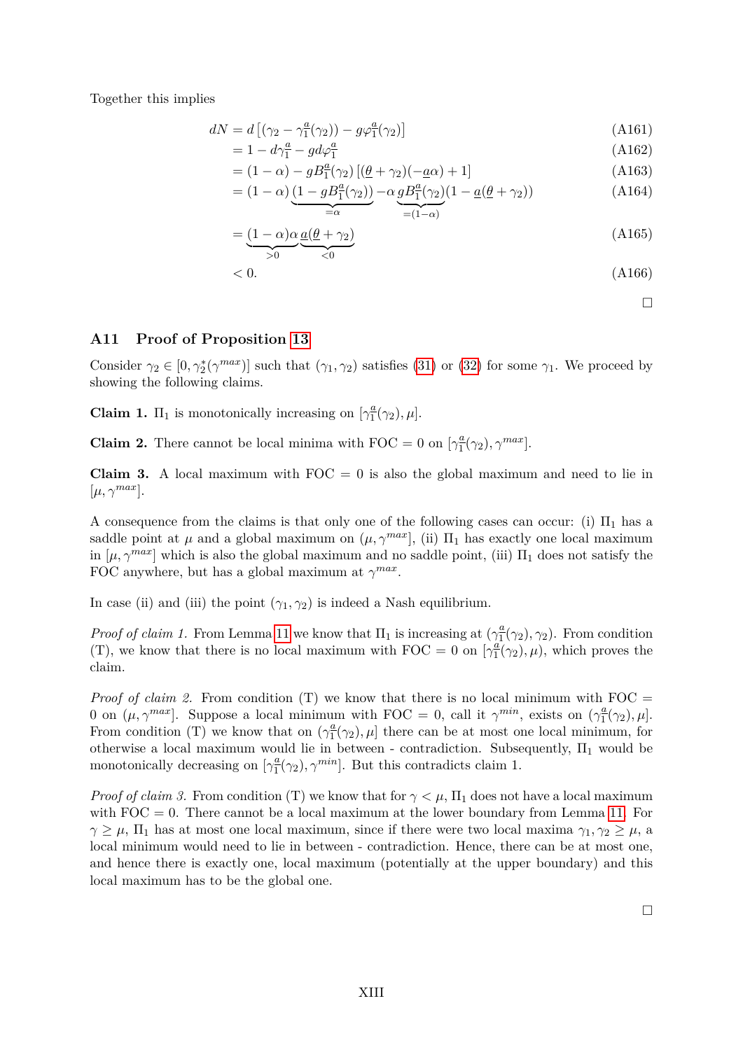Together this implies

$$
\begin{aligned}
dN &= d\left[(\gamma_2 - \gamma_1^{\underline{a}}(\gamma_2)) - g\varphi_1^{\underline{a}}(\gamma_2)\right] && \text{(A161)}\\
&= 1 - d\gamma_1^{\underline{a}} - gd\varphi_1^{\underline{a}} && \text{(A162)}\\
&= (1-\alpha) - gB_1^{\underline{a}}(\gamma_2)\left[(\underline{\theta}+\gamma_2)(-\underline{a}\alpha)+1\right] && \text{(A163)}\\
&= (1-\alpha)\underbrace{(1-gB_1^{\underline{a}}(\gamma_2))}_{=\alpha} - \alpha \underbrace{gB_1^{\underline{a}}(\gamma_2)}_{=(1-\alpha)}(1-\underline{a}(\underline{\theta}+\gamma_2)) && \text{(A164)}\\
&= \underbrace{(1-\alpha)\alpha}_{>0}\underbrace{\underline{a}(\underline{\theta}+\gamma_2)}_{<0} && \text{(A165)}\\
&< 0. && \text{(A166)}
\end{aligned}
$$

□

## A11 Proof of Proposition 13

Consider $\gamma_2 \in [0, \gamma_2^*(\gamma^{max})]$ such that $(\gamma_1, \gamma_2)$ satisfies (31) or (32) for some $\gamma_1$. We proceed by showing the following claims.

**Claim 1.** $\Pi_1$ is monotonically increasing on $[\gamma_1^{\underline{a}}(\gamma_2), \mu]$.

**Claim 2.** There cannot be local minima with FOC = 0 on $[\gamma_1^{\underline{a}}(\gamma_2), \gamma^{max}]$.

**Claim 3.** A local maximum with FOC = 0 is also the global maximum and need to lie in $[\mu, \gamma^{max}]$.

A consequence from the claims is that only one of the following cases can occur: (i) $\Pi_1$ has a saddle point at $\mu$ and a global maximum on $(\mu, \gamma^{max}]$, (ii) $\Pi_1$ has exactly one local maximum in $[\mu, \gamma^{max}]$ which is also the global maximum and no saddle point, (iii) $\Pi_1$ does not satisfy the FOC anywhere, but has a global maximum at $\gamma^{max}$.

In case (ii) and (iii) the point $(\gamma_1, \gamma_2)$ is indeed a Nash equilibrium.

*Proof of claim 1.* From Lemma 11 we know that $\Pi_1$ is increasing at $(\gamma_1^{\underline{a}}(\gamma_2), \gamma_2)$. From condition (T), we know that there is no local maximum with FOC = 0 on $[\gamma_1^{\underline{a}}(\gamma_2), \mu)$, which proves the claim.

*Proof of claim 2.* From condition (T) we know that there is no local minimum with FOC = 0 on $(\mu, \gamma^{max}]$. Suppose a local minimum with FOC = 0, call it $\gamma^{min}$, exists on $(\gamma_1^{\underline{a}}(\gamma_2), \mu]$. From condition (T) we know that on $(\gamma_1^{\underline{a}}(\gamma_2), \mu]$ there can be at most one local minimum, for otherwise a local maximum would lie in between - contradiction. Subsequently, $\Pi_1$ would be monotonically decreasing on $[\gamma_1^{\underline{a}}(\gamma_2), \gamma^{min}]$. But this contradicts claim 1.

*Proof of claim 3.* From condition (T) we know that for $\gamma < \mu$, $\Pi_1$ does not have a local maximum with FOC = 0. There cannot be a local maximum at the lower boundary from Lemma 11. For $\gamma \geq \mu$, $\Pi_1$ has at most one local maximum, since if there were two local maxima $\gamma_1, \gamma_2 \geq \mu$, a local minimum would need to lie in between - contradiction. Hence, there can be at most one, and hence there is exactly one, local maximum (potentially at the upper boundary) and this local maximum has to be the global one.

□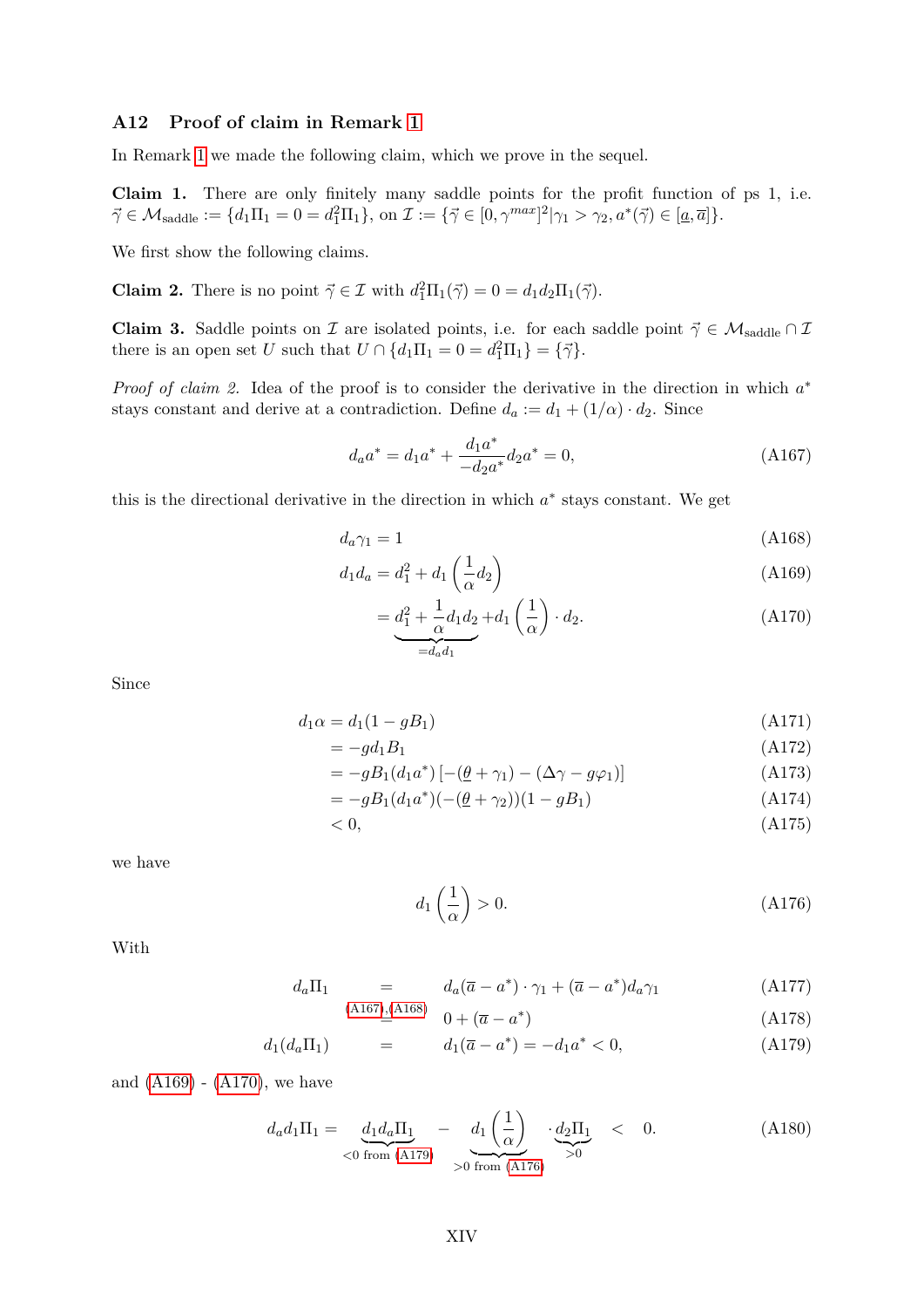### A12 Proof of claim in Remark 1

In Remark 1 we made the following claim, which we prove in the sequel.

**Claim 1.** There are only finitely many saddle points for the profit function of ps 1, i.e. $\vec{\gamma} \in \mathcal{M}_{\text{saddle}} := \{d_1\Pi_1 = 0 = d_1^2\Pi_1\}$, on $\mathcal{I} := \{\vec{\gamma} \in [0, \gamma^{max}]^2 | \gamma_1 > \gamma_2, a^*(\vec{\gamma}) \in [\underline{a}, \overline{a}]\}$.

We first show the following claims.

**Claim 2.** There is no point $\vec{\gamma} \in \mathcal{I}$ with $d_1^2\Pi_1(\vec{\gamma}) = 0 = d_1 d_2 \Pi_1(\vec{\gamma})$.

**Claim 3.** Saddle points on $\mathcal{I}$ are isolated points, i.e. for each saddle point $\vec{\gamma} \in \mathcal{M}_{\text{saddle}} \cap \mathcal{I}$ there is an open set $U$ such that $U \cap \{d_1\Pi_1 = 0 = d_1^2\Pi_1\} = \{\vec{\gamma}\}$.

*Proof of claim 2.* Idea of the proof is to consider the derivative in the direction in which $a^*$ stays constant and derive at a contradiction. Define $d_a := d_1 + (1/\alpha) \cdot d_2$. Since

$$d_a a^* = d_1 a^* + \frac{d_1 a^*}{-d_2 a^*} d_2 a^* = 0, \tag{A167}$$

this is the directional derivative in the direction in which $a^*$ stays constant. We get

$$d_a \gamma_1 = 1 \tag{A168}$$

$$d_1 d_a = d_1^2 + d_1\left(\frac{1}{\alpha} d_2\right) \tag{A169}$$

$$= \underbrace{d_1^2 + \frac{1}{\alpha} d_1 d_2}_{= d_a d_1} + d_1\left(\frac{1}{\alpha}\right) \cdot d_2. \tag{A170}$$

Since

$$d_1 \alpha = d_1(1 - gB_1) \tag{A171}$$

$$= -g d_1 B_1 \tag{A172}$$

$$= -gB_1(d_1 a^*)\left[-(\underline{\theta} + \gamma_1) - (\Delta\gamma - g\varphi_1)\right] \tag{A173}$$

$$= -gB_1(d_1 a^*)(-(\underline{\theta} + \gamma_2))(1 - gB_1) \tag{A174}$$

$$< 0, \tag{A175}$$

we have

$$d_1\left(\frac{1}{\alpha}\right) > 0. \tag{A176}$$

With

$$d_a \Pi_1 = d_a(\overline{a} - a^*) \cdot \gamma_1 + (\overline{a} - a^*) d_a \gamma_1 \tag{A177}$$

$$\overset{(A167),(A168)}{=} 0 + (\overline{a} - a^*) \tag{A178}$$

$$d_1(d_a \Pi_1) = d_1(\overline{a} - a^*) = -d_1 a^* < 0, \tag{A179}$$

and (A169) - (A170), we have

$$d_a d_1 \Pi_1 = \underbrace{d_1 d_a \Pi_1}_{<0 \text{ from (A179)}} - \underbrace{d_1\left(\frac{1}{\alpha}\right)}_{>0 \text{ from (A176)}} \cdot \underbrace{d_2 \Pi_1}_{>0} < 0. \tag{A180}$$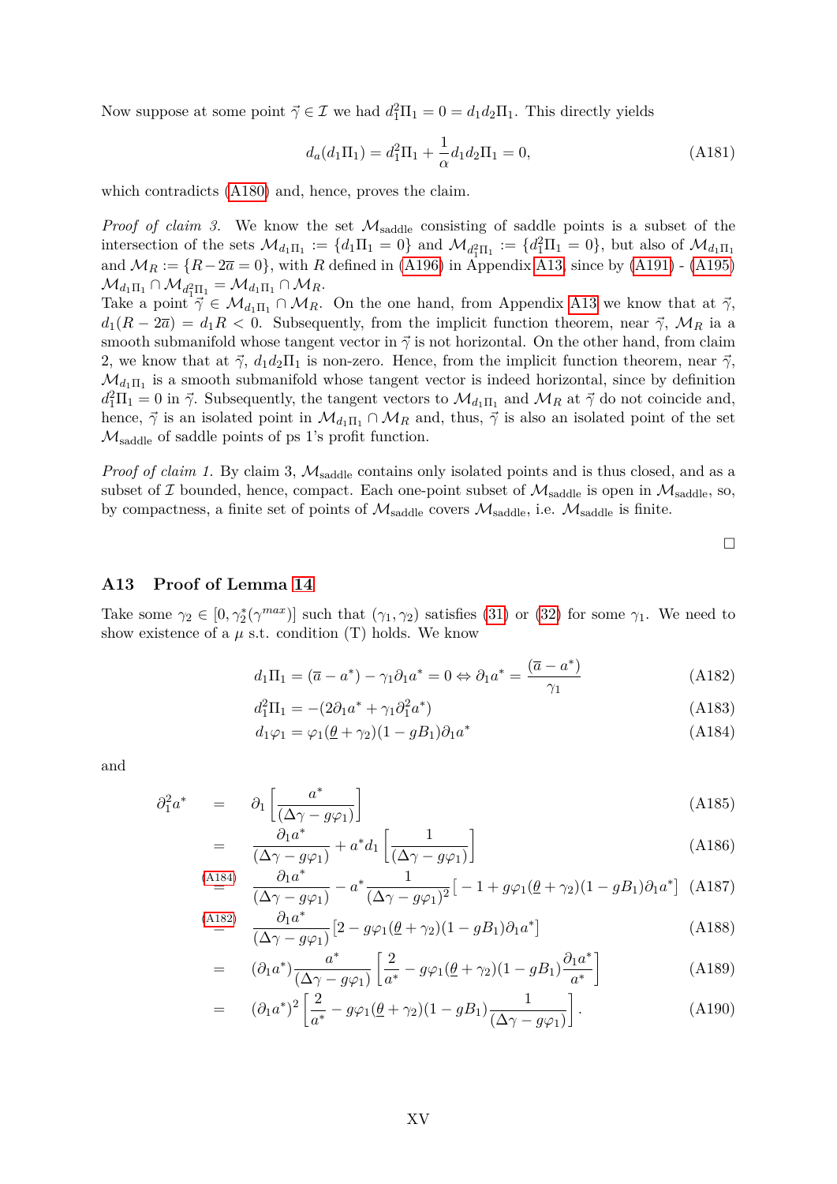Now suppose at some point $\vec{\gamma} \in \mathcal{I}$ we had $d_1^2\Pi_1 = 0 = d_1 d_2 \Pi_1$. This directly yields

$$d_a(d_1\Pi_1) = d_1^2\Pi_1 + \frac{1}{\alpha} d_1 d_2 \Pi_1 = 0, \tag{A181}$$

which contradicts (A180) and, hence, proves the claim.

*Proof of claim 3.* We know the set $\mathcal{M}_{\text{saddle}}$ consisting of saddle points is a subset of the intersection of the sets $\mathcal{M}_{d_1\Pi_1} := \{d_1\Pi_1 = 0\}$ and $\mathcal{M}_{d_1^2\Pi_1} := \{d_1^2\Pi_1 = 0\}$, but also of $\mathcal{M}_{d_1\Pi_1}$ and $\mathcal{M}_R := \{R - 2\overline{a} = 0\}$, with $R$ defined in (A196) in Appendix A13, since by (A191) - (A195) $\mathcal{M}_{d_1\Pi_1} \cap \mathcal{M}_{d_1^2\Pi_1} = \mathcal{M}_{d_1\Pi_1} \cap \mathcal{M}_R$.
Take a point $\vec{\gamma} \in \mathcal{M}_{d_1\Pi_1} \cap \mathcal{M}_R$. On the one hand, from Appendix A13 we know that at $\vec{\gamma}$, $d_1(R - 2\overline{a}) = d_1 R < 0$. Subsequently, from the implicit function theorem, near $\vec{\gamma}$, $\mathcal{M}_R$ ia a smooth submanifold whose tangent vector in $\vec{\gamma}$ is not horizontal. On the other hand, from claim 2, we know that at $\vec{\gamma}$, $d_1 d_2 \Pi_1$ is non-zero. Hence, from the implicit function theorem, near $\vec{\gamma}$, $\mathcal{M}_{d_1\Pi_1}$ is a smooth submanifold whose tangent vector is indeed horizontal, since by definition $d_1^2\Pi_1 = 0$ in $\vec{\gamma}$. Subsequently, the tangent vectors to $\mathcal{M}_{d_1\Pi_1}$ and $\mathcal{M}_R$ at $\vec{\gamma}$ do not coincide and, hence, $\vec{\gamma}$ is an isolated point in $\mathcal{M}_{d_1\Pi_1} \cap \mathcal{M}_R$ and, thus, $\vec{\gamma}$ is also an isolated point of the set $\mathcal{M}_{\text{saddle}}$ of saddle points of ps 1's profit function.

*Proof of claim 1.* By claim 3, $\mathcal{M}_{\text{saddle}}$ contains only isolated points and is thus closed, and as a subset of $\mathcal{I}$ bounded, hence, compact. Each one-point subset of $\mathcal{M}_{\text{saddle}}$ is open in $\mathcal{M}_{\text{saddle}}$, so, by compactness, a finite set of points of $\mathcal{M}_{\text{saddle}}$ covers $\mathcal{M}_{\text{saddle}}$, i.e. $\mathcal{M}_{\text{saddle}}$ is finite.

□

## A13 Proof of Lemma 14

Take some $\gamma_2 \in [0, \gamma_2^*(\gamma^{max})]$ such that $(\gamma_1, \gamma_2)$ satisfies (31) or (32) for some $\gamma_1$. We need to show existence of a $\mu$ s.t. condition (T) holds. We know

$$d_1\Pi_1 = (\overline{a} - a^*) - \gamma_1 \partial_1 a^* = 0 \Leftrightarrow \partial_1 a^* = \frac{(\overline{a} - a^*)}{\gamma_1} \tag{A182}$$

$$d_1^2\Pi_1 = -(2\partial_1 a^* + \gamma_1 \partial_1^2 a^*) \tag{A183}$$

$$d_1\varphi_1 = \varphi_1(\underline{\theta} + \gamma_2)(1 - gB_1)\partial_1 a^* \tag{A184}$$

and

$$\begin{aligned}
\partial_1^2 a^* &= \partial_1 \left[\frac{a^*}{(\Delta\gamma - g\varphi_1)}\right] && \text{(A185)}\\
&= \frac{\partial_1 a^*}{(\Delta\gamma - g\varphi_1)} + a^* d_1 \left[\frac{1}{(\Delta\gamma - g\varphi_1)}\right] && \text{(A186)}\\
&\overset{\text{(A184)}}{=} \frac{\partial_1 a^*}{(\Delta\gamma - g\varphi_1)} - a^* \frac{1}{(\Delta\gamma - g\varphi_1)^2}\left[-1 + g\varphi_1(\underline{\theta} + \gamma_2)(1 - gB_1)\partial_1 a^*\right] && \text{(A187)}\\
&\overset{\text{(A182)}}{=} \frac{\partial_1 a^*}{(\Delta\gamma - g\varphi_1)}\left[2 - g\varphi_1(\underline{\theta} + \gamma_2)(1 - gB_1)\partial_1 a^*\right] && \text{(A188)}\\
&= (\partial_1 a^*) \frac{a^*}{(\Delta\gamma - g\varphi_1)} \left[\frac{2}{a^*} - g\varphi_1(\underline{\theta} + \gamma_2)(1 - gB_1)\frac{\partial_1 a^*}{a^*}\right] && \text{(A189)}\\
&= (\partial_1 a^*)^2 \left[\frac{2}{a^*} - g\varphi_1(\underline{\theta} + \gamma_2)(1 - gB_1)\frac{1}{(\Delta\gamma - g\varphi_1)}\right]. && \text{(A190)}
\end{aligned}$$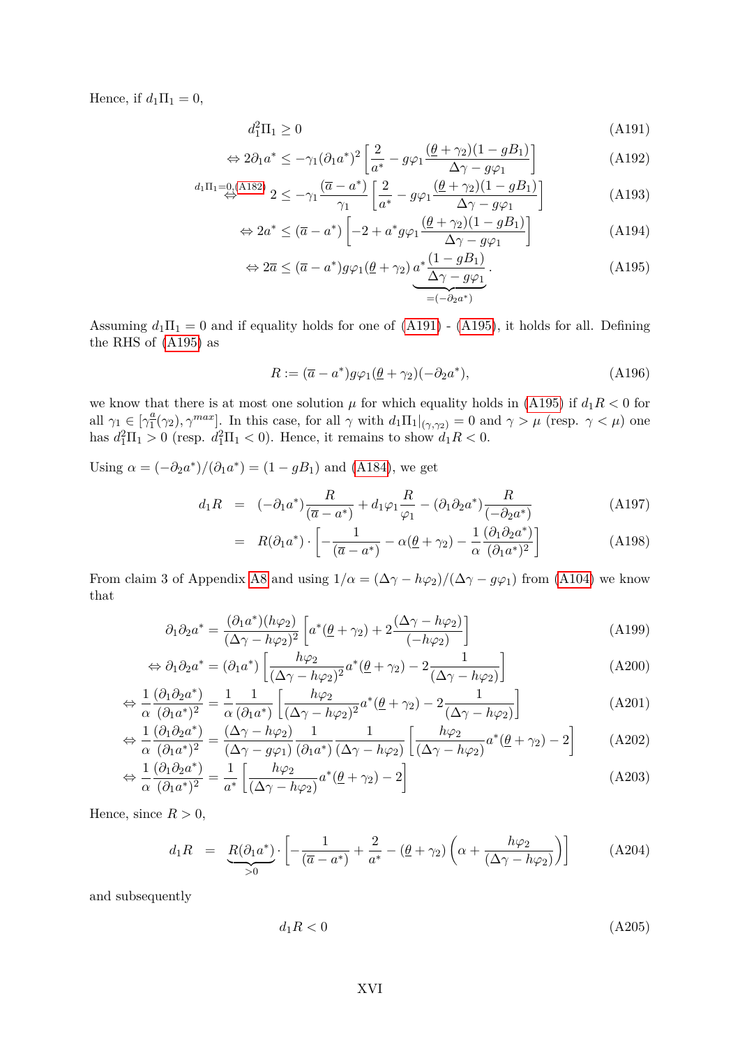Hence, if $d_1\Pi_1 = 0$,

$$
\begin{aligned}
& d_1^2\Pi_1 \geq 0 && \text{(A191)}\\
\Leftrightarrow\ & 2\partial_1 a^* \leq -\gamma_1(\partial_1 a^*)^2\left[\frac{2}{a^*} - g\varphi_1\frac{(\underline{\theta}+\gamma_2)(1-gB_1)}{\Delta\gamma - g\varphi_1}\right] && \text{(A192)}\\
\overset{d_1\Pi_1=0,(A182)}{\Leftrightarrow}\ & 2 \leq -\gamma_1\frac{(\overline{a}-a^*)}{\gamma_1}\left[\frac{2}{a^*} - g\varphi_1\frac{(\underline{\theta}+\gamma_2)(1-gB_1)}{\Delta\gamma - g\varphi_1}\right] && \text{(A193)}\\
\Leftrightarrow\ & 2a^* \leq (\overline{a}-a^*)\left[-2 + a^* g\varphi_1\frac{(\underline{\theta}+\gamma_2)(1-gB_1)}{\Delta\gamma - g\varphi_1}\right] && \text{(A194)}\\
\Leftrightarrow\ & 2\overline{a} \leq (\overline{a}-a^*)g\varphi_1(\underline{\theta}+\gamma_2)\underbrace{a^*\frac{(1-gB_1)}{\Delta\gamma - g\varphi_1}}_{=(-\partial_2 a^*)}. && \text{(A195)}
\end{aligned}
$$

Assuming $d_1\Pi_1 = 0$ and if equality holds for one of (A191) - (A195), it holds for all. Defining the RHS of (A195) as

$$
R := (\overline{a}-a^*)g\varphi_1(\underline{\theta}+\gamma_2)(-\partial_2 a^*), \tag{A196}
$$

we know that there is at most one solution $\mu$ for which equality holds in (A195) if $d_1R < 0$ for all $\gamma_1 \in [\gamma_1^{\underline{a}}(\gamma_2), \gamma^{max}]$. In this case, for all $\gamma$ with $d_1\Pi_1|_{(\gamma,\gamma_2)} = 0$ and $\gamma > \mu$ (resp. $\gamma < \mu$) one has $d_1^2\Pi_1 > 0$ (resp. $d_1^2\Pi_1 < 0$). Hence, it remains to show $d_1R < 0$.

Using $\alpha = (-\partial_2 a^*)/(\partial_1 a^*) = (1-gB_1)$ and (A184), we get

$$
\begin{aligned}
d_1R &= (-\partial_1 a^*)\frac{R}{(\overline{a}-a^*)} + d_1\varphi_1\frac{R}{\varphi_1} - (\partial_1\partial_2 a^*)\frac{R}{(-\partial_2 a^*)} && \text{(A197)}\\
&= R(\partial_1 a^*)\cdot\left[-\frac{1}{(\overline{a}-a^*)} - \alpha(\underline{\theta}+\gamma_2) - \frac{1}{\alpha}\frac{(\partial_1\partial_2 a^*)}{(\partial_1 a^*)^2}\right] && \text{(A198)}
\end{aligned}
$$

From claim 3 of Appendix A8 and using $1/\alpha = (\Delta\gamma - h\varphi_2)/(\Delta\gamma - g\varphi_1)$ from (A104) we know that

$$
\begin{aligned}
& \partial_1\partial_2 a^* = \frac{(\partial_1 a^*)(h\varphi_2)}{(\Delta\gamma - h\varphi_2)^2}\left[a^*(\underline{\theta}+\gamma_2) + 2\frac{(\Delta\gamma - h\varphi_2)}{(-h\varphi_2)}\right] && \text{(A199)}\\
\Leftrightarrow\ & \partial_1\partial_2 a^* = (\partial_1 a^*)\left[\frac{h\varphi_2}{(\Delta\gamma - h\varphi_2)^2}a^*(\underline{\theta}+\gamma_2) - 2\frac{1}{(\Delta\gamma - h\varphi_2)}\right] && \text{(A200)}\\
\Leftrightarrow\ & \frac{1}{\alpha}\frac{(\partial_1\partial_2 a^*)}{(\partial_1 a^*)^2} = \frac{1}{\alpha}\frac{1}{(\partial_1 a^*)}\left[\frac{h\varphi_2}{(\Delta\gamma - h\varphi_2)^2}a^*(\underline{\theta}+\gamma_2) - 2\frac{1}{(\Delta\gamma - h\varphi_2)}\right] && \text{(A201)}\\
\Leftrightarrow\ & \frac{1}{\alpha}\frac{(\partial_1\partial_2 a^*)}{(\partial_1 a^*)^2} = \frac{(\Delta\gamma - h\varphi_2)}{(\Delta\gamma - g\varphi_1)}\frac{1}{(\partial_1 a^*)}\frac{1}{(\Delta\gamma - h\varphi_2)}\left[\frac{h\varphi_2}{(\Delta\gamma - h\varphi_2)}a^*(\underline{\theta}+\gamma_2) - 2\right] && \text{(A202)}\\
\Leftrightarrow\ & \frac{1}{\alpha}\frac{(\partial_1\partial_2 a^*)}{(\partial_1 a^*)^2} = \frac{1}{a^*}\left[\frac{h\varphi_2}{(\Delta\gamma - h\varphi_2)}a^*(\underline{\theta}+\gamma_2) - 2\right] && \text{(A203)}
\end{aligned}
$$

Hence, since $R > 0$,

$$
d_1R = \underbrace{R(\partial_1 a^*)}_{>0}\cdot\left[-\frac{1}{(\overline{a}-a^*)} + \frac{2}{a^*} - (\underline{\theta}+\gamma_2)\left(\alpha + \frac{h\varphi_2}{(\Delta\gamma - h\varphi_2)}\right)\right] \tag{A204}
$$

and subsequently

$$
d_1R < 0 \tag{A205}
$$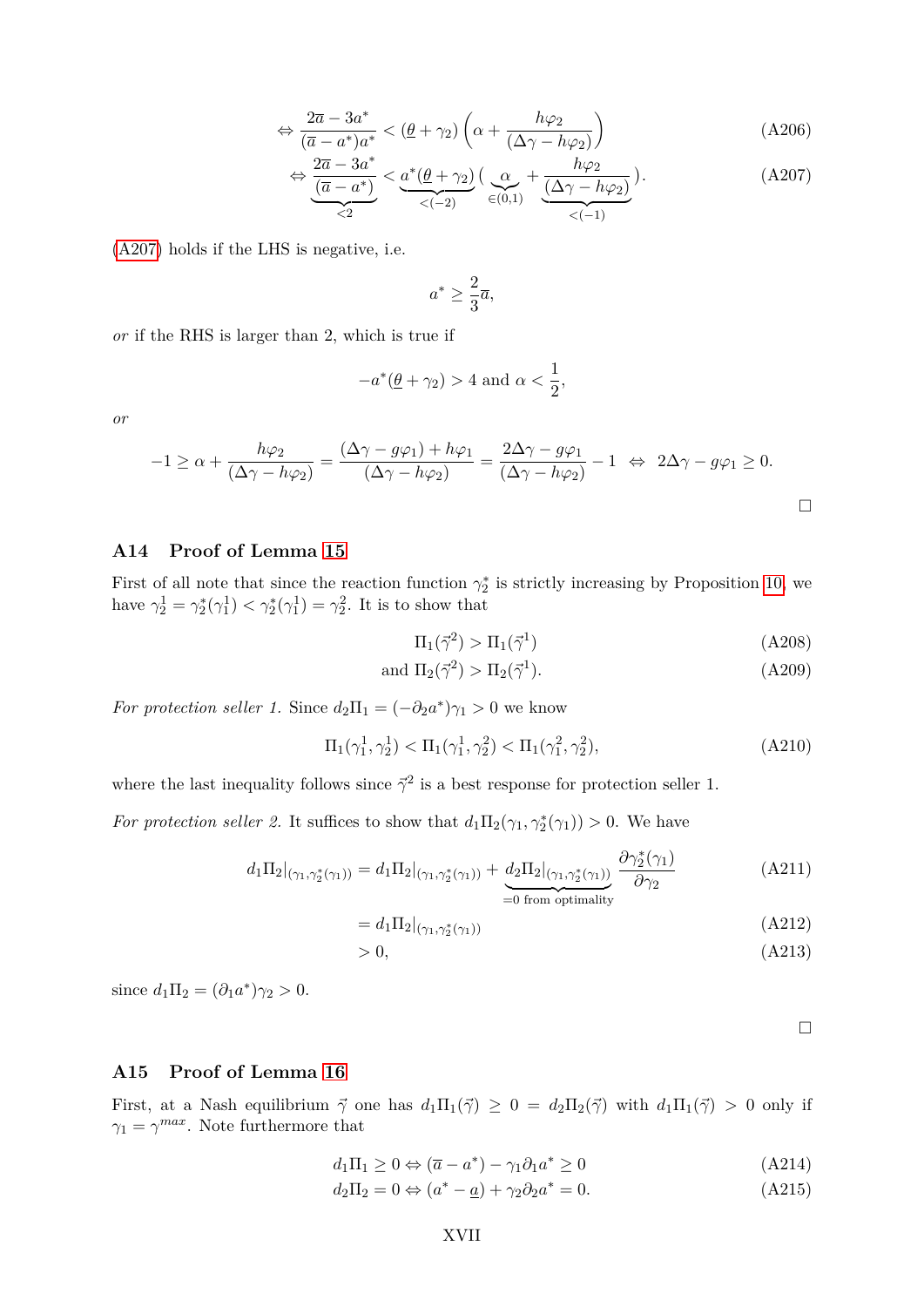$$\Leftrightarrow \frac{2\overline{a} - 3a^*}{(\overline{a} - a^*)a^*} < (\underline{\theta} + \gamma_2)\left(\alpha + \frac{h\varphi_2}{(\Delta\gamma - h\varphi_2)}\right) \tag{A206}$$

$$\Leftrightarrow \underbrace{\frac{2\overline{a} - 3a^*}{(\overline{a} - a^*)}}_{<2} < \underbrace{a^*(\underline{\theta} + \gamma_2)}_{<(-2)}\big(\underbrace{\alpha}_{\in(0,1)} + \underbrace{\frac{h\varphi_2}{(\Delta\gamma - h\varphi_2)}}_{<(-1)}\big). \tag{A207}$$

(A207) holds if the LHS is negative, i.e.

$$a^* \geq \frac{2}{3}\overline{a},$$

*or* if the RHS is larger than 2, which is true if

$$-a^*(\underline{\theta} + \gamma_2) > 4 \text{ and } \alpha < \frac{1}{2},$$

*or*

$$-1 \geq \alpha + \frac{h\varphi_2}{(\Delta\gamma - h\varphi_2)} = \frac{(\Delta\gamma - g\varphi_1) + h\varphi_1}{(\Delta\gamma - h\varphi_2)} = \frac{2\Delta\gamma - g\varphi_1}{(\Delta\gamma - h\varphi_2)} - 1 \;\Leftrightarrow\; 2\Delta\gamma - g\varphi_1 \geq 0.$$

□

## A14 Proof of Lemma 15

First of all note that since the reaction function $\gamma_2^*$ is strictly increasing by Proposition 10, we have $\gamma_2^1 = \gamma_2^*(\gamma_1^1) < \gamma_2^*(\gamma_1^1) = \gamma_2^2$. It is to show that

$$\Pi_1(\vec{\gamma}^2) > \Pi_1(\vec{\gamma}^1) \tag{A208}$$

$$\text{and } \Pi_2(\vec{\gamma}^2) > \Pi_2(\vec{\gamma}^1). \tag{A209}$$

*For protection seller 1.* Since $d_2\Pi_1 = (-\partial_2 a^*)\gamma_1 > 0$ we know

$$\Pi_1(\gamma_1^1, \gamma_2^1) < \Pi_1(\gamma_1^1, \gamma_2^2) < \Pi_1(\gamma_1^2, \gamma_2^2), \tag{A210}$$

where the last inequality follows since $\vec{\gamma}^2$ is a best response for protection seller 1.

*For protection seller 2.* It suffices to show that $d_1\Pi_2(\gamma_1, \gamma_2^*(\gamma_1)) > 0$. We have

$$d_1\Pi_2|_{(\gamma_1,\gamma_2^*(\gamma_1))} = d_1\Pi_2|_{(\gamma_1,\gamma_2^*(\gamma_1))} + \underbrace{d_2\Pi_2|_{(\gamma_1,\gamma_2^*(\gamma_1))}}_{=0 \text{ from optimality}} \frac{\partial\gamma_2^*(\gamma_1)}{\partial\gamma_2} \tag{A211}$$

$$= d_1\Pi_2|_{(\gamma_1,\gamma_2^*(\gamma_1))} \tag{A212}$$

$$> 0, \tag{A213}$$

since $d_1\Pi_2 = (\partial_1 a^*)\gamma_2 > 0$.

□

## A15 Proof of Lemma 16

First, at a Nash equilibrium $\vec{\gamma}$ one has $d_1\Pi_1(\vec{\gamma}) \geq 0 = d_2\Pi_2(\vec{\gamma})$ with $d_1\Pi_1(\vec{\gamma}) > 0$ only if $\gamma_1 = \gamma^{max}$. Note furthermore that

$$d_1\Pi_1 \geq 0 \Leftrightarrow (\overline{a} - a^*) - \gamma_1\partial_1 a^* \geq 0 \tag{A214}$$

$$d_2\Pi_2 = 0 \Leftrightarrow (a^* - \underline{a}) + \gamma_2\partial_2 a^* = 0. \tag{A215}$$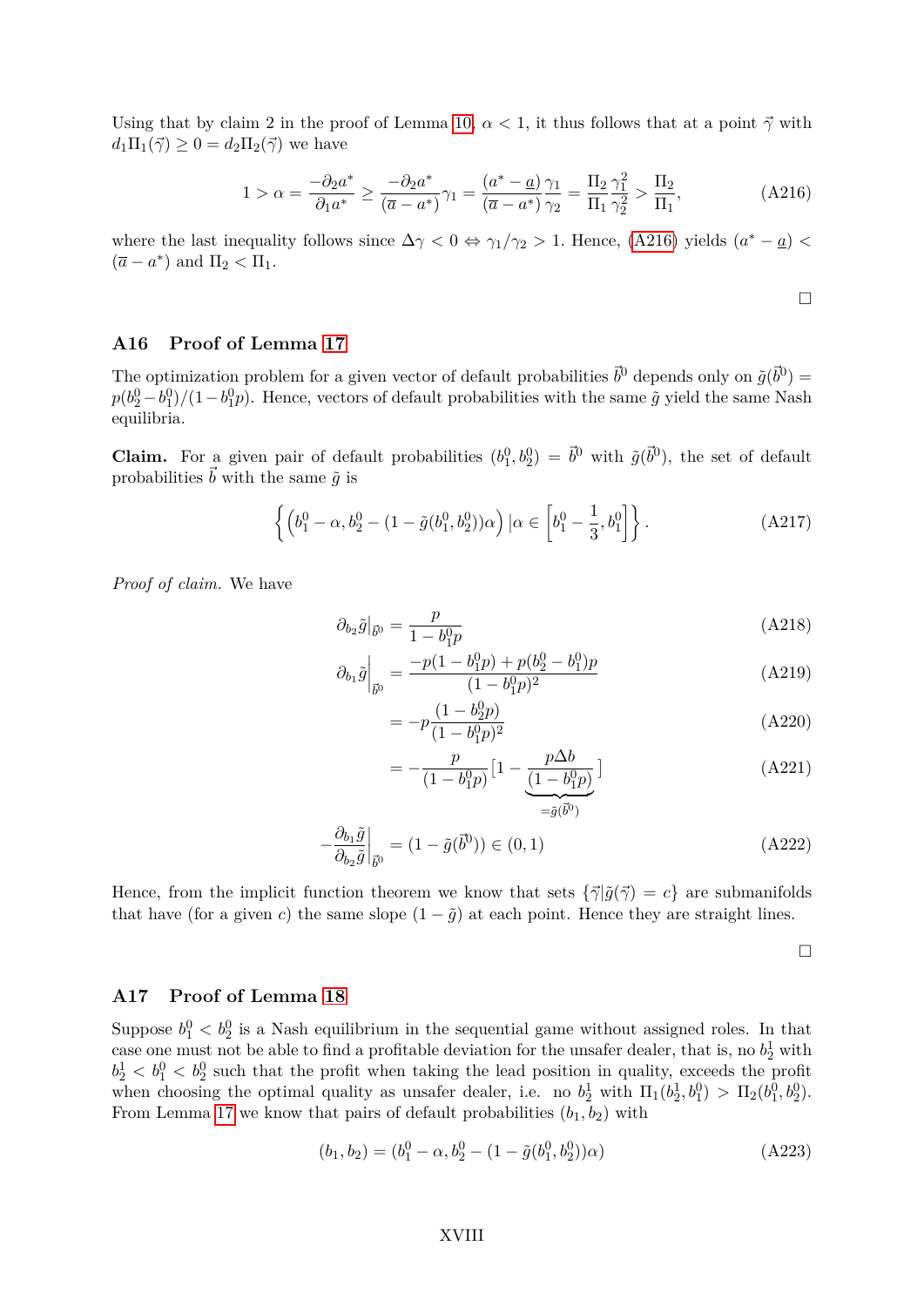Using that by claim 2 in the proof of Lemma 10, $\alpha < 1$, it thus follows that at a point $\vec{\gamma}$ with $d_1\Pi_1(\vec{\gamma}) \geq 0 = d_2\Pi_2(\vec{\gamma})$ we have

$$1 > \alpha = \frac{-\partial_2 a^*}{\partial_1 a^*} \geq \frac{-\partial_2 a^*}{(\overline{a} - a^*)}\gamma_1 = \frac{(a^* - \underline{a})}{(\overline{a} - a^*)}\frac{\gamma_1}{\gamma_2} = \frac{\Pi_2}{\Pi_1}\frac{\gamma_1^2}{\gamma_2^2} > \frac{\Pi_2}{\Pi_1}, \tag{A216}$$

where the last inequality follows since $\Delta\gamma < 0 \Leftrightarrow \gamma_1/\gamma_2 > 1$. Hence, (A216) yields $(a^* - \underline{a}) < (\overline{a} - a^*)$ and $\Pi_2 < \Pi_1$.

□

## A16 Proof of Lemma 17

The optimization problem for a given vector of default probabilities $\vec{b}^0$ depends only on $\tilde{g}(\vec{b}^0) = p(b_2^0 - b_1^0)/(1 - b_1^0 p)$. Hence, vectors of default probabilities with the same $\tilde{g}$ yield the same Nash equilibria.

**Claim.** For a given pair of default probabilities $(b_1^0, b_2^0) = \vec{b}^0$ with $\tilde{g}(\vec{b}^0)$, the set of default probabilities $\vec{b}$ with the same $\tilde{g}$ is

$$\left\{ \left(b_1^0 - \alpha, b_2^0 - (1 - \tilde{g}(b_1^0, b_2^0))\alpha\right) | \alpha \in \left[b_1^0 - \frac{1}{3}, b_1^0\right] \right\}. \tag{A217}$$

*Proof of claim.* We have

$$\partial_{b_2}\tilde{g}\big|_{\vec{b}^0} = \frac{p}{1 - b_1^0 p} \tag{A218}$$

$$\partial_{b_1}\tilde{g}\bigg|_{\vec{b}^0} = \frac{-p(1 - b_1^0 p) + p(b_2^0 - b_1^0)p}{(1 - b_1^0 p)^2} \tag{A219}$$

$$= -p\frac{(1 - b_2^0 p)}{(1 - b_1^0 p)^2} \tag{A220}$$

$$= -\frac{p}{(1 - b_1^0 p)}\Big[1 - \underbrace{\frac{p\Delta b}{(1 - b_1^0 p)}}_{=\tilde{g}(\vec{b}^0)}\Big] \tag{A221}$$

$$-\frac{\partial_{b_1}\tilde{g}}{\partial_{b_2}\tilde{g}}\bigg|_{\vec{b}^0} = (1 - \tilde{g}(\vec{b}^0)) \in (0, 1) \tag{A222}$$

Hence, from the implicit function theorem we know that sets $\{\vec{\gamma} | \tilde{g}(\vec{\gamma}) = c\}$ are submanifolds that have (for a given $c$) the same slope $(1 - \tilde{g})$ at each point. Hence they are straight lines.

□

## A17 Proof of Lemma 18

Suppose $b_1^0 < b_2^0$ is a Nash equilibrium in the sequential game without assigned roles. In that case one must not be able to find a profitable deviation for the unsafer dealer, that is, no $b_2^1$ with $b_2^1 < b_1^0 < b_2^0$ such that the profit when taking the lead position in quality, exceeds the profit when choosing the optimal quality as unsafer dealer, i.e. no $b_2^1$ with $\Pi_1(b_2^1, b_1^0) > \Pi_2(b_1^0, b_2^0)$. From Lemma 17 we know that pairs of default probabilities $(b_1, b_2)$ with

$$(b_1, b_2) = (b_1^0 - \alpha, b_2^0 - (1 - \tilde{g}(b_1^0, b_2^0))\alpha) \tag{A223}$$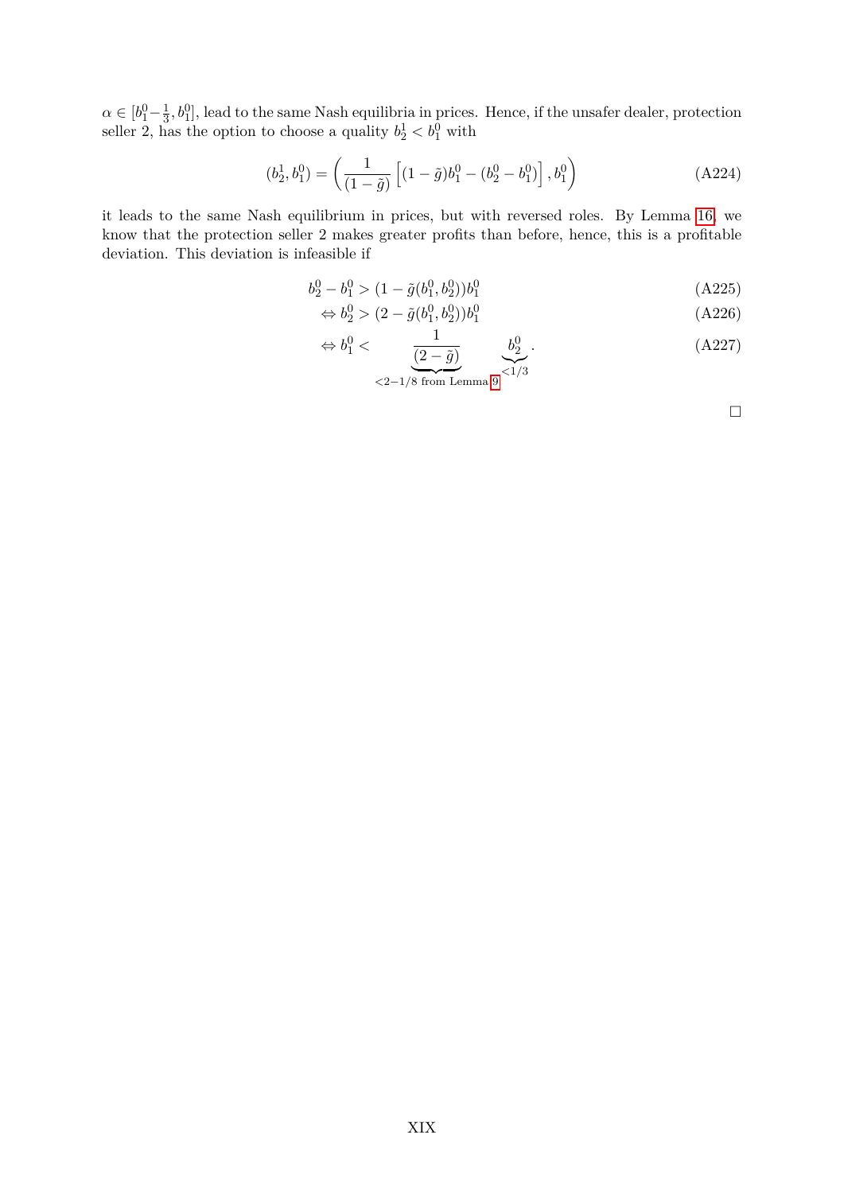$\alpha \in [b_1^0 - \frac{1}{3}, b_1^0]$, lead to the same Nash equilibria in prices. Hence, if the unsafer dealer, protection seller 2, has the option to choose a quality $b_2^1 < b_1^0$ with

$$(b_2^1, b_1^0) = \left( \frac{1}{(1-\tilde{g})} \left[ (1-\tilde{g})b_1^0 - (b_2^0 - b_1^0) \right], b_1^0 \right) \tag{A224}$$

it leads to the same Nash equilibrium in prices, but with reversed roles. By Lemma 16, we know that the protection seller 2 makes greater profits than before, hence, this is a profitable deviation. This deviation is infeasible if

$$b_2^0 - b_1^0 > (1 - \tilde{g}(b_1^0, b_2^0))b_1^0 \tag{A225}$$

$$\Leftrightarrow b_2^0 > (2 - \tilde{g}(b_1^0, b_2^0))b_1^0 \tag{A226}$$

$$\Leftrightarrow b_1^0 < \frac{1}{\underbrace{(2-\tilde{g})}_{<2-1/8 \text{ from Lemma 9}}} \underbrace{b_2^0}_{<1/3}. \tag{A227}$$

□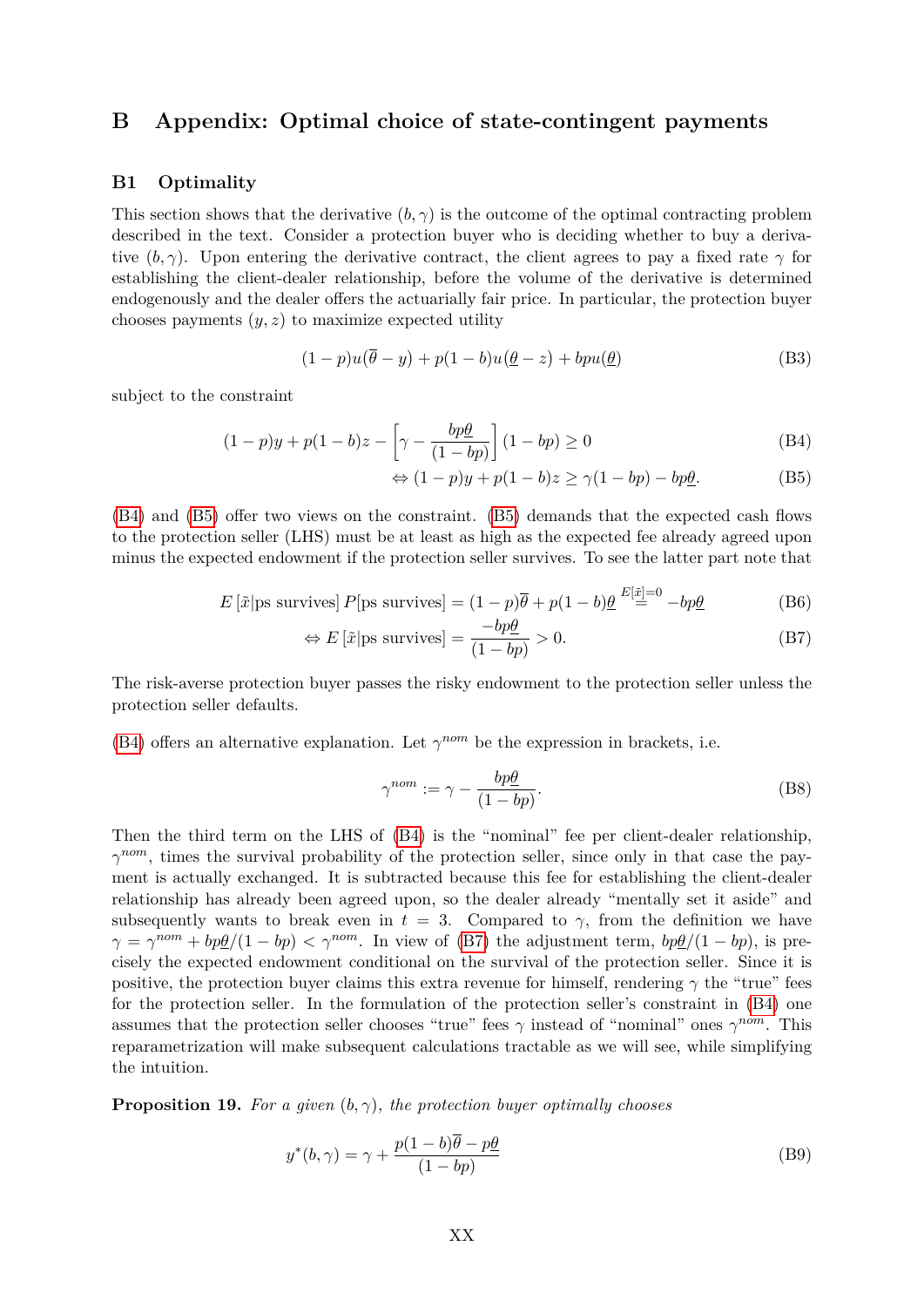## B Appendix: Optimal choice of state-contingent payments

### B1 Optimality

This section shows that the derivative $(b, \gamma)$ is the outcome of the optimal contracting problem described in the text. Consider a protection buyer who is deciding whether to buy a derivative $(b, \gamma)$. Upon entering the derivative contract, the client agrees to pay a fixed rate $\gamma$ for establishing the client-dealer relationship, before the volume of the derivative is determined endogenously and the dealer offers the actuarially fair price. In particular, the protection buyer chooses payments $(y, z)$ to maximize expected utility

$$(1-p)u(\overline{\theta} - y) + p(1-b)u(\underline{\theta} - z) + bpu(\underline{\theta}) \tag{B3}$$

subject to the constraint

$$(1-p)y + p(1-b)z - \left[\gamma - \frac{bp\underline{\theta}}{(1-bp)}\right](1-bp) \geq 0 \tag{B4}$$

$$\Leftrightarrow (1-p)y + p(1-b)z \geq \gamma(1-bp) - bp\underline{\theta}. \tag{B5}$$

(B4) and (B5) offer two views on the constraint. (B5) demands that the expected cash flows to the protection seller (LHS) must be at least as high as the expected fee already agreed upon minus the expected endowment if the protection seller survives. To see the latter part note that

$$E\left[\tilde{x}|\text{ps survives}\right] P[\text{ps survives}] = (1-p)\overline{\theta} + p(1-b)\underline{\theta} \overset{E[\tilde{x}]=0}{=} -bp\underline{\theta} \tag{B6}$$

$$\Leftrightarrow E\left[\tilde{x}|\text{ps survives}\right] = \frac{-bp\underline{\theta}}{(1-bp)} > 0. \tag{B7}$$

The risk-averse protection buyer passes the risky endowment to the protection seller unless the protection seller defaults.

(B4) offers an alternative explanation. Let $\gamma^{nom}$ be the expression in brackets, i.e.

$$\gamma^{nom} := \gamma - \frac{bp\underline{\theta}}{(1-bp)}. \tag{B8}$$

Then the third term on the LHS of (B4) is the "nominal" fee per client-dealer relationship, $\gamma^{nom}$, times the survival probability of the protection seller, since only in that case the payment is actually exchanged. It is subtracted because this fee for establishing the client-dealer relationship has already been agreed upon, so the dealer already "mentally set it aside" and subsequently wants to break even in $t = 3$. Compared to $\gamma$, from the definition we have $\gamma = \gamma^{nom} + bp\underline{\theta}/(1-bp) < \gamma^{nom}$. In view of (B7) the adjustment term, $bp\underline{\theta}/(1-bp)$, is precisely the expected endowment conditional on the survival of the protection seller. Since it is positive, the protection buyer claims this extra revenue for himself, rendering $\gamma$ the "true" fees for the protection seller. In the formulation of the protection seller's constraint in (B4) one assumes that the protection seller chooses "true" fees $\gamma$ instead of "nominal" ones $\gamma^{nom}$. This reparametrization will make subsequent calculations tractable as we will see, while simplifying the intuition.

**Proposition 19.** *For a given $(b, \gamma)$, the protection buyer optimally chooses*

$$y^*(b, \gamma) = \gamma + \frac{p(1-b)\overline{\theta} - p\underline{\theta}}{(1-bp)} \tag{B9}$$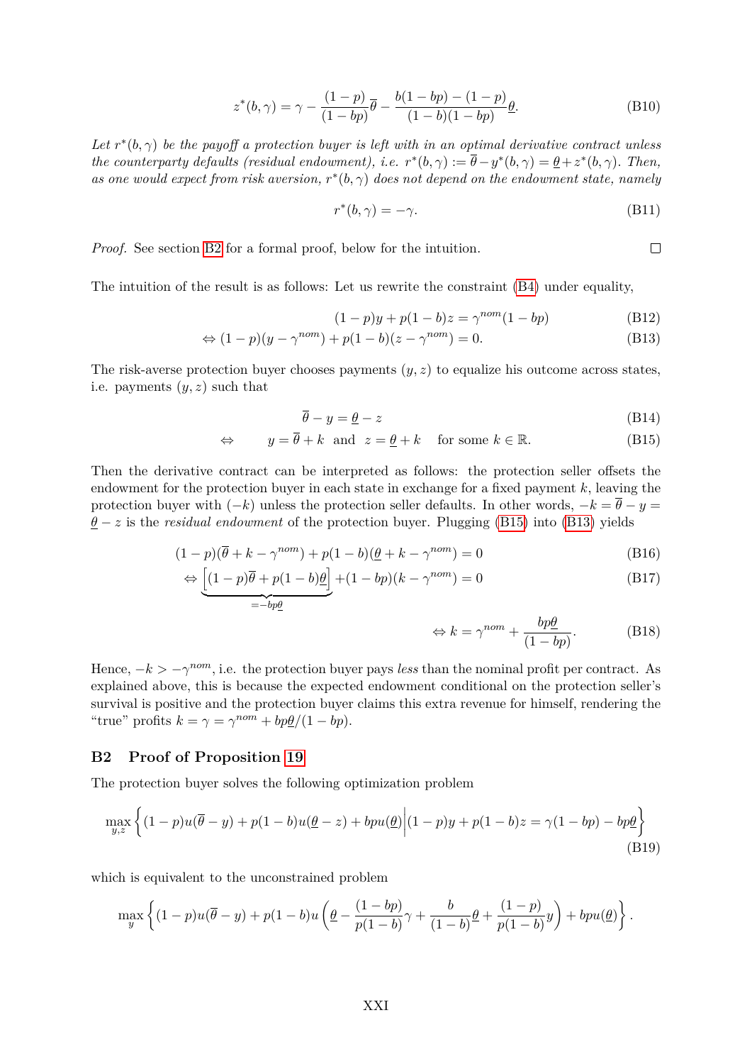$$z^*(b,\gamma) = \gamma - \frac{(1-p)}{(1-bp)}\overline{\theta} - \frac{b(1-bp)-(1-p)}{(1-b)(1-bp)}\underline{\theta}. \tag{B10}$$

*Let $r^*(b,\gamma)$ be the payoff a protection buyer is left with in an optimal derivative contract unless the counterparty defaults (residual endowment), i.e. $r^*(b,\gamma) := \overline{\theta} - y^*(b,\gamma) = \underline{\theta} + z^*(b,\gamma)$. Then, as one would expect from risk aversion, $r^*(b,\gamma)$ does not depend on the endowment state, namely*

$$r^*(b,\gamma) = -\gamma. \tag{B11}$$

*Proof.* See section B2 for a formal proof, below for the intuition. □

The intuition of the result is as follows: Let us rewrite the constraint (B4) under equality,

$$(1-p)y + p(1-b)z = \gamma^{nom}(1-bp) \tag{B12}$$

$$\Leftrightarrow (1-p)(y-\gamma^{nom}) + p(1-b)(z-\gamma^{nom}) = 0. \tag{B13}$$

The risk-averse protection buyer chooses payments $(y,z)$ to equalize his outcome across states, i.e. payments $(y,z)$ such that

$$\overline{\theta} - y = \underline{\theta} - z \tag{B14}$$

$$\Leftrightarrow \qquad y = \overline{\theta} + k \text{ and } z = \underline{\theta} + k \quad \text{for some } k \in \mathbb{R}. \tag{B15}$$

Then the derivative contract can be interpreted as follows: the protection seller offsets the endowment for the protection buyer in each state in exchange for a fixed payment $k$, leaving the protection buyer with $(-k)$ unless the protection seller defaults. In other words, $-k = \overline{\theta} - y = \underline{\theta} - z$ is the *residual endowment* of the protection buyer. Plugging (B15) into (B13) yields

$$(1-p)(\overline{\theta} + k - \gamma^{nom}) + p(1-b)(\underline{\theta} + k - \gamma^{nom}) = 0 \tag{B16}$$

$$\Leftrightarrow \underbrace{\left[(1-p)\overline{\theta} + p(1-b)\underline{\theta}\right]}_{=-bp\underline{\theta}} + (1-bp)(k-\gamma^{nom}) = 0 \tag{B17}$$

$$\Leftrightarrow k = \gamma^{nom} + \frac{bp\underline{\theta}}{(1-bp)}. \tag{B18}$$

Hence, $-k > -\gamma^{nom}$, i.e. the protection buyer pays *less* than the nominal profit per contract. As explained above, this is because the expected endowment conditional on the protection seller's survival is positive and the protection buyer claims this extra revenue for himself, rendering the "true" profits $k = \gamma = \gamma^{nom} + bp\underline{\theta}/(1-bp)$.

## B2 Proof of Proposition 19

The protection buyer solves the following optimization problem

$$\max_{y,z} \left\{ (1-p)u(\overline{\theta} - y) + p(1-b)u(\underline{\theta} - z) + bpu(\underline{\theta}) \middle| (1-p)y + p(1-b)z = \gamma(1-bp) - bp\underline{\theta} \right\} \tag{B19}$$

which is equivalent to the unconstrained problem

$$\max_{y} \left\{ (1-p)u(\overline{\theta} - y) + p(1-b)u\left(\underline{\theta} - \frac{(1-bp)}{p(1-b)}\gamma + \frac{b}{(1-b)}\underline{\theta} + \frac{(1-p)}{p(1-b)}y\right) + bpu(\underline{\theta}) \right\}.$$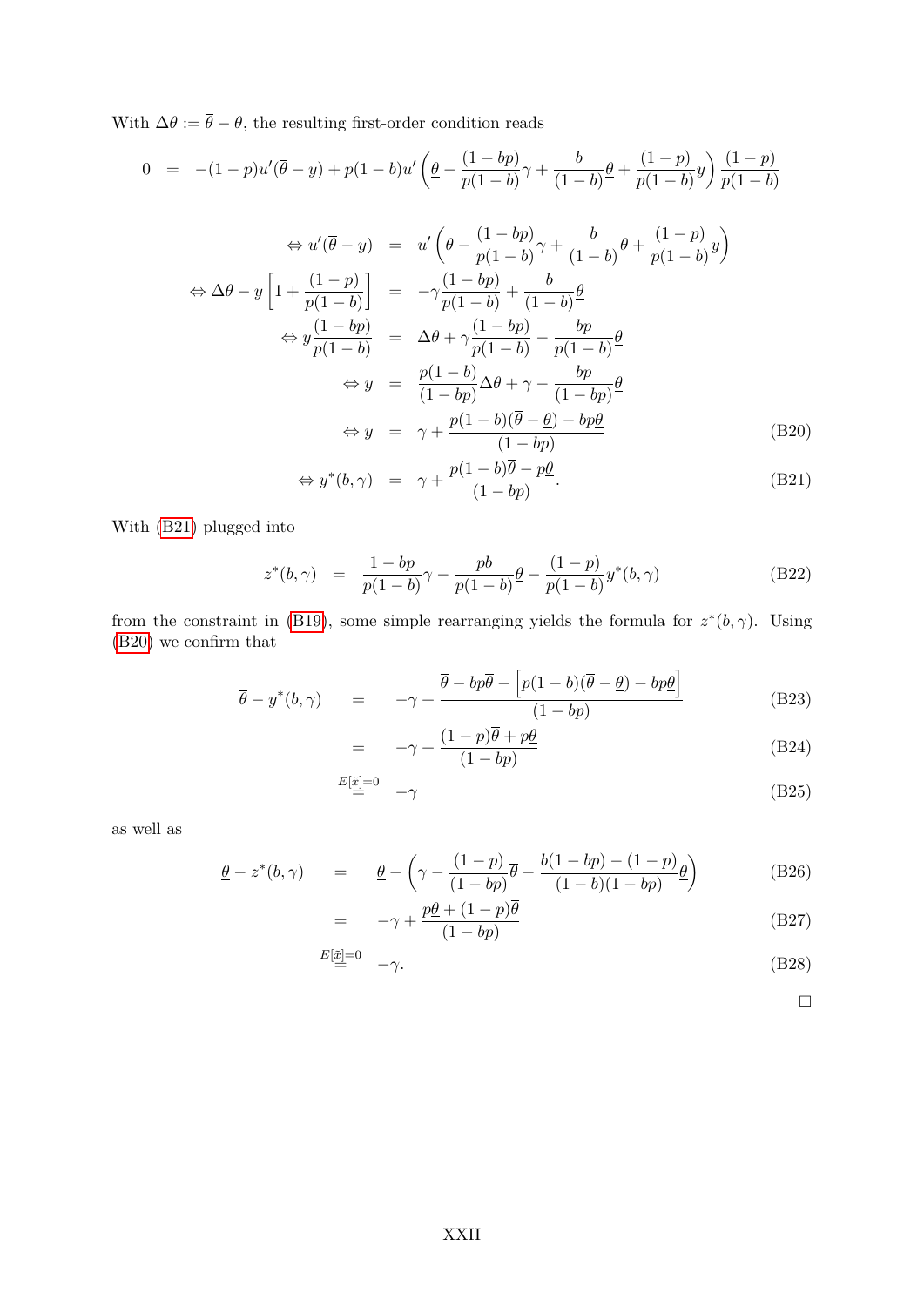With $\Delta\theta := \overline{\theta} - \underline{\theta}$, the resulting first-order condition reads

$$0 \quad = \quad -(1-p)u'(\overline{\theta} - y) + p(1-b)u'\left(\underline{\theta} - \frac{(1-bp)}{p(1-b)}\gamma + \frac{b}{(1-b)}\underline{\theta} + \frac{(1-p)}{p(1-b)}y\right)\frac{(1-p)}{p(1-b)}$$

$$\begin{aligned}
\Leftrightarrow u'(\overline{\theta} - y) &= u'\left(\underline{\theta} - \frac{(1-bp)}{p(1-b)}\gamma + \frac{b}{(1-b)}\underline{\theta} + \frac{(1-p)}{p(1-b)}y\right) \\
\Leftrightarrow \Delta\theta - y\left[1 + \frac{(1-p)}{p(1-b)}\right] &= -\gamma\frac{(1-bp)}{p(1-b)} + \frac{b}{(1-b)}\underline{\theta} \\
\Leftrightarrow y\frac{(1-bp)}{p(1-b)} &= \Delta\theta + \gamma\frac{(1-bp)}{p(1-b)} - \frac{bp}{p(1-b)}\underline{\theta} \\
\Leftrightarrow y &= \frac{p(1-b)}{(1-bp)}\Delta\theta + \gamma - \frac{bp}{(1-bp)}\underline{\theta} \\
\Leftrightarrow y &= \gamma + \frac{p(1-b)(\overline{\theta} - \underline{\theta}) - bp\underline{\theta}}{(1-bp)} \qquad \text{(B20)} \\
\Leftrightarrow y^*(b,\gamma) &= \gamma + \frac{p(1-b)\overline{\theta} - p\underline{\theta}}{(1-bp)}. \qquad \text{(B21)}
\end{aligned}$$

With (B21) plugged into

$$z^*(b,\gamma) \quad = \quad \frac{1-bp}{p(1-b)}\gamma - \frac{pb}{p(1-b)}\underline{\theta} - \frac{(1-p)}{p(1-b)}y^*(b,\gamma) \qquad \text{(B22)}$$

from the constraint in (B19), some simple rearranging yields the formula for $z^*(b,\gamma)$. Using (B20) we confirm that

$$\begin{aligned}
\overline{\theta} - y^*(b,\gamma) &= -\gamma + \frac{\overline{\theta} - bp\overline{\theta} - \left[p(1-b)(\overline{\theta} - \underline{\theta}) - bp\underline{\theta}\right]}{(1-bp)} \qquad \text{(B23)} \\
&= -\gamma + \frac{(1-p)\overline{\theta} + p\underline{\theta}}{(1-bp)} \qquad \text{(B24)} \\
&\overset{E[\tilde{x}]=0}{=} -\gamma \qquad \text{(B25)}
\end{aligned}$$

as well as

$$\begin{aligned}
\underline{\theta} - z^*(b,\gamma) &= \underline{\theta} - \left(\gamma - \frac{(1-p)}{(1-bp)}\overline{\theta} - \frac{b(1-bp) - (1-p)}{(1-b)(1-bp)}\underline{\theta}\right) \qquad \text{(B26)} \\
&= -\gamma + \frac{p\underline{\theta} + (1-p)\overline{\theta}}{(1-bp)} \qquad \text{(B27)} \\
&\overset{E[\tilde{x}]=0}{=} -\gamma. \qquad \text{(B28)}
\end{aligned}$$

□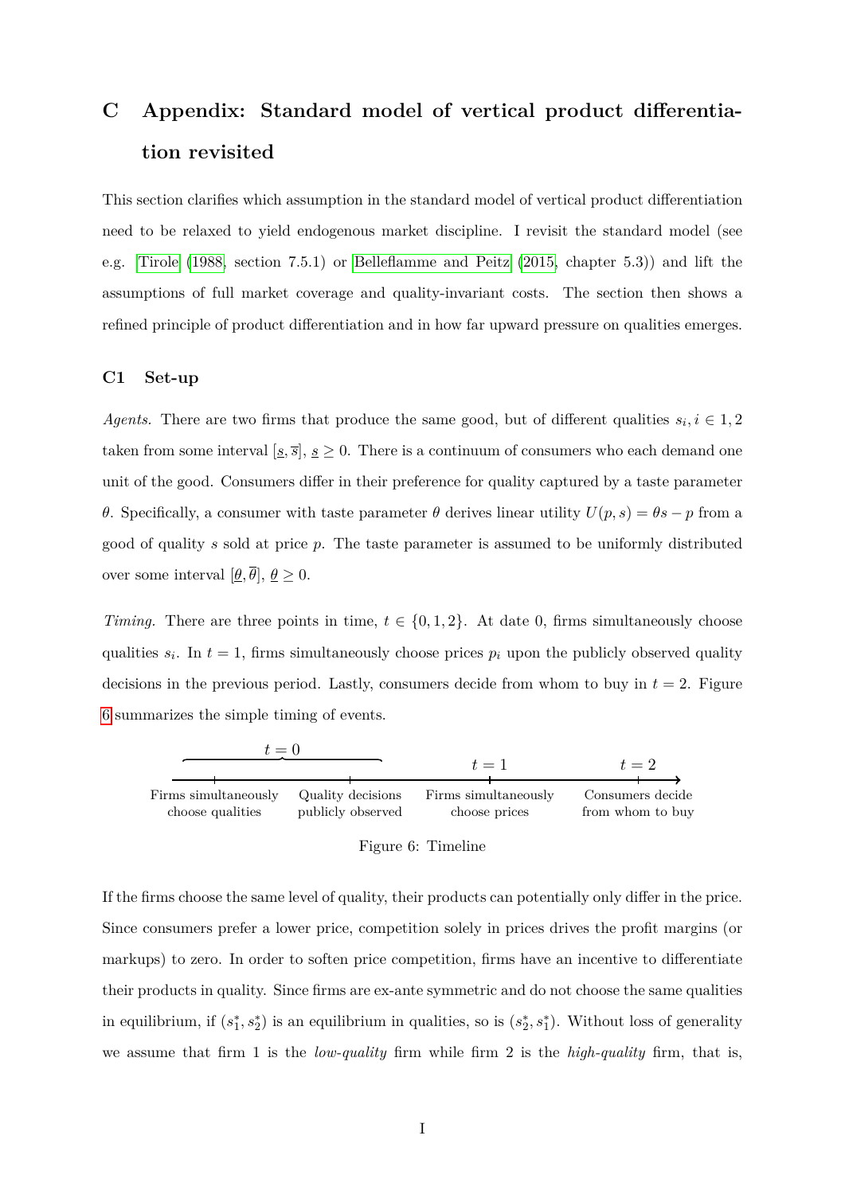# C Appendix: Standard model of vertical product differentiation revisited

This section clarifies which assumption in the standard model of vertical product differentiation need to be relaxed to yield endogenous market discipline. I revisit the standard model (see e.g. Tirole (1988, section 7.5.1) or Belleflamme and Peitz (2015, chapter 5.3)) and lift the assumptions of full market coverage and quality-invariant costs. The section then shows a refined principle of product differentiation and in how far upward pressure on qualities emerges.

## C1 Set-up

*Agents.* There are two firms that produce the same good, but of different qualities $s_i, i \in 1, 2$ taken from some interval $[\underline{s}, \overline{s}]$, $\underline{s} \geq 0$. There is a continuum of consumers who each demand one unit of the good. Consumers differ in their preference for quality captured by a taste parameter $\theta$. Specifically, a consumer with taste parameter $\theta$ derives linear utility $U(p, s) = \theta s - p$ from a good of quality $s$ sold at price $p$. The taste parameter is assumed to be uniformly distributed over some interval $[\underline{\theta}, \overline{\theta}]$, $\underline{\theta} \geq 0$.

*Timing.* There are three points in time, $t \in \{0, 1, 2\}$. At date 0, firms simultaneously choose qualities $s_i$. In $t = 1$, firms simultaneously choose prices $p_i$ upon the publicly observed quality decisions in the previous period. Lastly, consumers decide from whom to buy in $t = 2$. Figure 6 summarizes the simple timing of events.

| $t = 0$ | | $t = 1$ | $t = 2$ |
|---|---|---|---|
| Firms simultaneously choose qualities | Quality decisions publicly observed | Firms simultaneously choose prices | Consumers decide from whom to buy |

Figure 6: Timeline

If the firms choose the same level of quality, their products can potentially only differ in the price. Since consumers prefer a lower price, competition solely in prices drives the profit margins (or markups) to zero. In order to soften price competition, firms have an incentive to differentiate their products in quality. Since firms are ex-ante symmetric and do not choose the same qualities in equilibrium, if $(s_1^*, s_2^*)$ is an equilibrium in qualities, so is $(s_2^*, s_1^*)$. Without loss of generality we assume that firm 1 is the *low-quality* firm while firm 2 is the *high-quality* firm, that is,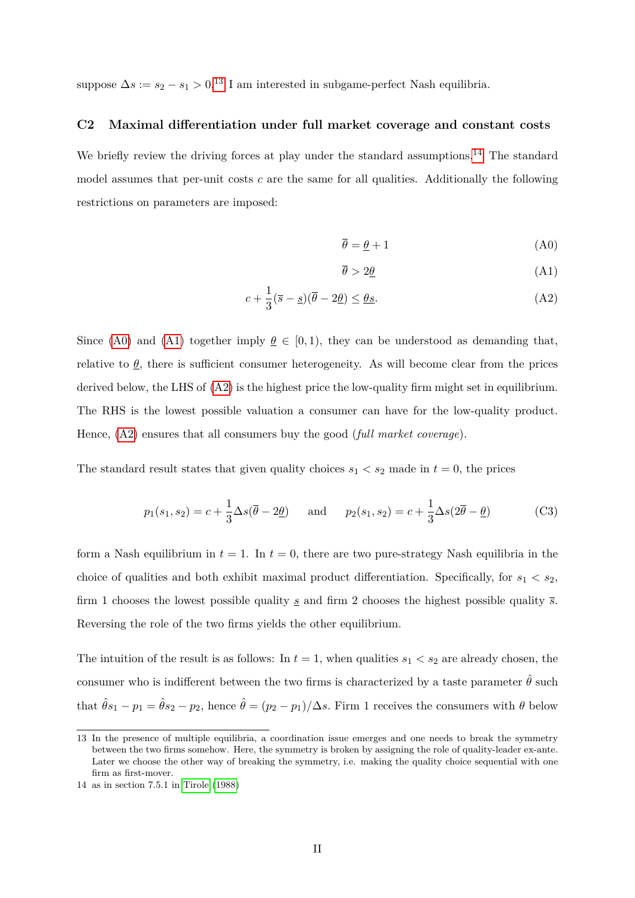suppose $\Delta s := s_2 - s_1 > 0$.[13] I am interested in subgame-perfect Nash equilibria.

### C2 Maximal differentiation under full market coverage and constant costs

We briefly review the driving forces at play under the standard assumptions.[14] The standard model assumes that per-unit costs $c$ are the same for all qualities. Additionally the following restrictions on parameters are imposed:

$$\overline{\theta} = \underline{\theta} + 1 \tag{A0}$$

$$\overline{\theta} > 2\underline{\theta} \tag{A1}$$

$$c + \frac{1}{3}(\overline{s} - \underline{s})(\overline{\theta} - 2\underline{\theta}) \leq \underline{\theta}\underline{s}. \tag{A2}$$

Since (A0) and (A1) together imply $\underline{\theta} \in [0, 1)$, they can be understood as demanding that, relative to $\underline{\theta}$, there is sufficient consumer heterogeneity. As will become clear from the prices derived below, the LHS of (A2) is the highest price the low-quality firm might set in equilibrium. The RHS is the lowest possible valuation a consumer can have for the low-quality product. Hence, (A2) ensures that all consumers buy the good (*full market coverage*).

The standard result states that given quality choices $s_1 < s_2$ made in $t = 0$, the prices

$$p_1(s_1, s_2) = c + \frac{1}{3}\Delta s(\overline{\theta} - 2\underline{\theta}) \qquad \text{and} \qquad p_2(s_1, s_2) = c + \frac{1}{3}\Delta s(2\overline{\theta} - \underline{\theta}) \tag{C3}$$

form a Nash equilibrium in $t = 1$. In $t = 0$, there are two pure-strategy Nash equilibria in the choice of qualities and both exhibit maximal product differentiation. Specifically, for $s_1 < s_2$, firm 1 chooses the lowest possible quality $\underline{s}$ and firm 2 chooses the highest possible quality $\overline{s}$. Reversing the role of the two firms yields the other equilibrium.

The intuition of the result is as follows: In $t = 1$, when qualities $s_1 < s_2$ are already chosen, the consumer who is indifferent between the two firms is characterized by a taste parameter $\hat{\theta}$ such that $\hat{\theta}s_1 - p_1 = \hat{\theta}s_2 - p_2$, hence $\hat{\theta} = (p_2 - p_1)/\Delta s$. Firm 1 receives the consumers with $\theta$ below

---

13 In the presence of multiple equilibria, a coordination issue emerges and one needs to break the symmetry between the two firms somehow. Here, the symmetry is broken by assigning the role of quality-leader ex-ante. Later we choose the other way of breaking the symmetry, i.e. making the quality choice sequential with one firm as first-mover.

14 as in section 7.5.1 in Tirole (1988)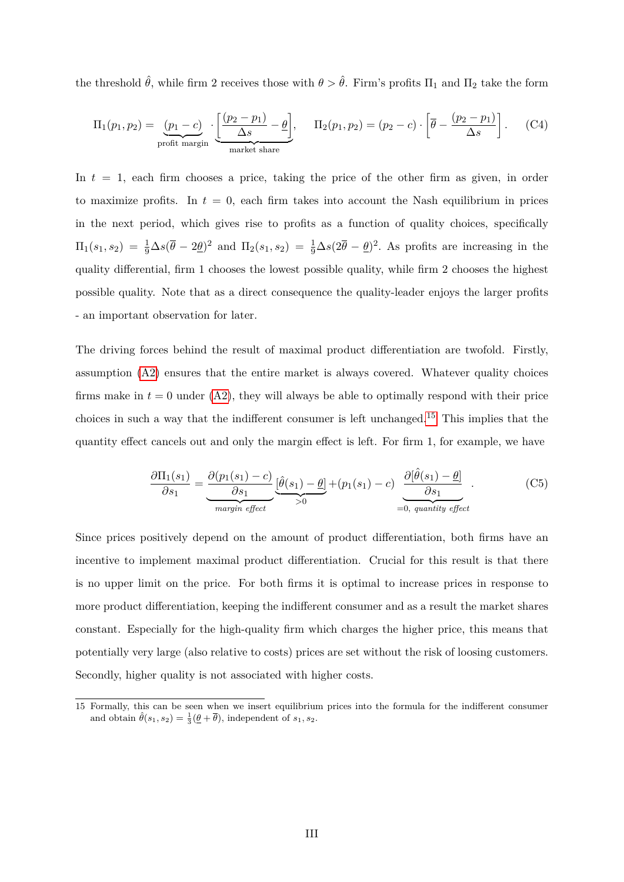the threshold $\hat{\theta}$, while firm 2 receives those with $\theta > \hat{\theta}$. Firm's profits $\Pi_1$ and $\Pi_2$ take the form

$$\Pi_1(p_1, p_2) = \underbrace{(p_1 - c)}_{\text{profit margin}} \cdot \underbrace{\left[\frac{(p_2 - p_1)}{\Delta s} - \underline{\theta}\right]}_{\text{market share}}, \quad \Pi_2(p_1, p_2) = (p_2 - c) \cdot \left[\overline{\theta} - \frac{(p_2 - p_1)}{\Delta s}\right]. \tag{C4}$$

In $t = 1$, each firm chooses a price, taking the price of the other firm as given, in order to maximize profits. In $t = 0$, each firm takes into account the Nash equilibrium in prices in the next period, which gives rise to profits as a function of quality choices, specifically $\Pi_1(s_1, s_2) = \frac{1}{9}\Delta s(\overline{\theta} - 2\underline{\theta})^2$ and $\Pi_2(s_1, s_2) = \frac{1}{9}\Delta s(2\overline{\theta} - \underline{\theta})^2$. As profits are increasing in the quality differential, firm 1 chooses the lowest possible quality, while firm 2 chooses the highest possible quality. Note that as a direct consequence the quality-leader enjoys the larger profits - an important observation for later.

The driving forces behind the result of maximal product differentiation are twofold. Firstly, assumption (A2) ensures that the entire market is always covered. Whatever quality choices firms make in $t = 0$ under (A2), they will always be able to optimally respond with their price choices in such a way that the indifferent consumer is left unchanged.[15] This implies that the quantity effect cancels out and only the margin effect is left. For firm 1, for example, we have

$$\frac{\partial \Pi_1(s_1)}{\partial s_1} = \underbrace{\frac{\partial(p_1(s_1) - c)}{\partial s_1}}_{\textit{margin effect}} \underbrace{[\hat{\theta}(s_1) - \underline{\theta}]}_{>0} + (p_1(s_1) - c) \underbrace{\frac{\partial[\hat{\theta}(s_1) - \underline{\theta}]}{\partial s_1}}_{=0,\ \textit{quantity effect}}. \tag{C5}$$

Since prices positively depend on the amount of product differentiation, both firms have an incentive to implement maximal product differentiation. Crucial for this result is that there is no upper limit on the price. For both firms it is optimal to increase prices in response to more product differentiation, keeping the indifferent consumer and as a result the market shares constant. Especially for the high-quality firm which charges the higher price, this means that potentially very large (also relative to costs) prices are set without the risk of loosing customers. Secondly, higher quality is not associated with higher costs.

15 Formally, this can be seen when we insert equilibrium prices into the formula for the indifferent consumer and obtain $\hat{\theta}(s_1, s_2) = \frac{1}{3}(\underline{\theta} + \overline{\theta})$, independent of $s_1, s_2$.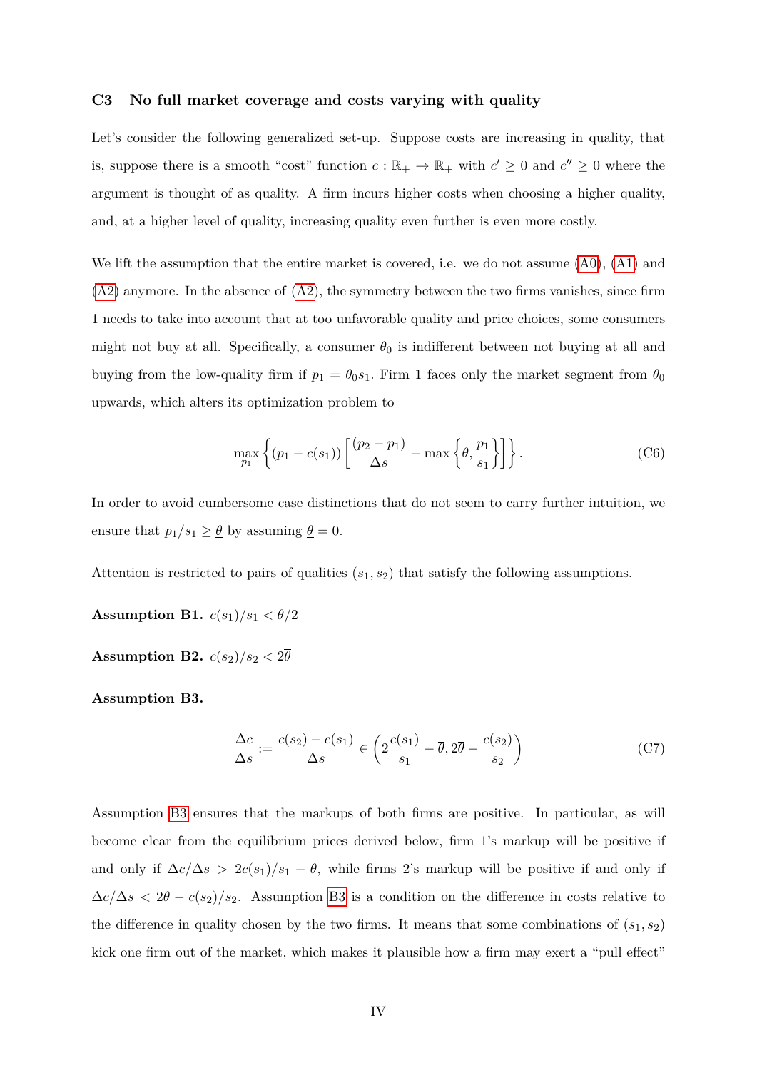### C3 No full market coverage and costs varying with quality

Let's consider the following generalized set-up. Suppose costs are increasing in quality, that is, suppose there is a smooth "cost" function $c : \mathbb{R}_+ \to \mathbb{R}_+$ with $c' \geq 0$ and $c'' \geq 0$ where the argument is thought of as quality. A firm incurs higher costs when choosing a higher quality, and, at a higher level of quality, increasing quality even further is even more costly.

We lift the assumption that the entire market is covered, i.e. we do not assume (A0), (A1) and (A2) anymore. In the absence of (A2), the symmetry between the two firms vanishes, since firm 1 needs to take into account that at too unfavorable quality and price choices, some consumers might not buy at all. Specifically, a consumer $\theta_0$ is indifferent between not buying at all and buying from the low-quality firm if $p_1 = \theta_0 s_1$. Firm 1 faces only the market segment from $\theta_0$ upwards, which alters its optimization problem to

$$\max_{p_1} \left\{ (p_1 - c(s_1)) \left[ \frac{(p_2 - p_1)}{\Delta s} - \max\left\{ \underline{\theta}, \frac{p_1}{s_1} \right\} \right] \right\}. \tag{C6}$$

In order to avoid cumbersome case distinctions that do not seem to carry further intuition, we ensure that $p_1/s_1 \geq \underline{\theta}$ by assuming $\underline{\theta} = 0$.

Attention is restricted to pairs of qualities $(s_1, s_2)$ that satisfy the following assumptions.

**Assumption B1.** $c(s_1)/s_1 < \overline{\theta}/2$

**Assumption B2.** $c(s_2)/s_2 < 2\overline{\theta}$

**Assumption B3.**

$$\frac{\Delta c}{\Delta s} := \frac{c(s_2) - c(s_1)}{\Delta s} \in \left( 2\frac{c(s_1)}{s_1} - \overline{\theta}, 2\overline{\theta} - \frac{c(s_2)}{s_2} \right) \tag{C7}$$

Assumption B3 ensures that the markups of both firms are positive. In particular, as will become clear from the equilibrium prices derived below, firm 1's markup will be positive if and only if $\Delta c/\Delta s > 2c(s_1)/s_1 - \overline{\theta}$, while firms 2's markup will be positive if and only if $\Delta c/\Delta s < 2\overline{\theta} - c(s_2)/s_2$. Assumption B3 is a condition on the difference in costs relative to the difference in quality chosen by the two firms. It means that some combinations of $(s_1, s_2)$ kick one firm out of the market, which makes it plausible how a firm may exert a "pull effect"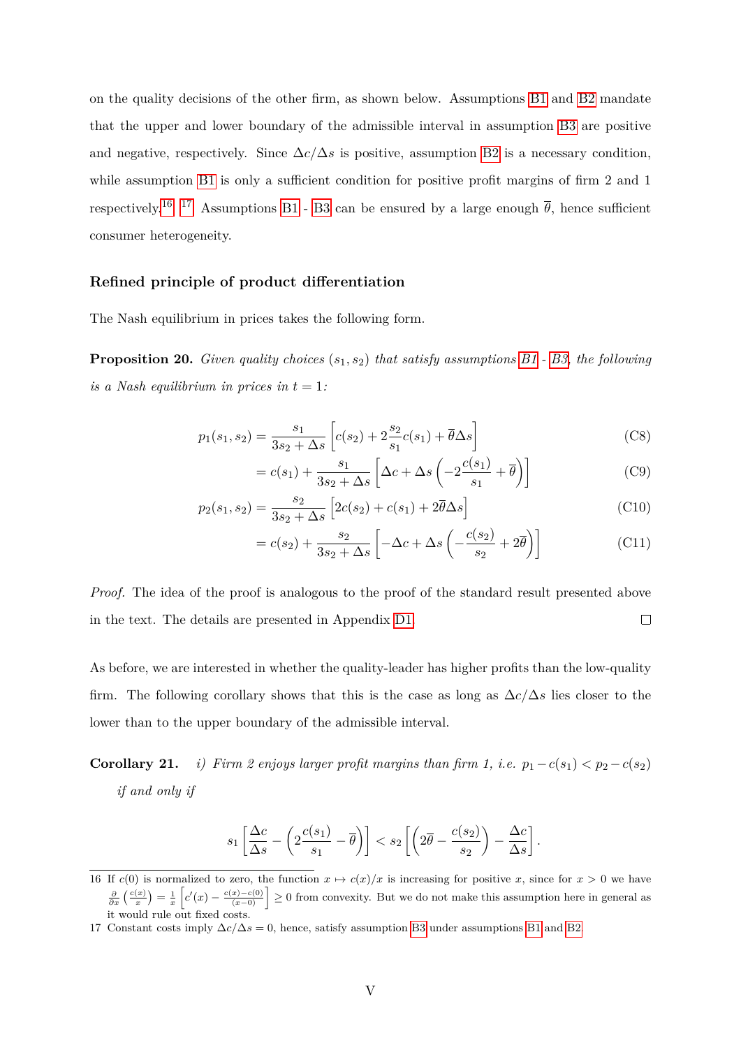on the quality decisions of the other firm, as shown below. Assumptions B1 and B2 mandate that the upper and lower boundary of the admissible interval in assumption B3 are positive and negative, respectively. Since $\Delta c/\Delta s$ is positive, assumption B2 is a necessary condition, while assumption B1 is only a sufficient condition for positive profit margins of firm 2 and 1 respectively.[16] [17] Assumptions B1 - B3 can be ensured by a large enough $\overline{\theta}$, hence sufficient consumer heterogeneity.

### Refined principle of product differentiation

The Nash equilibrium in prices takes the following form.

**Proposition 20.** *Given quality choices $(s_1, s_2)$ that satisfy assumptions B1 - B3, the following is a Nash equilibrium in prices in $t = 1$:*

$$p_1(s_1, s_2) = \frac{s_1}{3s_2 + \Delta s}\left[c(s_2) + 2\frac{s_2}{s_1}c(s_1) + \overline{\theta}\Delta s\right] \tag{C8}$$

$$= c(s_1) + \frac{s_1}{3s_2 + \Delta s}\left[\Delta c + \Delta s\left(-2\frac{c(s_1)}{s_1} + \overline{\theta}\right)\right] \tag{C9}$$

$$p_2(s_1, s_2) = \frac{s_2}{3s_2 + \Delta s}\left[2c(s_2) + c(s_1) + 2\overline{\theta}\Delta s\right] \tag{C10}$$

$$= c(s_2) + \frac{s_2}{3s_2 + \Delta s}\left[-\Delta c + \Delta s\left(-\frac{c(s_2)}{s_2} + 2\overline{\theta}\right)\right] \tag{C11}$$

*Proof.* The idea of the proof is analogous to the proof of the standard result presented above in the text. The details are presented in Appendix D1. □

As before, we are interested in whether the quality-leader has higher profits than the low-quality firm. The following corollary shows that this is the case as long as $\Delta c/\Delta s$ lies closer to the lower than to the upper boundary of the admissible interval.

**Corollary 21.** *i) Firm 2 enjoys larger profit margins than firm 1, i.e. $p_1 - c(s_1) < p_2 - c(s_2)$ if and only if*

$$s_1\left[\frac{\Delta c}{\Delta s} - \left(2\frac{c(s_1)}{s_1} - \overline{\theta}\right)\right] < s_2\left[\left(2\overline{\theta} - \frac{c(s_2)}{s_2}\right) - \frac{\Delta c}{\Delta s}\right].$$

---

16 If $c(0)$ is normalized to zero, the function $x \mapsto c(x)/x$ is increasing for positive $x$, since for $x > 0$ we have $\frac{\partial}{\partial x}\left(\frac{c(x)}{x}\right) = \frac{1}{x}\left[c'(x) - \frac{c(x)-c(0)}{(x-0)}\right] \geq 0$ from convexity. But we do not make this assumption here in general as it would rule out fixed costs.

17 Constant costs imply $\Delta c/\Delta s = 0$, hence, satisfy assumption B3 under assumptions B1 and B2.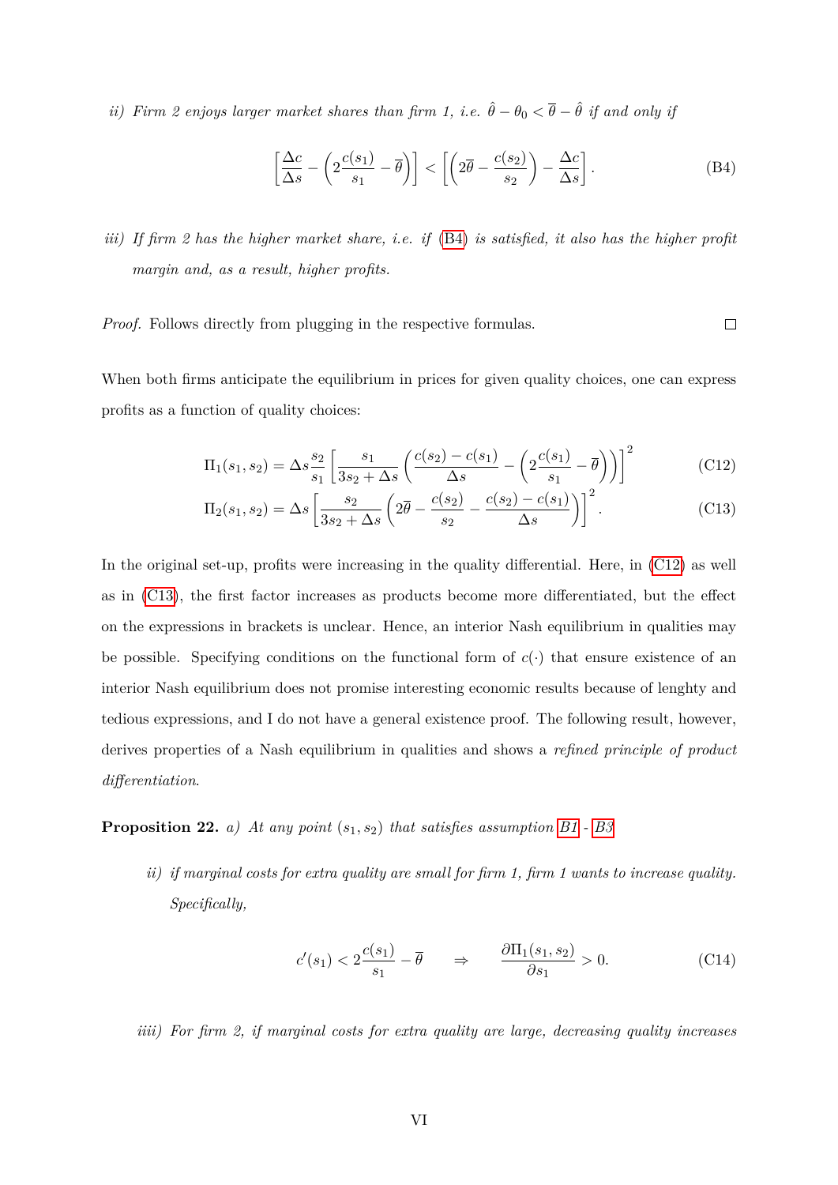*ii) Firm 2 enjoys larger market shares than firm 1, i.e.* $\hat{\theta} - \theta_0 < \overline{\theta} - \hat{\theta}$ *if and only if*

$$\left[\frac{\Delta c}{\Delta s} - \left(2\frac{c(s_1)}{s_1} - \overline{\theta}\right)\right] < \left[\left(2\overline{\theta} - \frac{c(s_2)}{s_2}\right) - \frac{\Delta c}{\Delta s}\right]. \tag{B4}$$

*iii) If firm 2 has the higher market share, i.e. if* (B4) *is satisfied, it also has the higher profit margin and, as a result, higher profits.*

*Proof.* Follows directly from plugging in the respective formulas. □

When both firms anticipate the equilibrium in prices for given quality choices, one can express profits as a function of quality choices:

$$\Pi_1(s_1, s_2) = \Delta s \frac{s_2}{s_1}\left[\frac{s_1}{3s_2 + \Delta s}\left(\frac{c(s_2) - c(s_1)}{\Delta s} - \left(2\frac{c(s_1)}{s_1} - \overline{\theta}\right)\right)\right]^2 \tag{C12}$$

$$\Pi_2(s_1, s_2) = \Delta s \left[\frac{s_2}{3s_2 + \Delta s}\left(2\overline{\theta} - \frac{c(s_2)}{s_2} - \frac{c(s_2) - c(s_1)}{\Delta s}\right)\right]^2. \tag{C13}$$

In the original set-up, profits were increasing in the quality differential. Here, in (C12) as well as in (C13), the first factor increases as products become more differentiated, but the effect on the expressions in brackets is unclear. Hence, an interior Nash equilibrium in qualities may be possible. Specifying conditions on the functional form of $c(\cdot)$ that ensure existence of an interior Nash equilibrium does not promise interesting economic results because of lenghty and tedious expressions, and I do not have a general existence proof. The following result, however, derives properties of a Nash equilibrium in qualities and shows a *refined principle of product differentiation*.

**Proposition 22.** *a) At any point* $(s_1, s_2)$ *that satisfies assumption B1 - B3*

*ii) if marginal costs for extra quality are small for firm 1, firm 1 wants to increase quality. Specifically,*

$$c'(s_1) < 2\frac{c(s_1)}{s_1} - \overline{\theta} \qquad \Rightarrow \qquad \frac{\partial \Pi_1(s_1, s_2)}{\partial s_1} > 0. \tag{C14}$$

*iiii) For firm 2, if marginal costs for extra quality are large, decreasing quality increases*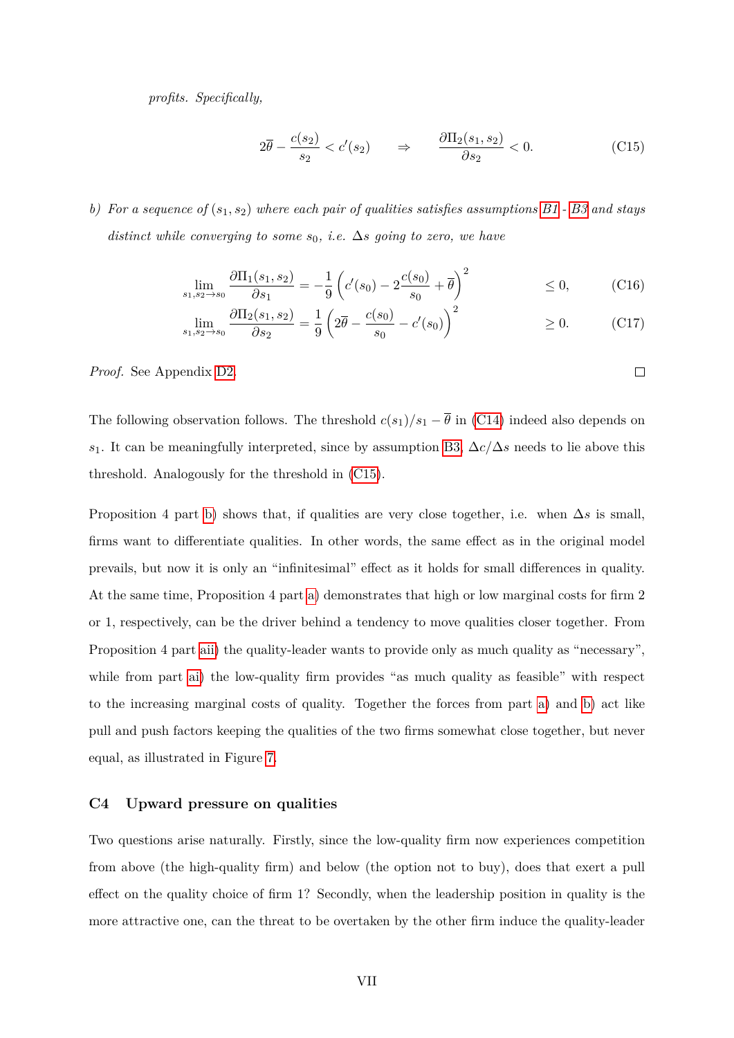*profits. Specifically,*

$$2\overline{\theta} - \frac{c(s_2)}{s_2} < c'(s_2) \qquad \Rightarrow \qquad \frac{\partial \Pi_2(s_1, s_2)}{\partial s_2} < 0. \tag{C15}$$

*b) For a sequence of $(s_1, s_2)$ where each pair of qualities satisfies assumptions B1 - B3 and stays distinct while converging to some $s_0$, i.e. $\Delta s$ going to zero, we have*

$$\lim_{s_1, s_2 \to s_0} \frac{\partial \Pi_1(s_1, s_2)}{\partial s_1} = -\frac{1}{9}\left(c'(s_0) - 2\frac{c(s_0)}{s_0} + \overline{\theta}\right)^2 \qquad \leq 0, \tag{C16}$$

$$\lim_{s_1, s_2 \to s_0} \frac{\partial \Pi_2(s_1, s_2)}{\partial s_2} = \frac{1}{9}\left(2\overline{\theta} - \frac{c(s_0)}{s_0} - c'(s_0)\right)^2 \qquad \geq 0. \tag{C17}$$

*Proof.* See Appendix D2. □

The following observation follows. The threshold $c(s_1)/s_1 - \overline{\theta}$ in (C14) indeed also depends on $s_1$. It can be meaningfully interpreted, since by assumption B3, $\Delta c/\Delta s$ needs to lie above this threshold. Analogously for the threshold in (C15).

Proposition 4 part b) shows that, if qualities are very close together, i.e. when $\Delta s$ is small, firms want to differentiate qualities. In other words, the same effect as in the original model prevails, but now it is only an "infinitesimal" effect as it holds for small differences in quality. At the same time, Proposition 4 part a) demonstrates that high or low marginal costs for firm 2 or 1, respectively, can be the driver behind a tendency to move qualities closer together. From Proposition 4 part aii) the quality-leader wants to provide only as much quality as "necessary", while from part ai) the low-quality firm provides "as much quality as feasible" with respect to the increasing marginal costs of quality. Together the forces from part a) and b) act like pull and push factors keeping the qualities of the two firms somewhat close together, but never equal, as illustrated in Figure 7.

### C4 Upward pressure on qualities

Two questions arise naturally. Firstly, since the low-quality firm now experiences competition from above (the high-quality firm) and below (the option not to buy), does that exert a pull effect on the quality choice of firm 1? Secondly, when the leadership position in quality is the more attractive one, can the threat to be overtaken by the other firm induce the quality-leader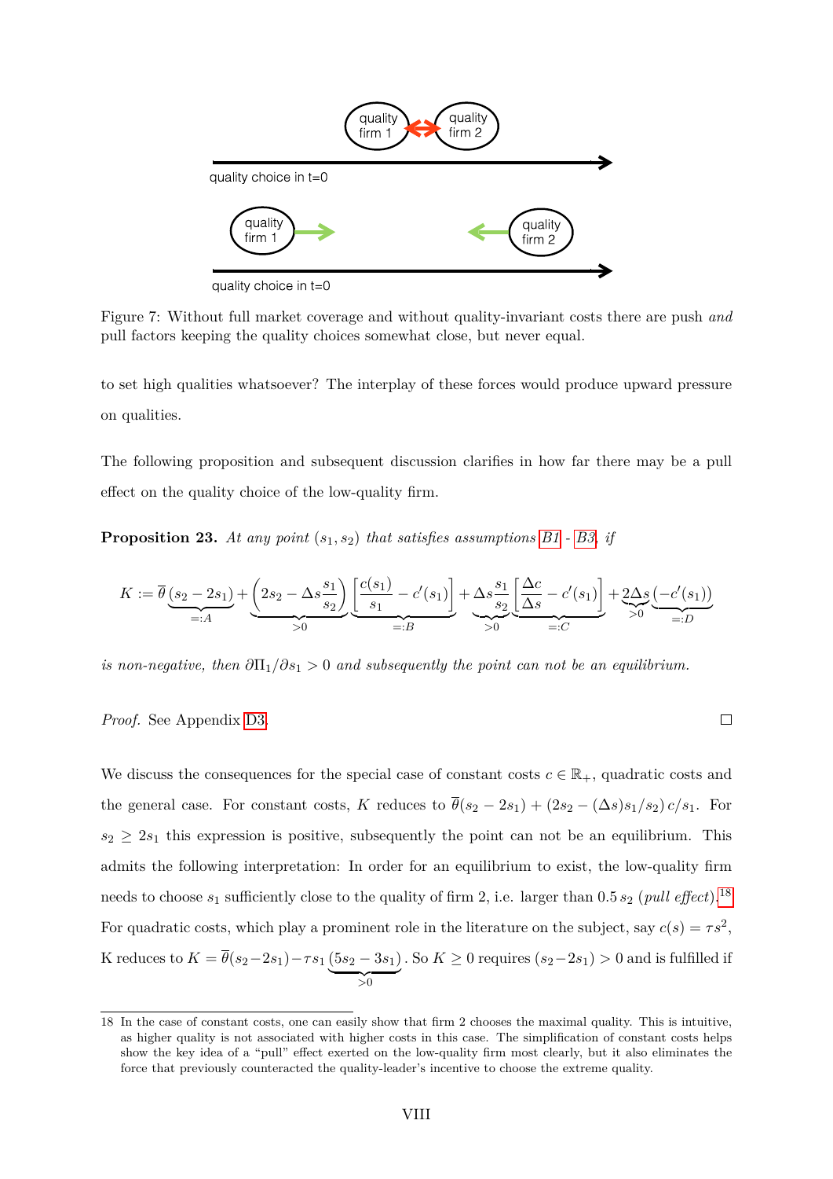Figure 7: Without full market coverage and without quality-invariant costs there are push *and* pull factors keeping the quality choices somewhat close, but never equal.

to set high qualities whatsoever? The interplay of these forces would produce upward pressure on qualities.

The following proposition and subsequent discussion clarifies in how far there may be a pull effect on the quality choice of the low-quality firm.

**Proposition 23.** *At any point* $(s_1, s_2)$ *that satisfies assumptions B1 - B3, if*

$$K := \overline{\theta}\underbrace{(s_2 - 2s_1)}_{=:A} + \underbrace{\left(2s_2 - \Delta s\frac{s_1}{s_2}\right)}_{>0}\underbrace{\left[\frac{c(s_1)}{s_1} - c'(s_1)\right]}_{=:B} + \underbrace{\Delta s\frac{s_1}{s_2}}_{>0}\underbrace{\left[\frac{\Delta c}{\Delta s} - c'(s_1)\right]}_{=:C} + \underbrace{2\Delta s}_{>0}\underbrace{(-c'(s_1))}_{=:D}$$

*is non-negative, then* $\partial\Pi_1/\partial s_1 > 0$ *and subsequently the point can not be an equilibrium.*

*Proof.* See Appendix D3. ◻

We discuss the consequences for the special case of constant costs $c \in \mathbb{R}_+$, quadratic costs and the general case. For constant costs, $K$ reduces to $\overline{\theta}(s_2 - 2s_1) + (2s_2 - (\Delta s)s_1/s_2)\,c/s_1$. For $s_2 \geq 2s_1$ this expression is positive, subsequently the point can not be an equilibrium. This admits the following interpretation: In order for an equilibrium to exist, the low-quality firm needs to choose $s_1$ sufficiently close to the quality of firm 2, i.e. larger than $0.5\,s_2$ (*pull effect*).[18] For quadratic costs, which play a prominent role in the literature on the subject, say $c(s) = \tau s^2$, K reduces to $K = \overline{\theta}(s_2 - 2s_1) - \tau s_1\underbrace{(5s_2 - 3s_1)}_{>0}$. So $K \geq 0$ requires $(s_2 - 2s_1) > 0$ and is fulfilled if

18 In the case of constant costs, one can easily show that firm 2 chooses the maximal quality. This is intuitive, as higher quality is not associated with higher costs in this case. The simplification of constant costs helps show the key idea of a "pull" effect exerted on the low-quality firm most clearly, but it also eliminates the force that previously counteracted the quality-leader's incentive to choose the extreme quality.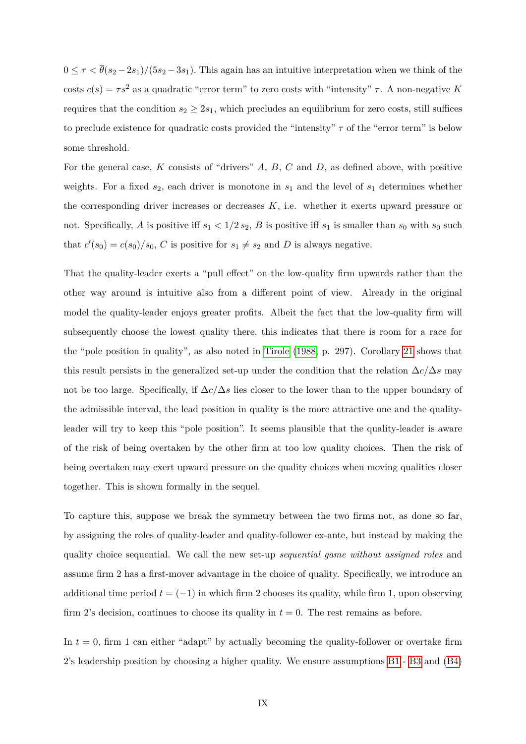$0 \leq \tau < \overline{\theta}(s_2 - 2s_1)/(5s_2 - 3s_1)$. This again has an intuitive interpretation when we think of the costs $c(s) = \tau s^2$ as a quadratic "error term" to zero costs with "intensity" $\tau$. A non-negative $K$ requires that the condition $s_2 \geq 2s_1$, which precludes an equilibrium for zero costs, still suffices to preclude existence for quadratic costs provided the "intensity" $\tau$ of the "error term" is below some threshold.

For the general case, $K$ consists of "drivers" $A$, $B$, $C$ and $D$, as defined above, with positive weights. For a fixed $s_2$, each driver is monotone in $s_1$ and the level of $s_1$ determines whether the corresponding driver increases or decreases $K$, i.e. whether it exerts upward pressure or not. Specifically, $A$ is positive iff $s_1 < 1/2\, s_2$, $B$ is positive iff $s_1$ is smaller than $s_0$ with $s_0$ such that $c'(s_0) = c(s_0)/s_0$, $C$ is positive for $s_1 \neq s_2$ and $D$ is always negative.

That the quality-leader exerts a "pull effect" on the low-quality firm upwards rather than the other way around is intuitive also from a different point of view. Already in the original model the quality-leader enjoys greater profits. Albeit the fact that the low-quality firm will subsequently choose the lowest quality there, this indicates that there is room for a race for the "pole position in quality", as also noted in Tirole (1988, p. 297). Corollary 21 shows that this result persists in the generalized set-up under the condition that the relation $\Delta c/\Delta s$ may not be too large. Specifically, if $\Delta c/\Delta s$ lies closer to the lower than to the upper boundary of the admissible interval, the lead position in quality is the more attractive one and the quality-leader will try to keep this "pole position". It seems plausible that the quality-leader is aware of the risk of being overtaken by the other firm at too low quality choices. Then the risk of being overtaken may exert upward pressure on the quality choices when moving qualities closer together. This is shown formally in the sequel.

To capture this, suppose we break the symmetry between the two firms not, as done so far, by assigning the roles of quality-leader and quality-follower ex-ante, but instead by making the quality choice sequential. We call the new set-up *sequential game without assigned roles* and assume firm 2 has a first-mover advantage in the choice of quality. Specifically, we introduce an additional time period $t = (-1)$ in which firm 2 chooses its quality, while firm 1, upon observing firm 2's decision, continues to choose its quality in $t = 0$. The rest remains as before.

In $t = 0$, firm 1 can either "adapt" by actually becoming the quality-follower or overtake firm 2's leadership position by choosing a higher quality. We ensure assumptions B1 - B3 and (B4)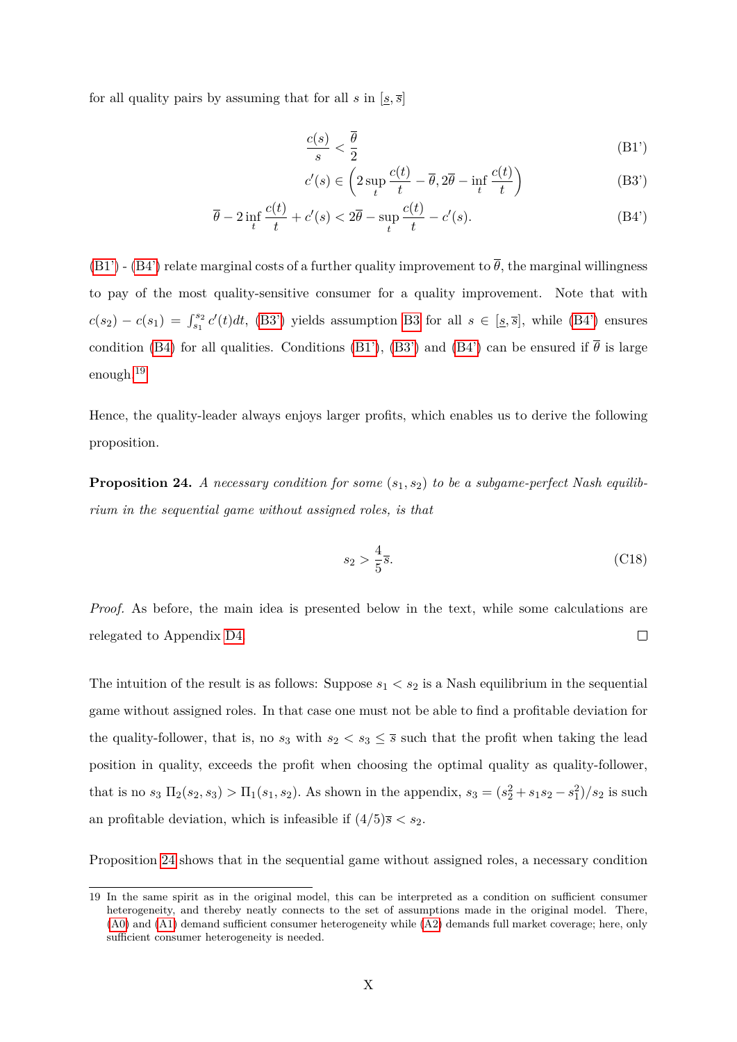for all quality pairs by assuming that for all $s$ in $[\underline{s}, \overline{s}]$

$$\frac{c(s)}{s} < \frac{\overline{\theta}}{2} \tag{B1'}$$

$$c'(s) \in \left(2 \sup_t \frac{c(t)}{t} - \overline{\theta}, 2\overline{\theta} - \inf_t \frac{c(t)}{t}\right) \tag{B3'}$$

$$\overline{\theta} - 2 \inf_t \frac{c(t)}{t} + c'(s) < 2\overline{\theta} - \sup_t \frac{c(t)}{t} - c'(s). \tag{B4'}$$

(B1') - (B4') relate marginal costs of a further quality improvement to $\overline{\theta}$, the marginal willingness to pay of the most quality-sensitive consumer for a quality improvement. Note that with $c(s_2) - c(s_1) = \int_{s_1}^{s_2} c'(t)dt$, (B3') yields assumption B3 for all $s \in [\underline{s}, \overline{s}]$, while (B4') ensures condition (B4) for all qualities. Conditions (B1'), (B3') and (B4') can be ensured if $\overline{\theta}$ is large enough.[19]

Hence, the quality-leader always enjoys larger profits, which enables us to derive the following proposition.

**Proposition 24.** *A necessary condition for some $(s_1, s_2)$ to be a subgame-perfect Nash equilibrium in the sequential game without assigned roles, is that*

$$s_2 > \frac{4}{5}\overline{s}. \tag{C18}$$

*Proof.* As before, the main idea is presented below in the text, while some calculations are relegated to Appendix D4. □

The intuition of the result is as follows: Suppose $s_1 < s_2$ is a Nash equilibrium in the sequential game without assigned roles. In that case one must not be able to find a profitable deviation for the quality-follower, that is, no $s_3$ with $s_2 < s_3 \leq \overline{s}$ such that the profit when taking the lead position in quality, exceeds the profit when choosing the optimal quality as quality-follower, that is no $s_3$ $\Pi_2(s_2, s_3) > \Pi_1(s_1, s_2)$. As shown in the appendix, $s_3 = (s_2^2 + s_1 s_2 - s_1^2)/s_2$ is such an profitable deviation, which is infeasible if $(4/5)\overline{s} < s_2$.

Proposition 24 shows that in the sequential game without assigned roles, a necessary condition

19 In the same spirit as in the original model, this can be interpreted as a condition on sufficient consumer heterogeneity, and thereby neatly connects to the set of assumptions made in the original model. There, (A0) and (A1) demand sufficient consumer heterogeneity while (A2) demands full market coverage; here, only sufficient consumer heterogeneity is needed.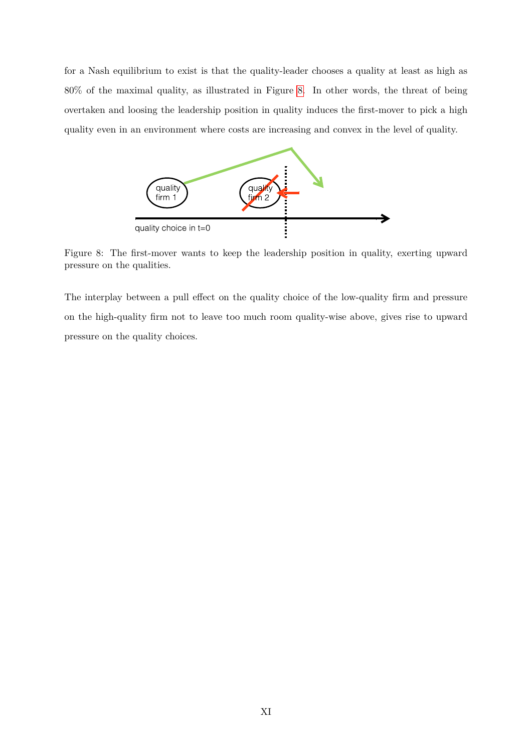for a Nash equilibrium to exist is that the quality-leader chooses a quality at least as high as 80% of the maximal quality, as illustrated in Figure 8. In other words, the threat of being overtaken and loosing the leadership position in quality induces the first-mover to pick a high quality even in an environment where costs are increasing and convex in the level of quality.

Figure 8: The first-mover wants to keep the leadership position in quality, exerting upward pressure on the qualities.

The interplay between a pull effect on the quality choice of the low-quality firm and pressure on the high-quality firm not to leave too much room quality-wise above, gives rise to upward pressure on the quality choices.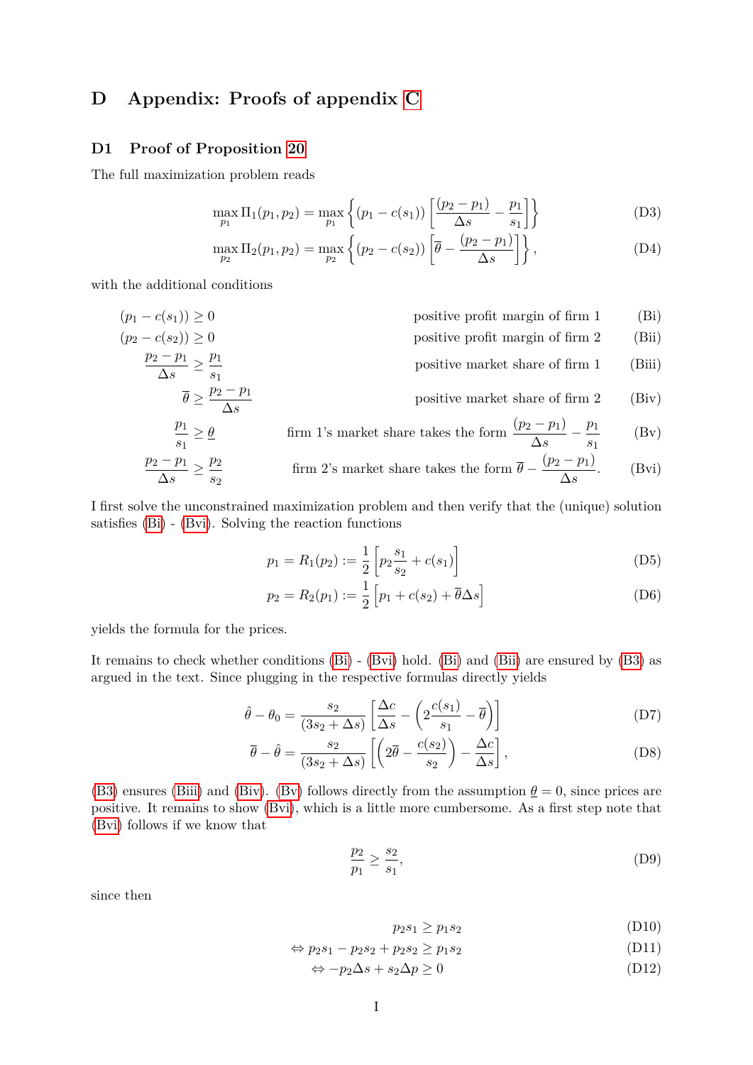# D Appendix: Proofs of appendix C

## D1 Proof of Proposition 20

The full maximization problem reads

$$\max_{p_1} \Pi_1(p_1, p_2) = \max_{p_1} \left\{ (p_1 - c(s_1)) \left[ \frac{(p_2 - p_1)}{\Delta s} - \frac{p_1}{s_1} \right] \right\} \tag{D3}$$

$$\max_{p_2} \Pi_2(p_1, p_2) = \max_{p_2} \left\{ (p_2 - c(s_2)) \left[ \overline{\theta} - \frac{(p_2 - p_1)}{\Delta s} \right] \right\}, \tag{D4}$$

with the additional conditions

$$(p_1 - c(s_1)) \geq 0 \qquad \text{positive profit margin of firm 1} \tag{Bi}$$

$$(p_2 - c(s_2)) \geq 0 \qquad \text{positive profit margin of firm 2} \tag{Bii}$$

$$\frac{p_2 - p_1}{\Delta s} \geq \frac{p_1}{s_1} \qquad \text{positive market share of firm 1} \tag{Biii}$$

$$\overline{\theta} \geq \frac{p_2 - p_1}{\Delta s} \qquad \text{positive market share of firm 2} \tag{Biv}$$

$$\frac{p_1}{s_1} \geq \underline{\theta} \qquad \text{firm 1's market share takes the form } \frac{(p_2 - p_1)}{\Delta s} - \frac{p_1}{s_1} \tag{Bv}$$

$$\frac{p_2 - p_1}{\Delta s} \geq \frac{p_2}{s_2} \qquad \text{firm 2's market share takes the form } \overline{\theta} - \frac{(p_2 - p_1)}{\Delta s}. \tag{Bvi}$$

I first solve the unconstrained maximization problem and then verify that the (unique) solution satisfies (Bi) - (Bvi). Solving the reaction functions

$$p_1 = R_1(p_2) := \frac{1}{2} \left[ p_2 \frac{s_1}{s_2} + c(s_1) \right] \tag{D5}$$

$$p_2 = R_2(p_1) := \frac{1}{2} \left[ p_1 + c(s_2) + \overline{\theta} \Delta s \right] \tag{D6}$$

yields the formula for the prices.

It remains to check whether conditions (Bi) - (Bvi) hold. (Bi) and (Bii) are ensured by (B3) as argued in the text. Since plugging in the respective formulas directly yields

$$\hat{\theta} - \theta_0 = \frac{s_2}{(3s_2 + \Delta s)} \left[ \frac{\Delta c}{\Delta s} - \left( 2\frac{c(s_1)}{s_1} - \overline{\theta} \right) \right] \tag{D7}$$

$$\overline{\theta} - \hat{\theta} = \frac{s_2}{(3s_2 + \Delta s)} \left[ \left( 2\overline{\theta} - \frac{c(s_2)}{s_2} \right) - \frac{\Delta c}{\Delta s} \right], \tag{D8}$$

(B3) ensures (Biii) and (Biv). (Bv) follows directly from the assumption $\underline{\theta} = 0$, since prices are positive. It remains to show (Bvi), which is a little more cumbersome. As a first step note that (Bvi) follows if we know that

$$\frac{p_2}{p_1} \geq \frac{s_2}{s_1}, \tag{D9}$$

since then

$$p_2 s_1 \geq p_1 s_2 \tag{D10}$$

$$\Leftrightarrow p_2 s_1 - p_2 s_2 + p_2 s_2 \geq p_1 s_2 \tag{D11}$$

$$\Leftrightarrow -p_2 \Delta s + s_2 \Delta p \geq 0 \tag{D12}$$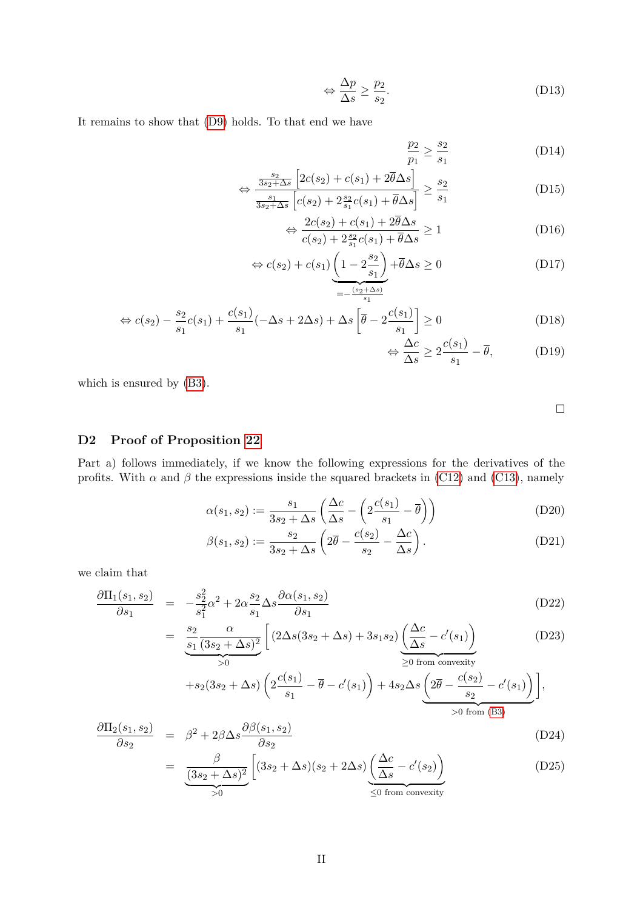$$\Leftrightarrow \frac{\Delta p}{\Delta s} \geq \frac{p_2}{s_2}. \tag{D13}$$

It remains to show that (D9) holds. To that end we have

$$\frac{p_2}{p_1} \geq \frac{s_2}{s_1} \tag{D14}$$

$$\Leftrightarrow \frac{\frac{s_2}{3s_2+\Delta s}\left[2c(s_2) + c(s_1) + 2\overline{\theta}\Delta s\right]}{\frac{s_1}{3s_2+\Delta s}\left[c(s_2) + 2\frac{s_2}{s_1}c(s_1) + \overline{\theta}\Delta s\right]} \geq \frac{s_2}{s_1} \tag{D15}$$

$$\Leftrightarrow \frac{2c(s_2) + c(s_1) + 2\overline{\theta}\Delta s}{c(s_2) + 2\frac{s_2}{s_1}c(s_1) + \overline{\theta}\Delta s} \geq 1 \tag{D16}$$

$$\Leftrightarrow c(s_2) + c(s_1)\underbrace{\left(1 - 2\frac{s_2}{s_1}\right)}_{=-\frac{(s_2+\Delta s)}{s_1}} + \overline{\theta}\Delta s \geq 0 \tag{D17}$$

$$\Leftrightarrow c(s_2) - \frac{s_2}{s_1}c(s_1) + \frac{c(s_1)}{s_1}(-\Delta s + 2\Delta s) + \Delta s\left[\overline{\theta} - 2\frac{c(s_1)}{s_1}\right] \geq 0 \tag{D18}$$

$$\Leftrightarrow \frac{\Delta c}{\Delta s} \geq 2\frac{c(s_1)}{s_1} - \overline{\theta}, \tag{D19}$$

which is ensured by (B3).

□

## D2 Proof of Proposition 22

Part a) follows immediately, if we know the following expressions for the derivatives of the profits. With $\alpha$ and $\beta$ the expressions inside the squared brackets in (C12) and (C13), namely

$$\alpha(s_1, s_2) := \frac{s_1}{3s_2 + \Delta s}\left(\frac{\Delta c}{\Delta s} - \left(2\frac{c(s_1)}{s_1} - \overline{\theta}\right)\right) \tag{D20}$$

$$\beta(s_1, s_2) := \frac{s_2}{3s_2 + \Delta s}\left(2\overline{\theta} - \frac{c(s_2)}{s_2} - \frac{\Delta c}{\Delta s}\right). \tag{D21}$$

we claim that

$$\frac{\partial \Pi_1(s_1, s_2)}{\partial s_1} = -\frac{s_2^2}{s_1^2}\alpha^2 + 2\alpha\frac{s_2}{s_1}\Delta s\frac{\partial \alpha(s_1, s_2)}{\partial s_1} \tag{D22}$$

$$\begin{aligned} &= \underbrace{\frac{s_2}{s_1}\frac{\alpha}{(3s_2 + \Delta s)^2}}_{>0}\Bigg[(2\Delta s(3s_2 + \Delta s) + 3s_1 s_2)\underbrace{\left(\frac{\Delta c}{\Delta s} - c'(s_1)\right)}_{\geq 0 \text{ from convexity}} \\ &\quad + s_2(3s_2 + \Delta s)\left(2\frac{c(s_1)}{s_1} - \overline{\theta} - c'(s_1)\right) + 4s_2\Delta s\underbrace{\left(2\overline{\theta} - \frac{c(s_2)}{s_2} - c'(s_1)\right)}_{>0 \text{ from (B3)}}\Bigg], \end{aligned} \tag{D23}$$

$$\frac{\partial \Pi_2(s_1, s_2)}{\partial s_2} = \beta^2 + 2\beta\Delta s\frac{\partial \beta(s_1, s_2)}{\partial s_2} \tag{D24}$$

$$= \underbrace{\frac{\beta}{(3s_2 + \Delta s)^2}}_{>0}\left[(3s_2 + \Delta s)(s_2 + 2\Delta s)\underbrace{\left(\frac{\Delta c}{\Delta s} - c'(s_2)\right)}_{\leq 0 \text{ from convexity}}\right. \tag{D25}$$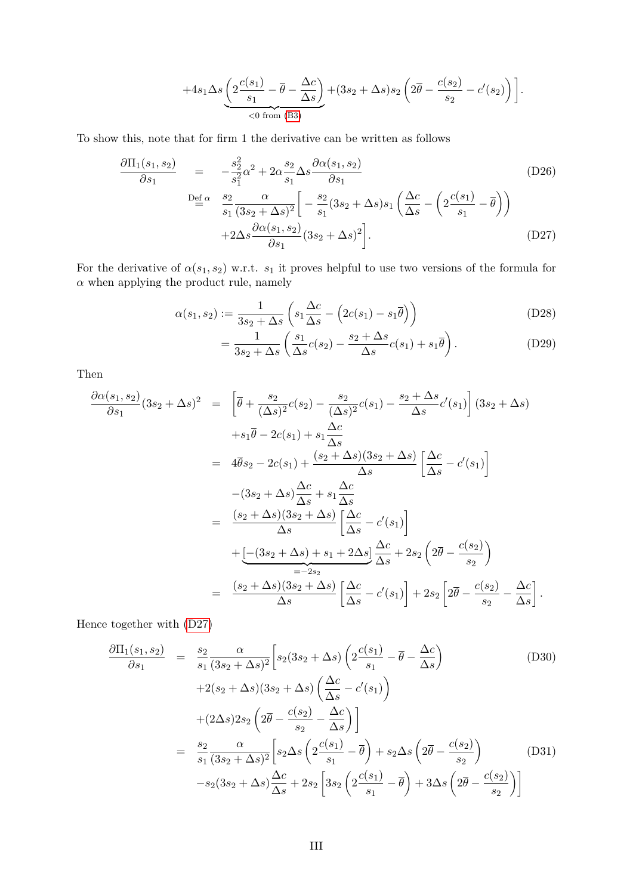$$+4s_1\Delta s\underbrace{\left(2\frac{c(s_1)}{s_1}-\overline{\theta}-\frac{\Delta c}{\Delta s}\right)}_{<0 \text{ from (B3)}}+(3s_2+\Delta s)s_2\left(2\overline{\theta}-\frac{c(s_2)}{s_2}-c'(s_2)\right)\Bigg].$$

To show this, note that for firm 1 the derivative can be written as follows

$$\frac{\partial \Pi_1(s_1,s_2)}{\partial s_1} = -\frac{s_2^2}{s_1^2}\alpha^2+2\alpha\frac{s_2}{s_1}\Delta s\frac{\partial \alpha(s_1,s_2)}{\partial s_1} \tag{D26}$$

$$\overset{\text{Def }\alpha}{=} \frac{s_2}{s_1}\frac{\alpha}{(3s_2+\Delta s)^2}\Bigg[-\frac{s_2}{s_1}(3s_2+\Delta s)s_1\left(\frac{\Delta c}{\Delta s}-\left(2\frac{c(s_1)}{s_1}-\overline{\theta}\right)\right)$$
$$+2\Delta s\frac{\partial \alpha(s_1,s_2)}{\partial s_1}(3s_2+\Delta s)^2\Bigg]. \tag{D27}$$

For the derivative of $\alpha(s_1,s_2)$ w.r.t. $s_1$ it proves helpful to use two versions of the formula for $\alpha$ when applying the product rule, namely

$$\alpha(s_1,s_2) := \frac{1}{3s_2+\Delta s}\left(s_1\frac{\Delta c}{\Delta s}-\left(2c(s_1)-s_1\overline{\theta}\right)\right) \tag{D28}$$

$$= \frac{1}{3s_2+\Delta s}\left(\frac{s_1}{\Delta s}c(s_2)-\frac{s_2+\Delta s}{\Delta s}c(s_1)+s_1\overline{\theta}\right). \tag{D29}$$

Then

$$\begin{aligned}
\frac{\partial \alpha(s_1,s_2)}{\partial s_1}(3s_2+\Delta s)^2 &= \left[\overline{\theta}+\frac{s_2}{(\Delta s)^2}c(s_2)-\frac{s_2}{(\Delta s)^2}c(s_1)-\frac{s_2+\Delta s}{\Delta s}c'(s_1)\right](3s_2+\Delta s)\\
&\quad +s_1\overline{\theta}-2c(s_1)+s_1\frac{\Delta c}{\Delta s}\\
&= 4\overline{\theta}s_2-2c(s_1)+\frac{(s_2+\Delta s)(3s_2+\Delta s)}{\Delta s}\left[\frac{\Delta c}{\Delta s}-c'(s_1)\right]\\
&\quad -(3s_2+\Delta s)\frac{\Delta c}{\Delta s}+s_1\frac{\Delta c}{\Delta s}\\
&= \frac{(s_2+\Delta s)(3s_2+\Delta s)}{\Delta s}\left[\frac{\Delta c}{\Delta s}-c'(s_1)\right]\\
&\quad +\underbrace{\left[-(3s_2+\Delta s)+s_1+2\Delta s\right]}_{=-2s_2}\frac{\Delta c}{\Delta s}+2s_2\left(2\overline{\theta}-\frac{c(s_2)}{s_2}\right)\\
&= \frac{(s_2+\Delta s)(3s_2+\Delta s)}{\Delta s}\left[\frac{\Delta c}{\Delta s}-c'(s_1)\right]+2s_2\left[2\overline{\theta}-\frac{c(s_2)}{s_2}-\frac{\Delta c}{\Delta s}\right].
\end{aligned}$$

Hence together with (D27)

$$\frac{\partial \Pi_1(s_1,s_2)}{\partial s_1} = \frac{s_2}{s_1}\frac{\alpha}{(3s_2+\Delta s)^2}\Bigg[s_2(3s_2+\Delta s)\left(2\frac{c(s_1)}{s_1}-\overline{\theta}-\frac{\Delta c}{\Delta s}\right) \tag{D30}$$
$$+2(s_2+\Delta s)(3s_2+\Delta s)\left(\frac{\Delta c}{\Delta s}-c'(s_1)\right)$$
$$+(2\Delta s)2s_2\left(2\overline{\theta}-\frac{c(s_2)}{s_2}-\frac{\Delta c}{\Delta s}\right)\Bigg]$$

$$= \frac{s_2}{s_1}\frac{\alpha}{(3s_2+\Delta s)^2}\Bigg[s_2\Delta s\left(2\frac{c(s_1)}{s_1}-\overline{\theta}\right)+s_2\Delta s\left(2\overline{\theta}-\frac{c(s_2)}{s_2}\right) \tag{D31}$$
$$-s_2(3s_2+\Delta s)\frac{\Delta c}{\Delta s}+2s_2\left[3s_2\left(2\frac{c(s_1)}{s_1}-\overline{\theta}\right)+3\Delta s\left(2\overline{\theta}-\frac{c(s_2)}{s_2}\right)\right]$$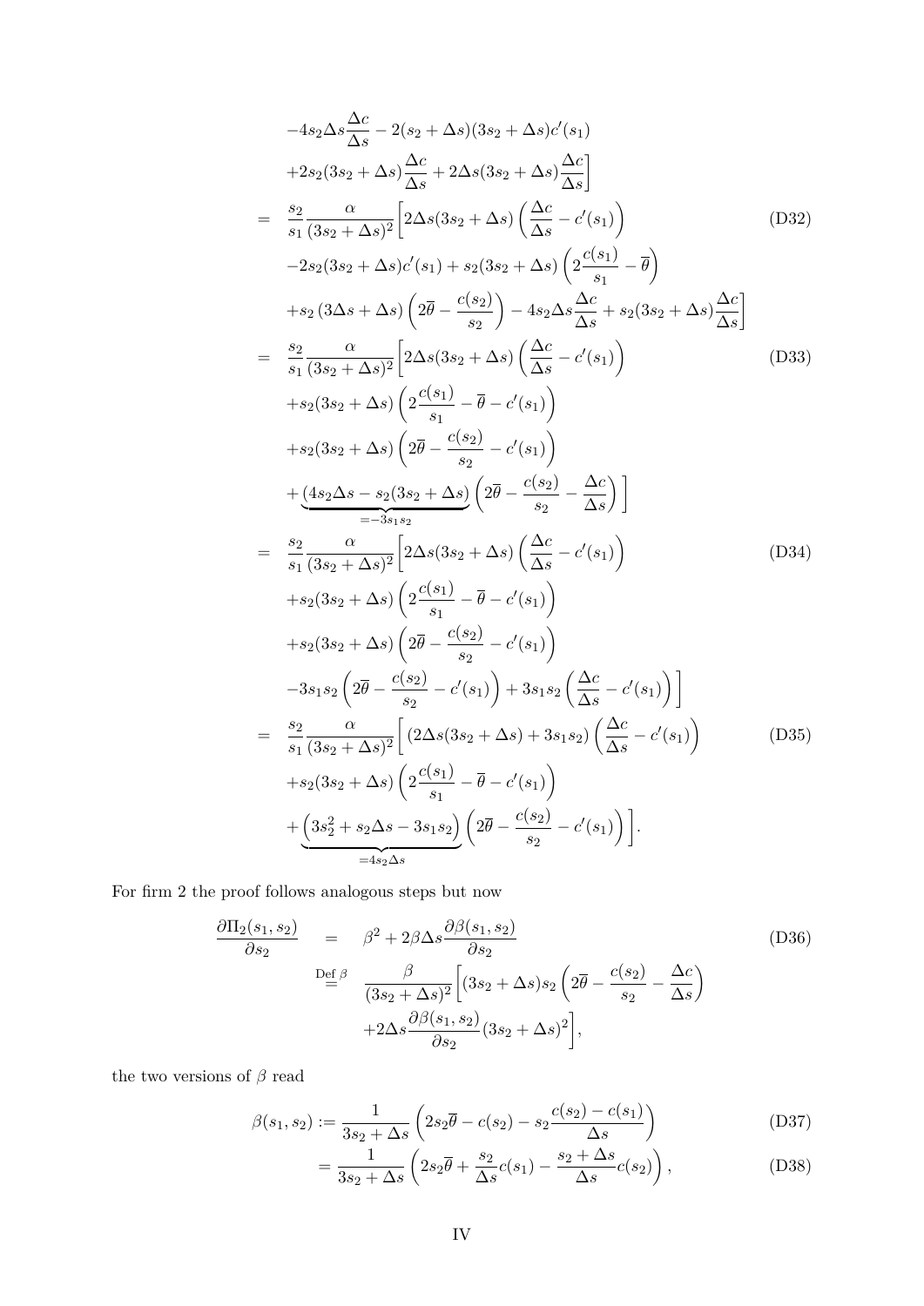$$
\begin{aligned}
&-4s_2\Delta s\frac{\Delta c}{\Delta s}-2(s_2+\Delta s)(3s_2+\Delta s)c'(s_1)\\
&+2s_2(3s_2+\Delta s)\frac{\Delta c}{\Delta s}+2\Delta s(3s_2+\Delta s)\frac{\Delta c}{\Delta s}\Big]\\
=\;& \frac{s_2}{s_1}\frac{\alpha}{(3s_2+\Delta s)^2}\Big[2\Delta s(3s_2+\Delta s)\left(\frac{\Delta c}{\Delta s}-c'(s_1)\right) \qquad \text{(D32)}\\
&-2s_2(3s_2+\Delta s)c'(s_1)+s_2(3s_2+\Delta s)\left(2\frac{c(s_1)}{s_1}-\overline{\theta}\right)\\
&+s_2\left(3\Delta s+\Delta s\right)\left(2\overline{\theta}-\frac{c(s_2)}{s_2}\right)-4s_2\Delta s\frac{\Delta c}{\Delta s}+s_2(3s_2+\Delta s)\frac{\Delta c}{\Delta s}\Big]\\
=\;& \frac{s_2}{s_1}\frac{\alpha}{(3s_2+\Delta s)^2}\Big[2\Delta s(3s_2+\Delta s)\left(\frac{\Delta c}{\Delta s}-c'(s_1)\right) \qquad \text{(D33)}\\
&+s_2(3s_2+\Delta s)\left(2\frac{c(s_1)}{s_1}-\overline{\theta}-c'(s_1)\right)\\
&+s_2(3s_2+\Delta s)\left(2\overline{\theta}-\frac{c(s_2)}{s_2}-c'(s_1)\right)\\
&+\underbrace{(4s_2\Delta s-s_2(3s_2+\Delta s)}_{=-3s_1s_2}\left(2\overline{\theta}-\frac{c(s_2)}{s_2}-\frac{\Delta c}{\Delta s}\right)\Big]\\
=\;& \frac{s_2}{s_1}\frac{\alpha}{(3s_2+\Delta s)^2}\Big[2\Delta s(3s_2+\Delta s)\left(\frac{\Delta c}{\Delta s}-c'(s_1)\right) \qquad \text{(D34)}\\
&+s_2(3s_2+\Delta s)\left(2\frac{c(s_1)}{s_1}-\overline{\theta}-c'(s_1)\right)\\
&+s_2(3s_2+\Delta s)\left(2\overline{\theta}-\frac{c(s_2)}{s_2}-c'(s_1)\right)\\
&-3s_1s_2\left(2\overline{\theta}-\frac{c(s_2)}{s_2}-c'(s_1)\right)+3s_1s_2\left(\frac{\Delta c}{\Delta s}-c'(s_1)\right)\Big]\\
=\;& \frac{s_2}{s_1}\frac{\alpha}{(3s_2+\Delta s)^2}\Big[\left(2\Delta s(3s_2+\Delta s)+3s_1s_2\right)\left(\frac{\Delta c}{\Delta s}-c'(s_1)\right) \qquad \text{(D35)}\\
&+s_2(3s_2+\Delta s)\left(2\frac{c(s_1)}{s_1}-\overline{\theta}-c'(s_1)\right)\\
&+\underbrace{\left(3s_2^2+s_2\Delta s-3s_1s_2\right)}_{=4s_2\Delta s}\left(2\overline{\theta}-\frac{c(s_2)}{s_2}-c'(s_1)\right)\Big].
\end{aligned}
$$

For firm 2 the proof follows analogous steps but now

$$
\begin{aligned}
\frac{\partial\Pi_2(s_1,s_2)}{\partial s_2} \;&=\; \beta^2+2\beta\Delta s\frac{\partial\beta(s_1,s_2)}{\partial s_2} \qquad \text{(D36)}\\
&\overset{\text{Def }\beta}{=}\; \frac{\beta}{(3s_2+\Delta s)^2}\Big[(3s_2+\Delta s)s_2\left(2\overline{\theta}-\frac{c(s_2)}{s_2}-\frac{\Delta c}{\Delta s}\right)\\
&\quad +2\Delta s\frac{\partial\beta(s_1,s_2)}{\partial s_2}(3s_2+\Delta s)^2\Big],
\end{aligned}
$$

the two versions of $\beta$ read

$$
\begin{aligned}
\beta(s_1,s_2) &:= \frac{1}{3s_2+\Delta s}\left(2s_2\overline{\theta}-c(s_2)-s_2\frac{c(s_2)-c(s_1)}{\Delta s}\right) \qquad \text{(D37)}\\
&= \frac{1}{3s_2+\Delta s}\left(2s_2\overline{\theta}+\frac{s_2}{\Delta s}c(s_1)-\frac{s_2+\Delta s}{\Delta s}c(s_2)\right), \qquad \text{(D38)}
\end{aligned}
$$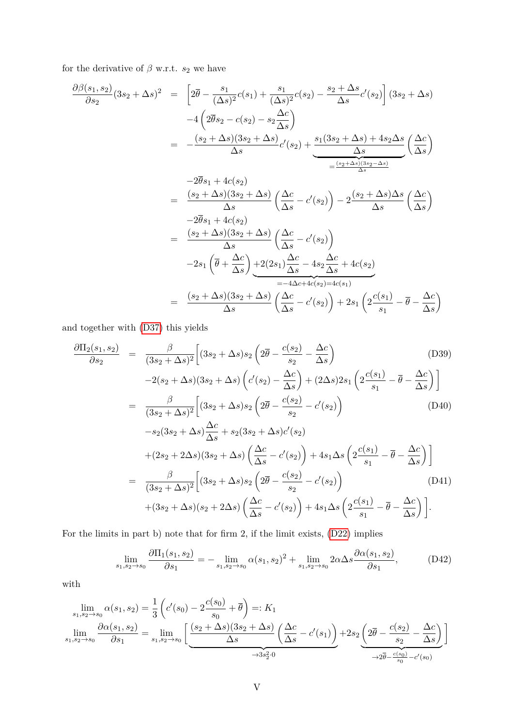for the derivative of $\beta$ w.r.t. $s_2$ we have

$$
\begin{aligned}
\frac{\partial \beta(s_1,s_2)}{\partial s_2}(3s_2+\Delta s)^2 &= \left[2\overline{\theta} - \frac{s_1}{(\Delta s)^2}c(s_1) + \frac{s_1}{(\Delta s)^2}c(s_2) - \frac{s_2+\Delta s}{\Delta s}c'(s_2)\right](3s_2+\Delta s) \\
&\quad -4\left(2\overline{\theta}s_2 - c(s_2) - s_2\frac{\Delta c}{\Delta s}\right) \\
&= -\frac{(s_2+\Delta s)(3s_2+\Delta s)}{\Delta s}c'(s_2) + \underbrace{\frac{s_1(3s_2+\Delta s)+4s_2\Delta s}{\Delta s}}_{=\frac{(s_2+\Delta s)(3s_2-\Delta s)}{\Delta s}}\left(\frac{\Delta c}{\Delta s}\right) \\
&\quad -2\overline{\theta}s_1 + 4c(s_2) \\
&= \frac{(s_2+\Delta s)(3s_2+\Delta s)}{\Delta s}\left(\frac{\Delta c}{\Delta s} - c'(s_2)\right) - 2\frac{(s_2+\Delta s)\Delta s}{\Delta s}\left(\frac{\Delta c}{\Delta s}\right) \\
&\quad -2\overline{\theta}s_1 + 4c(s_2) \\
&= \frac{(s_2+\Delta s)(3s_2+\Delta s)}{\Delta s}\left(\frac{\Delta c}{\Delta s} - c'(s_2)\right) \\
&\quad -2s_1\left(\overline{\theta} + \frac{\Delta c}{\Delta s}\right)\underbrace{+2(2s_1)\frac{\Delta c}{\Delta s} - 4s_2\frac{\Delta c}{\Delta s} + 4c(s_2)}_{=-4\Delta c + 4c(s_2) = 4c(s_1)} \\
&= \frac{(s_2+\Delta s)(3s_2+\Delta s)}{\Delta s}\left(\frac{\Delta c}{\Delta s} - c'(s_2)\right) + 2s_1\left(2\frac{c(s_1)}{s_1} - \overline{\theta} - \frac{\Delta c}{\Delta s}\right)
\end{aligned}
$$

and together with (D37) this yields

$$
\begin{aligned}
\frac{\partial \Pi_2(s_1,s_2)}{\partial s_2} &= \frac{\beta}{(3s_2+\Delta s)^2}\Big[(3s_2+\Delta s)s_2\left(2\overline{\theta} - \frac{c(s_2)}{s_2} - \frac{\Delta c}{\Delta s}\right) &\text{(D39)}\\
&\quad -2(s_2+\Delta s)(3s_2+\Delta s)\left(c'(s_2) - \frac{\Delta c}{\Delta s}\right) + (2\Delta s)2s_1\left(2\frac{c(s_1)}{s_1} - \overline{\theta} - \frac{\Delta c}{\Delta s}\right)\Big] \\
&= \frac{\beta}{(3s_2+\Delta s)^2}\Big[(3s_2+\Delta s)s_2\left(2\overline{\theta} - \frac{c(s_2)}{s_2} - c'(s_2)\right) &\text{(D40)}\\
&\quad -s_2(3s_2+\Delta s)\frac{\Delta c}{\Delta s} + s_2(3s_2+\Delta s)c'(s_2) \\
&\quad +(2s_2+2\Delta s)(3s_2+\Delta s)\left(\frac{\Delta c}{\Delta s} - c'(s_2)\right) + 4s_1\Delta s\left(2\frac{c(s_1)}{s_1} - \overline{\theta} - \frac{\Delta c}{\Delta s}\right)\Big] \\
&= \frac{\beta}{(3s_2+\Delta s)^2}\Big[(3s_2+\Delta s)s_2\left(2\overline{\theta} - \frac{c(s_2)}{s_2} - c'(s_2)\right) &\text{(D41)}\\
&\quad +(3s_2+\Delta s)(s_2+2\Delta s)\left(\frac{\Delta c}{\Delta s} - c'(s_2)\right) + 4s_1\Delta s\left(2\frac{c(s_1)}{s_1} - \overline{\theta} - \frac{\Delta c}{\Delta s}\right)\Big].
\end{aligned}
$$

For the limits in part b) note that for firm 2, if the limit exists, (D22) implies

$$
\lim_{s_1,s_2\to s_0}\frac{\partial \Pi_1(s_1,s_2)}{\partial s_1} = -\lim_{s_1,s_2\to s_0}\alpha(s_1,s_2)^2 + \lim_{s_1,s_2\to s_0}2\alpha\Delta s\frac{\partial \alpha(s_1,s_2)}{\partial s_1}, \tag{D42}
$$

with

$$
\begin{aligned}
\lim_{s_1,s_2\to s_0}\alpha(s_1,s_2) &= \frac{1}{3}\left(c'(s_0) - 2\frac{c(s_0)}{s_0} + \overline{\theta}\right) =: K_1 \\
\lim_{s_1,s_2\to s_0}\frac{\partial \alpha(s_1,s_2)}{\partial s_1} &= \lim_{s_1,s_2\to s_0}\Big[\underbrace{\frac{(s_2+\Delta s)(3s_2+\Delta s)}{\Delta s}\left(\frac{\Delta c}{\Delta s} - c'(s_1)\right)}_{\to 3s_2^2\cdot 0} + 2s_2\underbrace{\left(2\overline{\theta} - \frac{c(s_2)}{s_2} - \frac{\Delta c}{\Delta s}\right)}_{\to 2\overline{\theta} - \frac{c(s_0)}{s_0} - c'(s_0)}\Big]
\end{aligned}
$$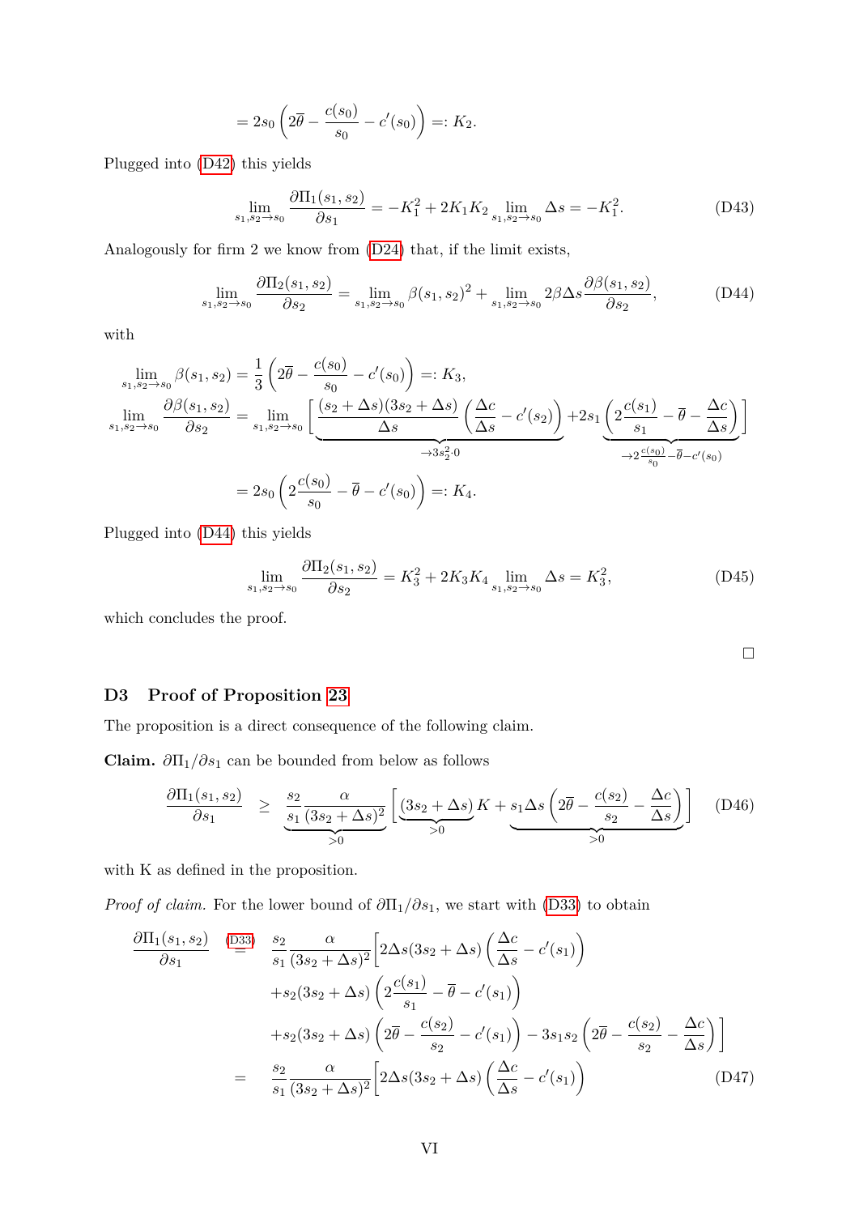$$= 2s_0 \left( 2\overline{\theta} - \frac{c(s_0)}{s_0} - c'(s_0) \right) =: K_2.$$

Plugged into (D42) this yields

$$\lim_{s_1,s_2 \to s_0} \frac{\partial \Pi_1(s_1,s_2)}{\partial s_1} = -K_1^2 + 2K_1K_2 \lim_{s_1,s_2\to s_0} \Delta s = -K_1^2. \tag{D43}$$

Analogously for firm 2 we know from (D24) that, if the limit exists,

$$\lim_{s_1,s_2 \to s_0} \frac{\partial \Pi_2(s_1,s_2)}{\partial s_2} = \lim_{s_1,s_2\to s_0} \beta(s_1,s_2)^2 + \lim_{s_1,s_2\to s_0} 2\beta \Delta s \frac{\partial \beta(s_1,s_2)}{\partial s_2}, \tag{D44}$$

with

$$\lim_{s_1,s_2 \to s_0} \beta(s_1,s_2) = \frac{1}{3}\left( 2\overline{\theta} - \frac{c(s_0)}{s_0} - c'(s_0) \right) =: K_3,$$

$$\lim_{s_1,s_2 \to s_0} \frac{\partial \beta(s_1,s_2)}{\partial s_2} = \lim_{s_1,s_2\to s_0} \Bigg[ \underbrace{\frac{(s_2+\Delta s)(3s_2+\Delta s)}{\Delta s}\left(\frac{\Delta c}{\Delta s} - c'(s_2)\right)}_{\to 3s_2^2 \cdot 0} + 2s_1 \underbrace{\left( 2\frac{c(s_1)}{s_1} - \overline{\theta} - \frac{\Delta c}{\Delta s}\right)}_{\to 2\frac{c(s_0)}{s_0} - \overline{\theta} - c'(s_0)} \Bigg]$$

$$= 2s_0 \left( 2\frac{c(s_0)}{s_0} - \overline{\theta} - c'(s_0) \right) =: K_4.$$

Plugged into (D44) this yields

$$\lim_{s_1,s_2 \to s_0} \frac{\partial \Pi_2(s_1,s_2)}{\partial s_2} = K_3^2 + 2K_3K_4 \lim_{s_1,s_2\to s_0} \Delta s = K_3^2, \tag{D45}$$

which concludes the proof.

□

## D3 Proof of Proposition 23

The proposition is a direct consequence of the following claim.

**Claim.** $\partial \Pi_1 / \partial s_1$ can be bounded from below as follows

$$\frac{\partial \Pi_1(s_1,s_2)}{\partial s_1} \geq \underbrace{\frac{s_2}{s_1}\frac{\alpha}{(3s_2+\Delta s)^2}}_{>0} \Bigg[ \underbrace{(3s_2+\Delta s)}_{>0} K + \underbrace{s_1 \Delta s \left( 2\overline{\theta} - \frac{c(s_2)}{s_2} - \frac{\Delta c}{\Delta s} \right)}_{>0} \Bigg] \tag{D46}$$

with K as defined in the proposition.

*Proof of claim.* For the lower bound of $\partial \Pi_1 / \partial s_1$, we start with (D33) to obtain

$$\begin{aligned}
\frac{\partial \Pi_1(s_1,s_2)}{\partial s_1} \overset{(D33)}{=} \; & \frac{s_2}{s_1}\frac{\alpha}{(3s_2+\Delta s)^2}\Bigg[ 2\Delta s(3s_2+\Delta s)\left(\frac{\Delta c}{\Delta s} - c'(s_1)\right) \\
& + s_2(3s_2+\Delta s)\left( 2\frac{c(s_1)}{s_1} - \overline{\theta} - c'(s_1) \right) \\
& + s_2(3s_2+\Delta s)\left( 2\overline{\theta} - \frac{c(s_2)}{s_2} - c'(s_1) \right) - 3s_1s_2\left( 2\overline{\theta} - \frac{c(s_2)}{s_2} - \frac{\Delta c}{\Delta s} \right) \Bigg] \\
= \; & \frac{s_2}{s_1}\frac{\alpha}{(3s_2+\Delta s)^2}\Bigg[ 2\Delta s(3s_2+\Delta s)\left(\frac{\Delta c}{\Delta s} - c'(s_1)\right)
\end{aligned} \tag{D47}$$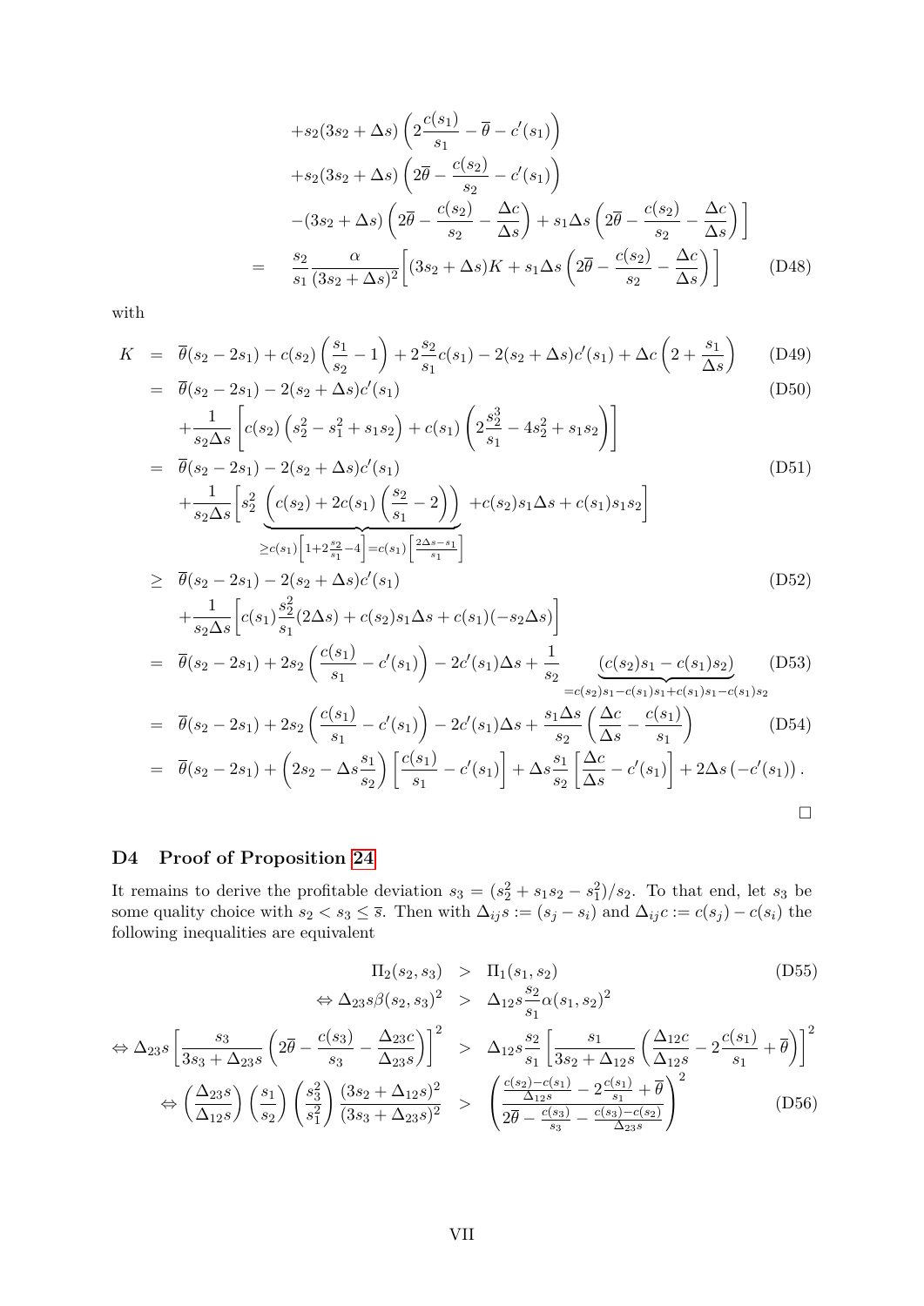$$
\begin{aligned}
&+s_2(3s_2+\Delta s)\left(2\frac{c(s_1)}{s_1}-\overline{\theta}-c'(s_1)\right)\\
&+s_2(3s_2+\Delta s)\left(2\overline{\theta}-\frac{c(s_2)}{s_2}-c'(s_1)\right)\\
&-(3s_2+\Delta s)\left(2\overline{\theta}-\frac{c(s_2)}{s_2}-\frac{\Delta c}{\Delta s}\right)+s_1\Delta s\left(2\overline{\theta}-\frac{c(s_2)}{s_2}-\frac{\Delta c}{\Delta s}\right)\Bigg]\\
=\quad&\frac{s_2}{s_1}\frac{\alpha}{(3s_2+\Delta s)^2}\Bigg[(3s_2+\Delta s)K+s_1\Delta s\left(2\overline{\theta}-\frac{c(s_2)}{s_2}-\frac{\Delta c}{\Delta s}\right)\Bigg] \qquad \text{(D48)}
\end{aligned}
$$

with

$$
\begin{aligned}
K \;=\;& \overline{\theta}(s_2-2s_1)+c(s_2)\left(\frac{s_1}{s_2}-1\right)+2\frac{s_2}{s_1}c(s_1)-2(s_2+\Delta s)c'(s_1)+\Delta c\left(2+\frac{s_1}{\Delta s}\right) && \text{(D49)}\\
=\;& \overline{\theta}(s_2-2s_1)-2(s_2+\Delta s)c'(s_1) && \text{(D50)}\\
&+\frac{1}{s_2\Delta s}\left[c(s_2)\left(s_2^2-s_1^2+s_1s_2\right)+c(s_1)\left(2\frac{s_2^3}{s_1}-4s_2^2+s_1s_2\right)\right]\\
=\;& \overline{\theta}(s_2-2s_1)-2(s_2+\Delta s)c'(s_1) && \text{(D51)}\\
&+\frac{1}{s_2\Delta s}\Bigg[s_2^2\underbrace{\left(c(s_2)+2c(s_1)\left(\frac{s_2}{s_1}-2\right)\right)}_{\geq c(s_1)\left[1+2\frac{s_2}{s_1}-4\right]=c(s_1)\left[\frac{2\Delta s-s_1}{s_1}\right]}+c(s_2)s_1\Delta s+c(s_1)s_1s_2\Bigg]\\
\geq\;& \overline{\theta}(s_2-2s_1)-2(s_2+\Delta s)c'(s_1) && \text{(D52)}\\
&+\frac{1}{s_2\Delta s}\left[c(s_1)\frac{s_2^2}{s_1}(2\Delta s)+c(s_2)s_1\Delta s+c(s_1)(-s_2\Delta s)\right]\\
=\;& \overline{\theta}(s_2-2s_1)+2s_2\left(\frac{c(s_1)}{s_1}-c'(s_1)\right)-2c'(s_1)\Delta s+\frac{1}{s_2}\underbrace{(c(s_2)s_1-c(s_1)s_2)}_{=c(s_2)s_1-c(s_1)s_1+c(s_1)s_1-c(s_1)s_2} && \text{(D53)}\\
=\;& \overline{\theta}(s_2-2s_1)+2s_2\left(\frac{c(s_1)}{s_1}-c'(s_1)\right)-2c'(s_1)\Delta s+\frac{s_1\Delta s}{s_2}\left(\frac{\Delta c}{\Delta s}-\frac{c(s_1)}{s_1}\right) && \text{(D54)}\\
=\;& \overline{\theta}(s_2-2s_1)+\left(2s_2-\Delta s\frac{s_1}{s_2}\right)\left[\frac{c(s_1)}{s_1}-c'(s_1)\right]+\Delta s\frac{s_1}{s_2}\left[\frac{\Delta c}{\Delta s}-c'(s_1)\right]+2\Delta s\left(-c'(s_1)\right).
\end{aligned}
$$

□

## D4 Proof of Proposition 24

It remains to derive the profitable deviation $s_3 = (s_2^2 + s_1 s_2 - s_1^2)/s_2$. To that end, let $s_3$ be some quality choice with $s_2 < s_3 \leq \overline{s}$. Then with $\Delta_{ij}s := (s_j - s_i)$ and $\Delta_{ij}c := c(s_j) - c(s_i)$ the following inequalities are equivalent

$$
\begin{aligned}
\Pi_2(s_2,s_3) \;&>\; \Pi_1(s_1,s_2) && \text{(D55)}\\
\Leftrightarrow \Delta_{23}s\,\beta(s_2,s_3)^2 \;&>\; \Delta_{12}s\frac{s_2}{s_1}\alpha(s_1,s_2)^2\\
\Leftrightarrow \Delta_{23}s\left[\frac{s_3}{3s_3+\Delta_{23}s}\left(2\overline{\theta}-\frac{c(s_3)}{s_3}-\frac{\Delta_{23}c}{\Delta_{23}s}\right)\right]^2 \;&>\; \Delta_{12}s\frac{s_2}{s_1}\left[\frac{s_1}{3s_2+\Delta_{12}s}\left(\frac{\Delta_{12}c}{\Delta_{12}s}-2\frac{c(s_1)}{s_1}+\overline{\theta}\right)\right]^2\\
\Leftrightarrow \left(\frac{\Delta_{23}s}{\Delta_{12}s}\right)\left(\frac{s_1}{s_2}\right)\left(\frac{s_3^2}{s_1^2}\right)\frac{(3s_2+\Delta_{12}s)^2}{(3s_3+\Delta_{23}s)^2} \;&>\; \left(\frac{\frac{c(s_2)-c(s_1)}{\Delta_{12}s}-2\frac{c(s_1)}{s_1}+\overline{\theta}}{2\overline{\theta}-\frac{c(s_3)}{s_3}-\frac{c(s_3)-c(s_2)}{\Delta_{23}s}}\right)^2 && \text{(D56)}
\end{aligned}
$$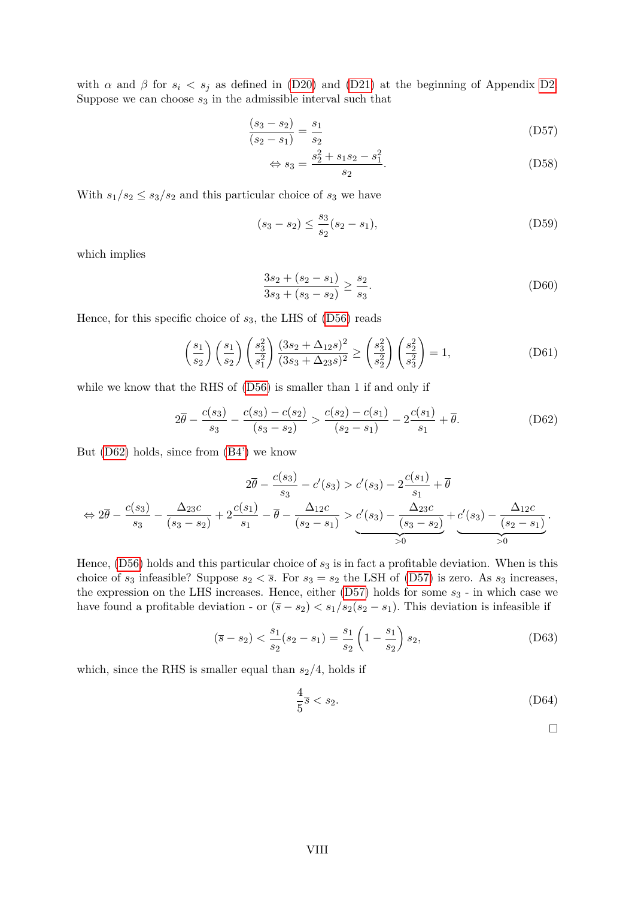with $\alpha$ and $\beta$ for $s_i < s_j$ as defined in (D20) and (D21) at the beginning of Appendix D2. Suppose we can choose $s_3$ in the admissible interval such that

$$\frac{(s_3 - s_2)}{(s_2 - s_1)} = \frac{s_1}{s_2} \tag{D57}$$

$$\Leftrightarrow s_3 = \frac{s_2^2 + s_1 s_2 - s_1^2}{s_2}. \tag{D58}$$

With $s_1/s_2 \leq s_3/s_2$ and this particular choice of $s_3$ we have

$$(s_3 - s_2) \leq \frac{s_3}{s_2}(s_2 - s_1), \tag{D59}$$

which implies

$$\frac{3s_2 + (s_2 - s_1)}{3s_3 + (s_3 - s_2)} \geq \frac{s_2}{s_3}. \tag{D60}$$

Hence, for this specific choice of $s_3$, the LHS of (D56) reads

$$\left(\frac{s_1}{s_2}\right)\left(\frac{s_1}{s_2}\right)\left(\frac{s_3^2}{s_1^2}\right)\frac{(3s_2 + \Delta_{12}s)^2}{(3s_3 + \Delta_{23}s)^2} \geq \left(\frac{s_3^2}{s_2^2}\right)\left(\frac{s_2^2}{s_3^2}\right) = 1, \tag{D61}$$

while we know that the RHS of (D56) is smaller than 1 if and only if

$$2\overline{\theta} - \frac{c(s_3)}{s_3} - \frac{c(s_3) - c(s_2)}{(s_3 - s_2)} > \frac{c(s_2) - c(s_1)}{(s_2 - s_1)} - 2\frac{c(s_1)}{s_1} + \overline{\theta}. \tag{D62}$$

But (D62) holds, since from (B4') we know

$$2\overline{\theta} - \frac{c(s_3)}{s_3} - c'(s_3) > c'(s_3) - 2\frac{c(s_1)}{s_1} + \overline{\theta}$$

$$\Leftrightarrow 2\overline{\theta} - \frac{c(s_3)}{s_3} - \frac{\Delta_{23}c}{(s_3 - s_2)} + 2\frac{c(s_1)}{s_1} - \overline{\theta} - \frac{\Delta_{12}c}{(s_2 - s_1)} > \underbrace{c'(s_3) - \frac{\Delta_{23}c}{(s_3 - s_2)}}_{>0} + \underbrace{c'(s_3) - \frac{\Delta_{12}c}{(s_2 - s_1)}}_{>0}.$$

Hence, (D56) holds and this particular choice of $s_3$ is in fact a profitable deviation. When is this choice of $s_3$ infeasible? Suppose $s_2 < \overline{s}$. For $s_3 = s_2$ the LSH of (D57) is zero. As $s_3$ increases, the expression on the LHS increases. Hence, either (D57) holds for some $s_3$ - in which case we have found a profitable deviation - or $(\overline{s} - s_2) < s_1/s_2(s_2 - s_1)$. This deviation is infeasible if

$$(\overline{s} - s_2) < \frac{s_1}{s_2}(s_2 - s_1) = \frac{s_1}{s_2}\left(1 - \frac{s_1}{s_2}\right)s_2, \tag{D63}$$

which, since the RHS is smaller equal than $s_2/4$, holds if

$$\frac{4}{5}\overline{s} < s_2. \tag{D64}$$

□